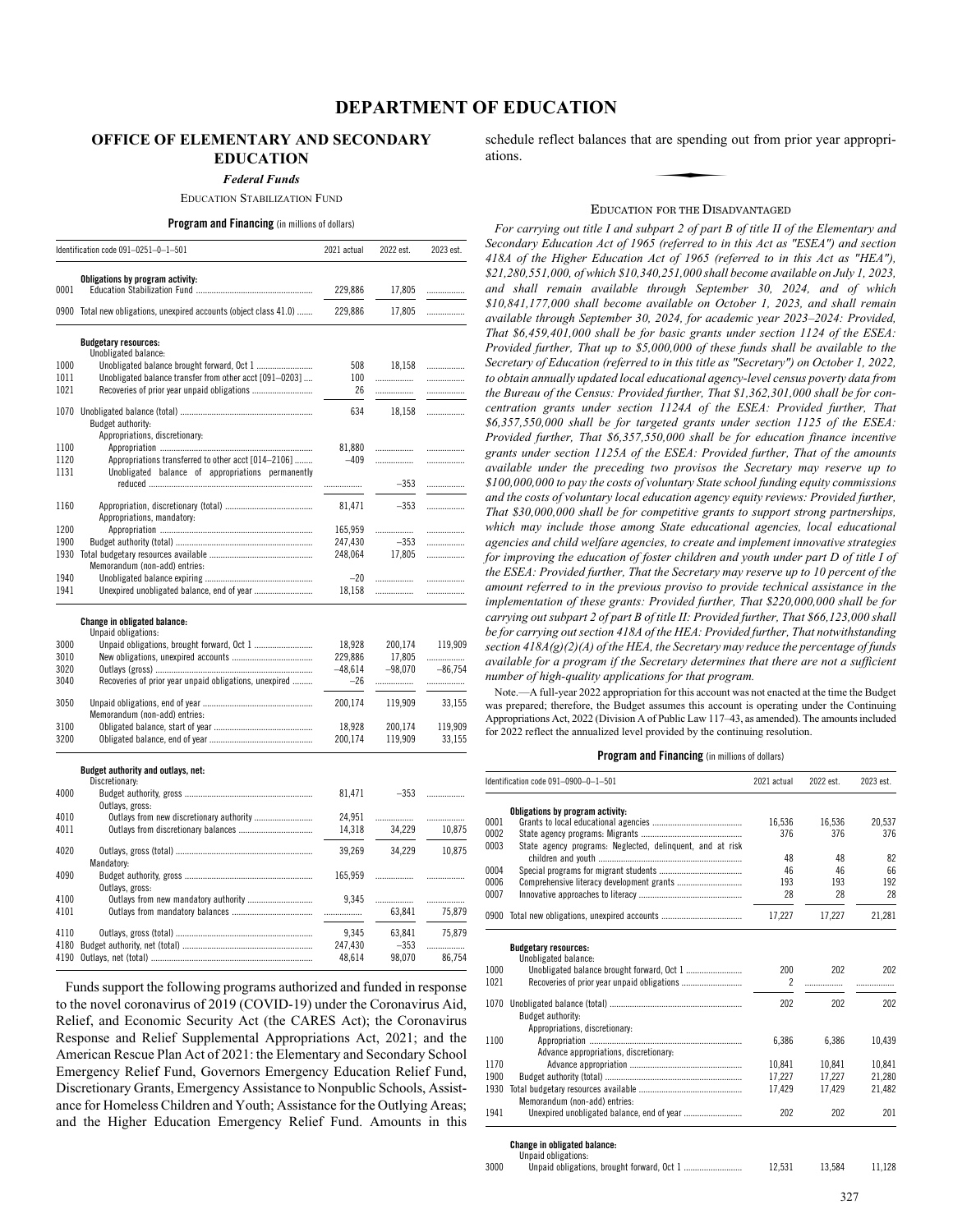# DEPARTMENT OF EDUCATION

## OFFICE OF ELEMENTARY AND SECONDARY EDUCATION

### *Federal Funds*

EDUCATION STABILIZATION FUND

**Program and Financing** (in millions of dollars)

| Identification code 091–0251–0–1–501 | | 2021 actual | 2022 est. | 2023 est. |
|---|---|---|---|---|
| | **Obligations by program activity:** | | | |
| 0001 | Education Stabilization Fund | 229,886 | 17,805 | ........... |
| 0900 | Total new obligations, unexpired accounts (object class 41.0) | 229,886 | 17,805 | ........... |
| | **Budgetary resources:** | | | |
| | Unobligated balance: | | | |
| 1000 | Unobligated balance brought forward, Oct 1 | 508 | 18,158 | ........... |
| 1011 | Unobligated balance transfer from other acct [091–0203] | 100 | ........... | ........... |
| 1021 | Recoveries of prior year unpaid obligations | 26 | ........... | ........... |
| 1070 | Unobligated balance (total) | 634 | 18,158 | ........... |
| | Budget authority: | | | |
| | Appropriations, discretionary: | | | |
| 1100 | Appropriation | 81,880 | ........... | ........... |
| 1120 | Appropriations transferred to other acct [014–2106] | –409 | ........... | ........... |
| 1131 | Unobligated balance of appropriations permanently reduced | ........... | –353 | ........... |
| 1160 | Appropriation, discretionary (total) | 81,471 | –353 | ........... |
| | Appropriations, mandatory: | | | |
| 1200 | Appropriation | 165,959 | ........... | ........... |
| 1900 | Budget authority (total) | 247,430 | –353 | ........... |
| 1930 | Total budgetary resources available | 248,064 | 17,805 | ........... |
| | Memorandum (non-add) entries: | | | |
| 1940 | Unobligated balance expiring | –20 | ........... | ........... |
| 1941 | Unexpired unobligated balance, end of year | 18,158 | ........... | ........... |
| | **Change in obligated balance:** | | | |
| | Unpaid obligations: | | | |
| 3000 | Unpaid obligations, brought forward, Oct 1 | 18,928 | 200,174 | 119,909 |
| 3010 | New obligations, unexpired accounts | 229,886 | 17,805 | ........... |
| 3020 | Outlays (gross) | –48,614 | –98,070 | –86,754 |
| 3040 | Recoveries of prior year unpaid obligations, unexpired | –26 | ........... | ........... |
| 3050 | Unpaid obligations, end of year | 200,174 | 119,909 | 33,155 |
| | Memorandum (non-add) entries: | | | |
| 3100 | Obligated balance, start of year | 18,928 | 200,174 | 119,909 |
| 3200 | Obligated balance, end of year | 200,174 | 119,909 | 33,155 |
| | **Budget authority and outlays, net:** | | | |
| | Discretionary: | | | |
| 4000 | Budget authority, gross | 81,471 | –353 | ........... |
| | Outlays, gross: | | | |
| 4010 | Outlays from new discretionary authority | 24,951 | ........... | ........... |
| 4011 | Outlays from discretionary balances | 14,318 | 34,229 | 10,875 |
| 4020 | Outlays, gross (total) | 39,269 | 34,229 | 10,875 |
| | Mandatory: | | | |
| 4090 | Budget authority, gross | 165,959 | ........... | ........... |
| | Outlays, gross: | | | |
| 4100 | Outlays from new mandatory authority | 9,345 | ........... | ........... |
| 4101 | Outlays from mandatory balances | ........... | 63,841 | 75,879 |
| 4110 | Outlays, gross (total) | 9,345 | 63,841 | 75,879 |
| 4180 | Budget authority, net (total) | 247,430 | –353 | ........... |
| 4190 | Outlays, net (total) | 48,614 | 98,070 | 86,754 |

Funds support the following programs authorized and funded in response to the novel coronavirus of 2019 (COVID-19) under the Coronavirus Aid, Relief, and Economic Security Act (the CARES Act); the Coronavirus Response and Relief Supplemental Appropriations Act, 2021; and the American Rescue Plan Act of 2021: the Elementary and Secondary School Emergency Relief Fund, Governors Emergency Education Relief Fund, Discretionary Grants, Emergency Assistance to Nonpublic Schools, Assistance for Homeless Children and Youth; Assistance for the Outlying Areas; and the Higher Education Emergency Relief Fund. Amounts in this schedule reflect balances that are spending out from prior year appropriations.

EDUCATION FOR THE DISADVANTAGED

*For carrying out title I and subpart 2 of part B of title II of the Elementary and Secondary Education Act of 1965 (referred to in this Act as "ESEA") and section 418A of the Higher Education Act of 1965 (referred to in this Act as "HEA"), $21,280,551,000, of which $10,340,251,000 shall become available on July 1, 2023, and shall remain available through September 30, 2024, and of which $10,841,177,000 shall become available on October 1, 2023, and shall remain available through September 30, 2024, for academic year 2023–2024: Provided, That $6,459,401,000 shall be for basic grants under section 1124 of the ESEA: Provided further, That up to $5,000,000 of these funds shall be available to the Secretary of Education (referred to in this title as "Secretary") on October 1, 2022, to obtain annually updated local educational agency-level census poverty data from the Bureau of the Census: Provided further, That $1,362,301,000 shall be for concentration grants under section 1124A of the ESEA: Provided further, That $6,357,550,000 shall be for targeted grants under section 1125 of the ESEA: Provided further, That $6,357,550,000 shall be for education finance incentive grants under section 1125A of the ESEA: Provided further, That of the amounts available under the preceding two provisos the Secretary may reserve up to $100,000,000 to pay the costs of voluntary State school funding equity commissions and the costs of voluntary local education agency equity reviews: Provided further, That $30,000,000 shall be for competitive grants to support strong partnerships, which may include those among State educational agencies, local educational agencies and child welfare agencies, to create and implement innovative strategies for improving the education of foster children and youth under part D of title I of the ESEA: Provided further, That the Secretary may reserve up to 10 percent of the amount referred to in the previous proviso to provide technical assistance in the implementation of these grants: Provided further, That $220,000,000 shall be for carrying out subpart 2 of part B of title II: Provided further, That $66,123,000 shall be for carrying out section 418A of the HEA: Provided further, That notwithstanding section 418A(g)(2)(A) of the HEA, the Secretary may reduce the percentage of funds available for a program if the Secretary determines that there are not a sufficient number of high-quality applications for that program.*

Note.—A full-year 2022 appropriation for this account was not enacted at the time the Budget was prepared; therefore, the Budget assumes this account is operating under the Continuing Appropriations Act, 2022 (Division A of Public Law 117–43, as amended). The amounts included for 2022 reflect the annualized level provided by the continuing resolution.

**Program and Financing** (in millions of dollars)

| Identification code 091–0900–0–1–501 | | 2021 actual | 2022 est. | 2023 est. |
|---|---|---|---|---|
| | **Obligations by program activity:** | | | |
| 0001 | Grants to local educational agencies | 16,536 | 16,536 | 20,537 |
| 0002 | State agency programs: Migrants | 376 | 376 | 376 |
| 0003 | State agency programs: Neglected, delinquent, and at risk children and youth | 48 | 48 | 82 |
| 0004 | Special programs for migrant students | 46 | 46 | 66 |
| 0006 | Comprehensive literacy development grants | 193 | 193 | 192 |
| 0007 | Innovative approaches to literacy | 28 | 28 | 28 |
| 0900 | Total new obligations, unexpired accounts | 17,227 | 17,227 | 21,281 |
| | **Budgetary resources:** | | | |
| | Unobligated balance: | | | |
| 1000 | Unobligated balance brought forward, Oct 1 | 200 | 202 | 202 |
| 1021 | Recoveries of prior year unpaid obligations | 2 | ........... | ........... |
| 1070 | Unobligated balance (total) | 202 | 202 | 202 |
| | Budget authority: | | | |
| | Appropriations, discretionary: | | | |
| 1100 | Appropriation | 6,386 | 6,386 | 10,439 |
| | Advance appropriations, discretionary: | | | |
| 1170 | Advance appropriation | 10,841 | 10,841 | 10,841 |
| 1900 | Budget authority (total) | 17,227 | 17,227 | 21,280 |
| 1930 | Total budgetary resources available | 17,429 | 17,429 | 21,482 |
| | Memorandum (non-add) entries: | | | |
| 1941 | Unexpired unobligated balance, end of year | 202 | 202 | 201 |
| | **Change in obligated balance:** | | | |
| | Unpaid obligations: | | | |
| 3000 | Unpaid obligations, brought forward, Oct 1 | 12,531 | 13,584 | 11,128 |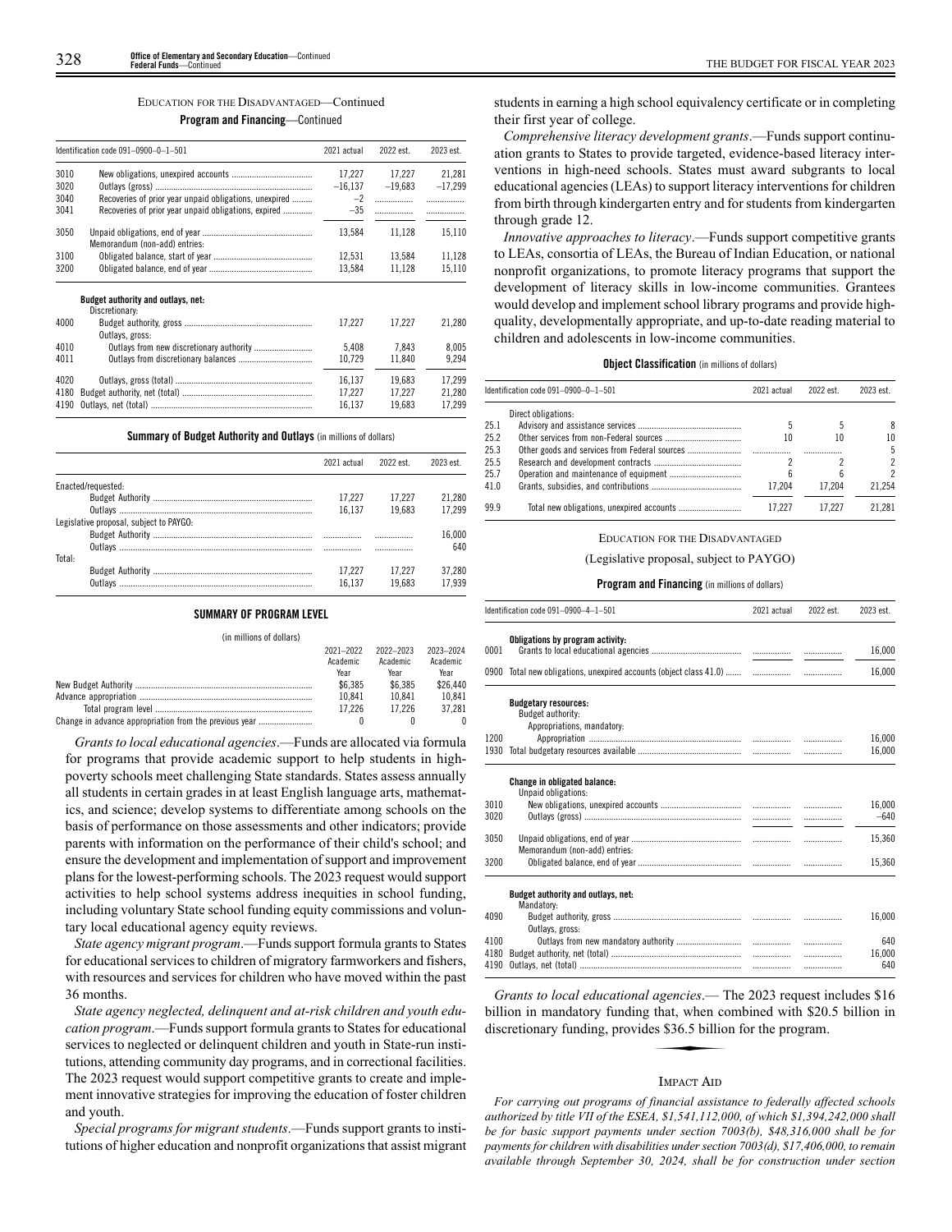EDUCATION FOR THE DISADVANTAGED—Continued

**Program and Financing**—Continued

| Identification code 091–0900–0–1–501 | | 2021 actual | 2022 est. | 2023 est. |
|---|---|---|---|---|
| 3010 | New obligations, unexpired accounts | 17,227 | 17,227 | 21,281 |
| 3020 | Outlays (gross) | –16,137 | –19,683 | –17,299 |
| 3040 | Recoveries of prior year unpaid obligations, unexpired | –2 | | |
| 3041 | Recoveries of prior year unpaid obligations, expired | –35 | | |
| 3050 | Unpaid obligations, end of year | 13,584 | 11,128 | 15,110 |
| | Memorandum (non-add) entries: | | | |
| 3100 | Obligated balance, start of year | 12,531 | 13,584 | 11,128 |
| 3200 | Obligated balance, end of year | 13,584 | 11,128 | 15,110 |
| | **Budget authority and outlays, net:** | | | |
| | Discretionary: | | | |
| 4000 | Budget authority, gross | 17,227 | 17,227 | 21,280 |
| | Outlays, gross: | | | |
| 4010 | Outlays from new discretionary authority | 5,408 | 7,843 | 8,005 |
| 4011 | Outlays from discretionary balances | 10,729 | 11,840 | 9,294 |
| 4020 | Outlays, gross (total) | 16,137 | 19,683 | 17,299 |
| 4180 | Budget authority, net (total) | 17,227 | 17,227 | 21,280 |
| 4190 | Outlays, net (total) | 16,137 | 19,683 | 17,299 |

**Summary of Budget Authority and Outlays** (in millions of dollars)

| | 2021 actual | 2022 est. | 2023 est. |
|---|---|---|---|
| Enacted/requested: | | | |
| Budget Authority | 17,227 | 17,227 | 21,280 |
| Outlays | 16,137 | 19,683 | 17,299 |
| Legislative proposal, subject to PAYGO: | | | |
| Budget Authority | | | 16,000 |
| Outlays | | | 640 |
| Total: | | | |
| Budget Authority | 17,227 | 17,227 | 37,280 |
| Outlays | 16,137 | 19,683 | 17,939 |

**SUMMARY OF PROGRAM LEVEL**

(in millions of dollars)

| | 2021–2022 Academic Year | 2022–2023 Academic Year | 2023–2024 Academic Year |
|---|---|---|---|
| New Budget Authority | $6,385 | $6,385 | $26,440 |
| Advance appropriation | 10,841 | 10,841 | 10,841 |
| Total program level | 17,226 | 17,226 | 37,281 |
| Change in advance appropriation from the previous year | 0 | 0 | 0 |

*Grants to local educational agencies*.—Funds are allocated via formula for programs that provide academic support to help students in high-poverty schools meet challenging State standards. States assess annually all students in certain grades in at least English language arts, mathematics, and science; develop systems to differentiate among schools on the basis of performance on those assessments and other indicators; provide parents with information on the performance of their child's school; and ensure the development and implementation of support and improvement plans for the lowest-performing schools. The 2023 request would support activities to help school systems address inequities in school funding, including voluntary State school funding equity commissions and voluntary local educational agency equity reviews.

*State agency migrant program*.—Funds support formula grants to States for educational services to children of migratory farmworkers and fishers, with resources and services for children who have moved within the past 36 months.

*State agency neglected, delinquent and at-risk children and youth education program*.—Funds support formula grants to States for educational services to neglected or delinquent children and youth in State-run institutions, attending community day programs, and in correctional facilities. The 2023 request would support competitive grants to create and implement innovative strategies for improving the education of foster children and youth.

*Special programs for migrant students*.—Funds support grants to institutions of higher education and nonprofit organizations that assist migrant students in earning a high school equivalency certificate or in completing their first year of college.

*Comprehensive literacy development grants*.—Funds support continuation grants to States to provide targeted, evidence-based literacy interventions in high-need schools. States must award subgrants to local educational agencies (LEAs) to support literacy interventions for children from birth through kindergarten entry and for students from kindergarten through grade 12.

*Innovative approaches to literacy*.—Funds support competitive grants to LEAs, consortia of LEAs, the Bureau of Indian Education, or national nonprofit organizations, to promote literacy programs that support the development of literacy skills in low-income communities. Grantees would develop and implement school library programs and provide high-quality, developmentally appropriate, and up-to-date reading material to children and adolescents in low-income communities.

**Object Classification** (in millions of dollars)

| Identification code 091–0900–0–1–501 | | 2021 actual | 2022 est. | 2023 est. |
|---|---|---|---|---|
| | Direct obligations: | | | |
| 25.1 | Advisory and assistance services | 5 | 5 | 8 |
| 25.2 | Other services from non-Federal sources | 10 | 10 | 10 |
| 25.3 | Other goods and services from Federal sources | | | 5 |
| 25.5 | Research and development contracts | 2 | 2 | 2 |
| 25.7 | Operation and maintenance of equipment | 6 | 6 | 2 |
| 41.0 | Grants, subsidies, and contributions | 17,204 | 17,204 | 21,254 |
| 99.9 | Total new obligations, unexpired accounts | 17,227 | 17,227 | 21,281 |

EDUCATION FOR THE DISADVANTAGED

(Legislative proposal, subject to PAYGO)

**Program and Financing** (in millions of dollars)

| Identification code 091–0900–4–1–501 | | 2021 actual | 2022 est. | 2023 est. |
|---|---|---|---|---|
| | **Obligations by program activity:** | | | |
| 0001 | Grants to local educational agencies | | | 16,000 |
| 0900 | Total new obligations, unexpired accounts (object class 41.0) | | | 16,000 |
| | **Budgetary resources:** | | | |
| | Budget authority: | | | |
| | Appropriations, mandatory: | | | |
| 1200 | Appropriation | | | 16,000 |
| 1930 | Total budgetary resources available | | | 16,000 |
| | **Change in obligated balance:** | | | |
| | Unpaid obligations: | | | |
| 3010 | New obligations, unexpired accounts | | | 16,000 |
| 3020 | Outlays (gross) | | | –640 |
| 3050 | Unpaid obligations, end of year | | | 15,360 |
| | Memorandum (non-add) entries: | | | |
| 3200 | Obligated balance, end of year | | | 15,360 |
| | **Budget authority and outlays, net:** | | | |
| | Mandatory: | | | |
| 4090 | Budget authority, gross | | | 16,000 |
| | Outlays, gross: | | | |
| 4100 | Outlays from new mandatory authority | | | 640 |
| 4180 | Budget authority, net (total) | | | 16,000 |
| 4190 | Outlays, net (total) | | | 640 |

*Grants to local educational agencies*.— The 2023 request includes $16 billion in mandatory funding that, when combined with $20.5 billion in discretionary funding, provides $36.5 billion for the program.

IMPACT AID

*For carrying out programs of financial assistance to federally affected schools authorized by title VII of the ESEA, $1,541,112,000, of which $1,394,242,000 shall be for basic support payments under section 7003(b), $48,316,000 shall be for payments for children with disabilities under section 7003(d), $17,406,000, to remain available through September 30, 2024, shall be for construction under section*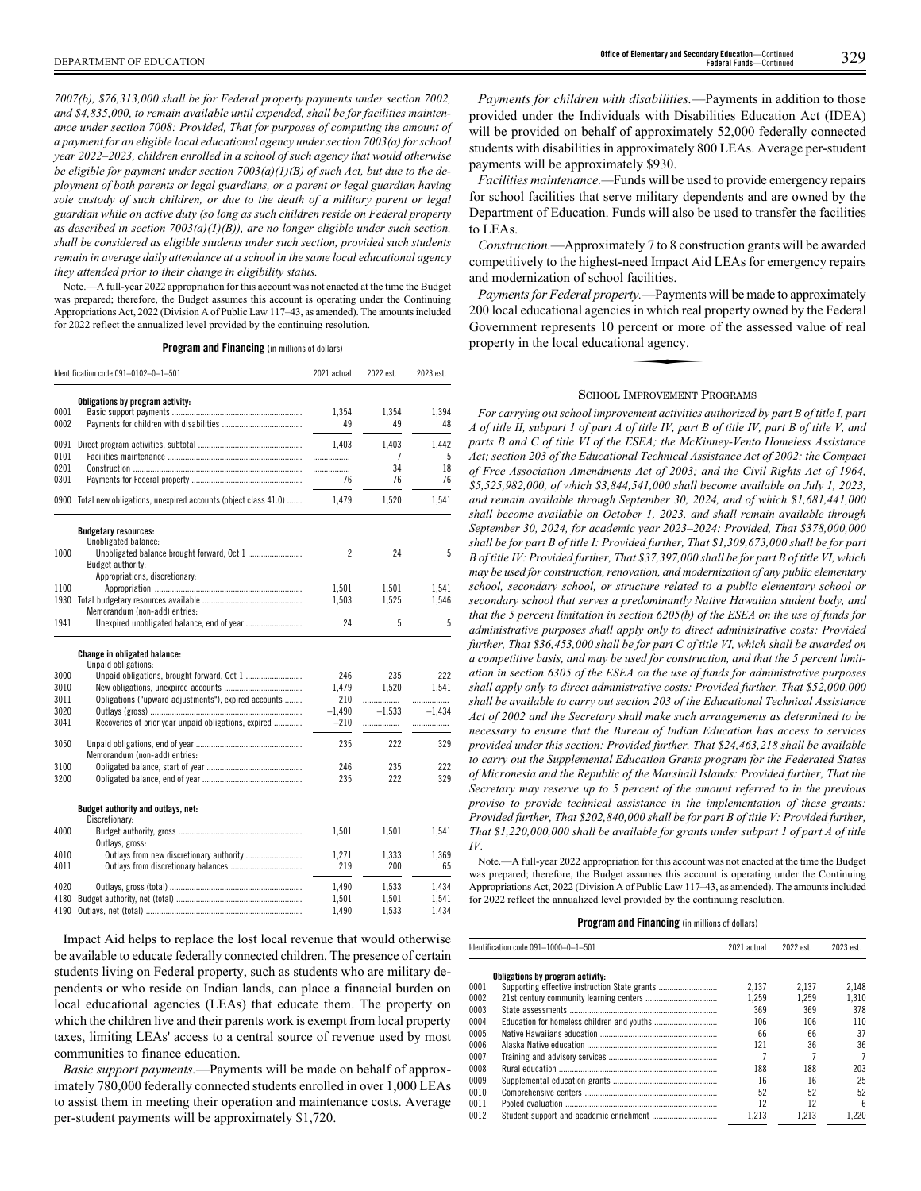*7007(b), $76,313,000 shall be for Federal property payments under section 7002, and $4,835,000, to remain available until expended, shall be for facilities maintenance under section 7008: Provided, That for purposes of computing the amount of a payment for an eligible local educational agency under section 7003(a) for school year 2022–2023, children enrolled in a school of such agency that would otherwise be eligible for payment under section 7003(a)(1)(B) of such Act, but due to the deployment of both parents or legal guardians, or a parent or legal guardian having sole custody of such children, or due to the death of a military parent or legal guardian while on active duty (so long as such children reside on Federal property as described in section 7003(a)(1)(B)), are no longer eligible under such section, shall be considered as eligible students under such section, provided such students remain in average daily attendance at a school in the same local educational agency they attended prior to their change in eligibility status.*

Note.—A full-year 2022 appropriation for this account was not enacted at the time the Budget was prepared; therefore, the Budget assumes this account is operating under the Continuing Appropriations Act, 2022 (Division A of Public Law 117–43, as amended). The amounts included for 2022 reflect the annualized level provided by the continuing resolution.

**Program and Financing** (in millions of dollars)

| Identification code 091–0102–0–1–501 | | 2021 actual | 2022 est. | 2023 est. |
|---|---|---|---|---|
| | **Obligations by program activity:** | | | |
| 0001 | Basic support payments | 1,354 | 1,354 | 1,394 |
| 0002 | Payments for children with disabilities | 49 | 49 | 48 |
| 0091 | Direct program activities, subtotal | 1,403 | 1,403 | 1,442 |
| 0101 | Facilities maintenance | | 7 | 5 |
| 0201 | Construction | | 34 | 18 |
| 0301 | Payments for Federal property | 76 | 76 | 76 |
| 0900 | Total new obligations, unexpired accounts (object class 41.0) | 1,479 | 1,520 | 1,541 |
| | **Budgetary resources:** | | | |
| | Unobligated balance: | | | |
| 1000 | Unobligated balance brought forward, Oct 1 | 2 | 24 | 5 |
| | Budget authority: | | | |
| | Appropriations, discretionary: | | | |
| 1100 | Appropriation | 1,501 | 1,501 | 1,541 |
| 1930 | Total budgetary resources available | 1,503 | 1,525 | 1,546 |
| | Memorandum (non-add) entries: | | | |
| 1941 | Unexpired unobligated balance, end of year | 24 | 5 | 5 |
| | **Change in obligated balance:** | | | |
| | Unpaid obligations: | | | |
| 3000 | Unpaid obligations, brought forward, Oct 1 | 246 | 235 | 222 |
| 3010 | New obligations, unexpired accounts | 1,479 | 1,520 | 1,541 |
| 3011 | Obligations ("upward adjustments"), expired accounts | 210 | | |
| 3020 | Outlays (gross) | –1,490 | –1,533 | –1,434 |
| 3041 | Recoveries of prior year unpaid obligations, expired | –210 | | |
| 3050 | Unpaid obligations, end of year | 235 | 222 | 329 |
| | Memorandum (non-add) entries: | | | |
| 3100 | Obligated balance, start of year | 246 | 235 | 222 |
| 3200 | Obligated balance, end of year | 235 | 222 | 329 |
| | **Budget authority and outlays, net:** | | | |
| | Discretionary: | | | |
| 4000 | Budget authority, gross | 1,501 | 1,501 | 1,541 |
| | Outlays, gross: | | | |
| 4010 | Outlays from new discretionary authority | 1,271 | 1,333 | 1,369 |
| 4011 | Outlays from discretionary balances | 219 | 200 | 65 |
| 4020 | Outlays, gross (total) | 1,490 | 1,533 | 1,434 |
| 4180 | Budget authority, net (total) | 1,501 | 1,501 | 1,541 |
| 4190 | Outlays, net (total) | 1,490 | 1,533 | 1,434 |

Impact Aid helps to replace the lost local revenue that would otherwise be available to educate federally connected children. The presence of certain students living on Federal property, such as students who are military dependents or who reside on Indian lands, can place a financial burden on local educational agencies (LEAs) that educate them. The property on which the children live and their parents work is exempt from local property taxes, limiting LEAs' access to a central source of revenue used by most communities to finance education.

*Basic support payments.*—Payments will be made on behalf of approximately 780,000 federally connected students enrolled in over 1,000 LEAs to assist them in meeting their operation and maintenance costs. Average per-student payments will be approximately $1,720.

*Payments for children with disabilities.*—Payments in addition to those provided under the Individuals with Disabilities Education Act (IDEA) will be provided on behalf of approximately 52,000 federally connected students with disabilities in approximately 800 LEAs. Average per-student payments will be approximately $930.

*Facilities maintenance.*—Funds will be used to provide emergency repairs for school facilities that serve military dependents and are owned by the Department of Education. Funds will also be used to transfer the facilities to LEAs.

*Construction.*—Approximately 7 to 8 construction grants will be awarded competitively to the highest-need Impact Aid LEAs for emergency repairs and modernization of school facilities.

*Payments for Federal property.*—Payments will be made to approximately 200 local educational agencies in which real property owned by the Federal Government represents 10 percent or more of the assessed value of real property in the local educational agency.

## School Improvement Programs

*For carrying out school improvement activities authorized by part B of title I, part A of title II, subpart 1 of part A of title IV, part B of title IV, part B of title V, and parts B and C of title VI of the ESEA; the McKinney-Vento Homeless Assistance Act; section 203 of the Educational Technical Assistance Act of 2002; the Compact of Free Association Amendments Act of 2003; and the Civil Rights Act of 1964, $5,525,982,000, of which $3,844,541,000 shall become available on July 1, 2023, and remain available through September 30, 2024, and of which $1,681,441,000 shall become available on October 1, 2023, and shall remain available through September 30, 2024, for academic year 2023–2024: Provided, That $378,000,000 shall be for part B of title I: Provided further, That $1,309,673,000 shall be for part B of title IV: Provided further, That $37,397,000 shall be for part B of title VI, which may be used for construction, renovation, and modernization of any public elementary school, secondary school, or structure related to a public elementary school or secondary school that serves a predominantly Native Hawaiian student body, and that the 5 percent limitation in section 6205(b) of the ESEA on the use of funds for administrative purposes shall apply only to direct administrative costs: Provided further, That $36,453,000 shall be for part C of title VI, which shall be awarded on a competitive basis, and may be used for construction, and that the 5 percent limitation in section 6305 of the ESEA on the use of funds for administrative purposes shall apply only to direct administrative costs: Provided further, That $52,000,000 shall be available to carry out section 203 of the Educational Technical Assistance Act of 2002 and the Secretary shall make such arrangements as determined to be necessary to ensure that the Bureau of Indian Education has access to services provided under this section: Provided further, That $24,463,218 shall be available to carry out the Supplemental Education Grants program for the Federated States of Micronesia and the Republic of the Marshall Islands: Provided further, That the Secretary may reserve up to 5 percent of the amount referred to in the previous proviso to provide technical assistance in the implementation of these grants: Provided further, That $202,840,000 shall be for part B of title V: Provided further, That $1,220,000,000 shall be available for grants under subpart 1 of part A of title IV.*

Note.—A full-year 2022 appropriation for this account was not enacted at the time the Budget was prepared; therefore, the Budget assumes this account is operating under the Continuing Appropriations Act, 2022 (Division A of Public Law 117–43, as amended). The amounts included for 2022 reflect the annualized level provided by the continuing resolution.

**Program and Financing** (in millions of dollars)

| Identification code 091–1000–0–1–501 | | 2021 actual | 2022 est. | 2023 est. |
|---|---|---|---|---|
| | **Obligations by program activity:** | | | |
| 0001 | Supporting effective instruction State grants | 2,137 | 2,137 | 2,148 |
| 0002 | 21st century community learning centers | 1,259 | 1,259 | 1,310 |
| 0003 | State assessments | 369 | 369 | 378 |
| 0004 | Education for homeless children and youths | 106 | 106 | 110 |
| 0005 | Native Hawaiians education | 66 | 66 | 37 |
| 0006 | Alaska Native education | 121 | 36 | 36 |
| 0007 | Training and advisory services | 7 | 7 | 7 |
| 0008 | Rural education | 188 | 188 | 203 |
| 0009 | Supplemental education grants | 16 | 16 | 25 |
| 0010 | Comprehensive centers | 52 | 52 | 52 |
| 0011 | Pooled evaluation | 12 | 12 | 6 |
| 0012 | Student support and academic enrichment | 1,213 | 1,213 | 1,220 |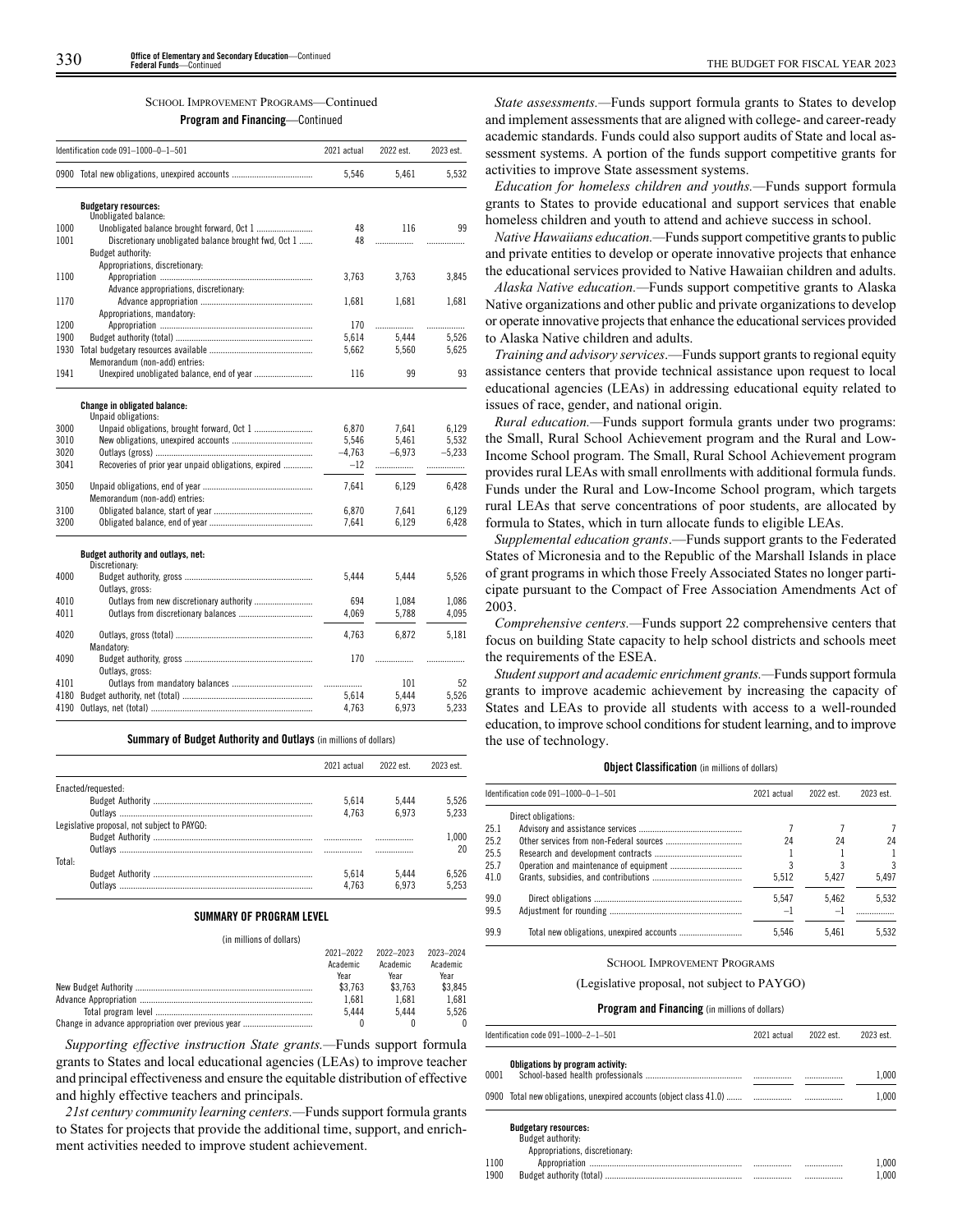SCHOOL IMPROVEMENT PROGRAMS—Continued

**Program and Financing**—Continued

| Identification code 091–1000–0–1–501 | | 2021 actual | 2022 est. | 2023 est. |
|---|---|---|---|---|
| 0900 | Total new obligations, unexpired accounts | 5,546 | 5,461 | 5,532 |
| | **Budgetary resources:** | | | |
| | Unobligated balance: | | | |
| 1000 | Unobligated balance brought forward, Oct 1 | 48 | 116 | 99 |
| 1001 | Discretionary unobligated balance brought fwd, Oct 1 | 48 | | |
| | Budget authority: | | | |
| | Appropriations, discretionary: | | | |
| 1100 | Appropriation | 3,763 | 3,763 | 3,845 |
| | Advance appropriations, discretionary: | | | |
| 1170 | Advance appropriation | 1,681 | 1,681 | 1,681 |
| | Appropriations, mandatory: | | | |
| 1200 | Appropriation | 170 | | |
| 1900 | Budget authority (total) | 5,614 | 5,444 | 5,526 |
| 1930 | Total budgetary resources available | 5,662 | 5,560 | 5,625 |
| | Memorandum (non-add) entries: | | | |
| 1941 | Unexpired unobligated balance, end of year | 116 | 99 | 93 |
| | **Change in obligated balance:** | | | |
| | Unpaid obligations: | | | |
| 3000 | Unpaid obligations, brought forward, Oct 1 | 6,870 | 7,641 | 6,129 |
| 3010 | New obligations, unexpired accounts | 5,546 | 5,461 | 5,532 |
| 3020 | Outlays (gross) | –4,763 | –6,973 | –5,233 |
| 3041 | Recoveries of prior year unpaid obligations, expired | –12 | | |
| 3050 | Unpaid obligations, end of year | 7,641 | 6,129 | 6,428 |
| | Memorandum (non-add) entries: | | | |
| 3100 | Obligated balance, start of year | 6,870 | 7,641 | 6,129 |
| 3200 | Obligated balance, end of year | 7,641 | 6,129 | 6,428 |
| | **Budget authority and outlays, net:** | | | |
| | Discretionary: | | | |
| 4000 | Budget authority, gross | 5,444 | 5,444 | 5,526 |
| | Outlays, gross: | | | |
| 4010 | Outlays from new discretionary authority | 694 | 1,084 | 1,086 |
| 4011 | Outlays from discretionary balances | 4,069 | 5,788 | 4,095 |
| 4020 | Outlays, gross (total) | 4,763 | 6,872 | 5,181 |
| | Mandatory: | | | |
| 4090 | Budget authority, gross | 170 | | |
| | Outlays, gross: | | | |
| 4101 | Outlays from mandatory balances | | 101 | 52 |
| 4180 | Budget authority, net (total) | 5,614 | 5,444 | 5,526 |
| 4190 | Outlays, net (total) | 4,763 | 6,973 | 5,233 |

**Summary of Budget Authority and Outlays** (in millions of dollars)

| | 2021 actual | 2022 est. | 2023 est. |
|---|---|---|---|
| Enacted/requested: | | | |
| Budget Authority | 5,614 | 5,444 | 5,526 |
| Outlays | 4,763 | 6,973 | 5,233 |
| Legislative proposal, not subject to PAYGO: | | | |
| Budget Authority | | | 1,000 |
| Outlays | | | 20 |
| Total: | | | |
| Budget Authority | 5,614 | 5,444 | 6,526 |
| Outlays | 4,763 | 6,973 | 5,253 |

**SUMMARY OF PROGRAM LEVEL**

(in millions of dollars)

| | 2021–2022 Academic Year | 2022–2023 Academic Year | 2023–2024 Academic Year |
|---|---|---|---|
| New Budget Authority | $3,763 | $3,763 | $3,845 |
| Advance Appropriation | 1,681 | 1,681 | 1,681 |
| Total program level | 5,444 | 5,444 | 5,526 |
| Change in advance appropriation over previous year | 0 | 0 | 0 |

*Supporting effective instruction State grants.*—Funds support formula grants to States and local educational agencies (LEAs) to improve teacher and principal effectiveness and ensure the equitable distribution of effective and highly effective teachers and principals.

*21st century community learning centers.*—Funds support formula grants to States for projects that provide the additional time, support, and enrichment activities needed to improve student achievement.

*State assessments.*—Funds support formula grants to States to develop and implement assessments that are aligned with college- and career-ready academic standards. Funds could also support audits of State and local assessment systems. A portion of the funds support competitive grants for activities to improve State assessment systems.

*Education for homeless children and youths.*—Funds support formula grants to States to provide educational and support services that enable homeless children and youth to attend and achieve success in school.

*Native Hawaiians education.*—Funds support competitive grants to public and private entities to develop or operate innovative projects that enhance the educational services provided to Native Hawaiian children and adults.

*Alaska Native education.*—Funds support competitive grants to Alaska Native organizations and other public and private organizations to develop or operate innovative projects that enhance the educational services provided to Alaska Native children and adults.

*Training and advisory services*.—Funds support grants to regional equity assistance centers that provide technical assistance upon request to local educational agencies (LEAs) in addressing educational equity related to issues of race, gender, and national origin.

*Rural education.*—Funds support formula grants under two programs: the Small, Rural School Achievement program and the Rural and Low-Income School program. The Small, Rural School Achievement program provides rural LEAs with small enrollments with additional formula funds. Funds under the Rural and Low-Income School program, which targets rural LEAs that serve concentrations of poor students, are allocated by formula to States, which in turn allocate funds to eligible LEAs.

*Supplemental education grants*.—Funds support grants to the Federated States of Micronesia and to the Republic of the Marshall Islands in place of grant programs in which those Freely Associated States no longer participate pursuant to the Compact of Free Association Amendments Act of 2003.

*Comprehensive centers.*—Funds support 22 comprehensive centers that focus on building State capacity to help school districts and schools meet the requirements of the ESEA.

*Student support and academic enrichment grants.*—Funds support formula grants to improve academic achievement by increasing the capacity of States and LEAs to provide all students with access to a well-rounded education, to improve school conditions for student learning, and to improve the use of technology.

**Object Classification** (in millions of dollars)

| Identification code 091–1000–0–1–501 | | 2021 actual | 2022 est. | 2023 est. |
|---|---|---|---|---|
| | Direct obligations: | | | |
| 25.1 | Advisory and assistance services | 7 | 7 | 7 |
| 25.2 | Other services from non-Federal sources | 24 | 24 | 24 |
| 25.5 | Research and development contracts | 1 | 1 | 1 |
| 25.7 | Operation and maintenance of equipment | 3 | 3 | 3 |
| 41.0 | Grants, subsidies, and contributions | 5,512 | 5,427 | 5,497 |
| 99.0 | Direct obligations | 5,547 | 5,462 | 5,532 |
| 99.5 | Adjustment for rounding | –1 | –1 | |
| 99.9 | Total new obligations, unexpired accounts | 5,546 | 5,461 | 5,532 |

SCHOOL IMPROVEMENT PROGRAMS

(Legislative proposal, not subject to PAYGO)

**Program and Financing** (in millions of dollars)

| Identification code 091–1000–2–1–501 | | 2021 actual | 2022 est. | 2023 est. |
|---|---|---|---|---|
| | **Obligations by program activity:** | | | |
| 0001 | School-based health professionals | | | 1,000 |
| 0900 | Total new obligations, unexpired accounts (object class 41.0) | | | 1,000 |
| | **Budgetary resources:** | | | |
| | Budget authority: | | | |
| | Appropriations, discretionary: | | | |
| 1100 | Appropriation | | | 1,000 |
| 1900 | Budget authority (total) | | | 1,000 |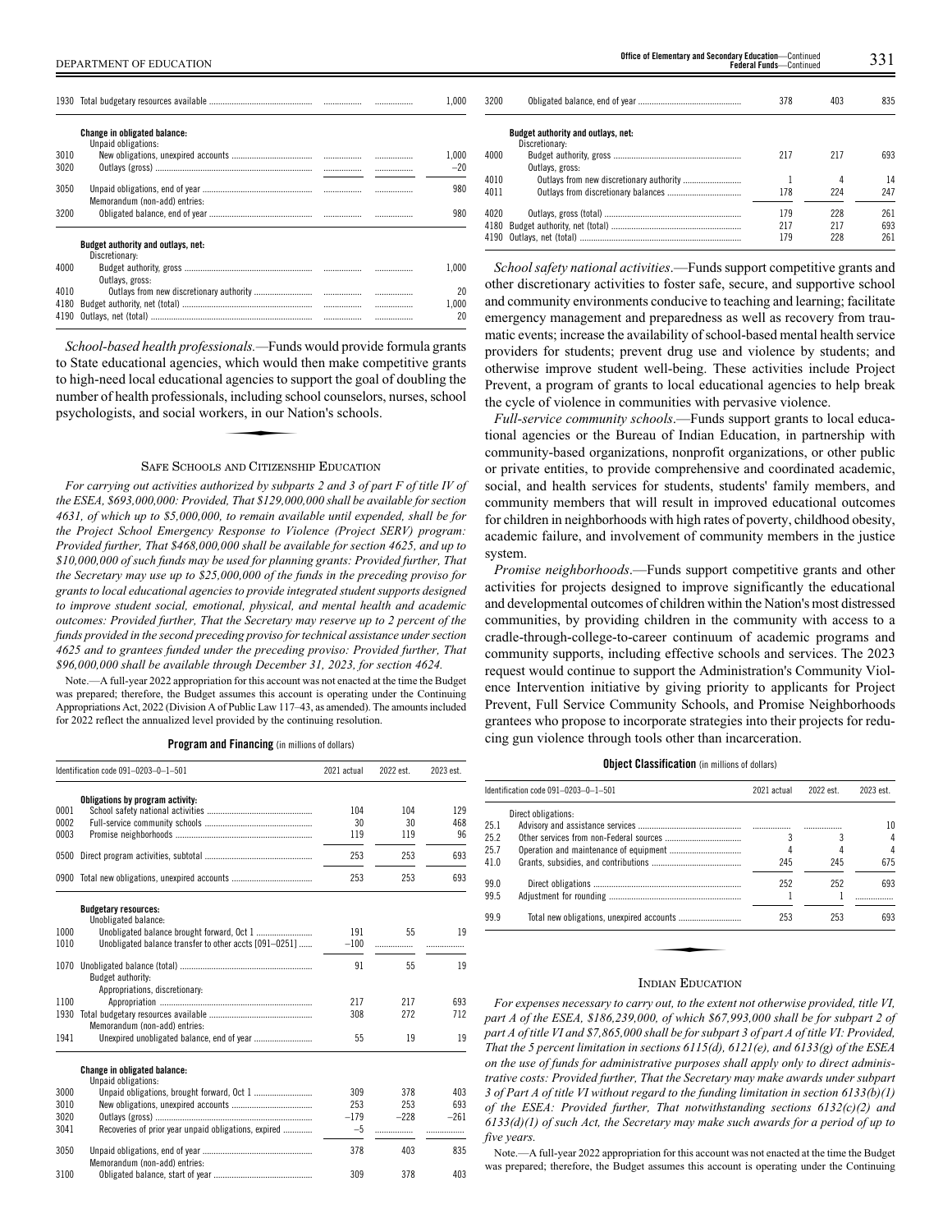| | | | | |
|---|---|---|---|---|
| 1930 | Total budgetary resources available | | | 1,000 |
| | **Change in obligated balance:** | | | |
| | Unpaid obligations: | | | |
| 3010 | New obligations, unexpired accounts | | | 1,000 |
| 3020 | Outlays (gross) | | | –20 |
| 3050 | Unpaid obligations, end of year | | | 980 |
| | Memorandum (non-add) entries: | | | |
| 3200 | Obligated balance, end of year | | | 980 |
| | **Budget authority and outlays, net:** | | | |
| | Discretionary: | | | |
| 4000 | Budget authority, gross | | | 1,000 |
| | Outlays, gross: | | | |
| 4010 | Outlays from new discretionary authority | | | 20 |
| 4180 | Budget authority, net (total) | | | 1,000 |
| 4190 | Outlays, net (total) | | | 20 |

*School-based health professionals.*—Funds would provide formula grants to State educational agencies, which would then make competitive grants to high-need local educational agencies to support the goal of doubling the number of health professionals, including school counselors, nurses, school psychologists, and social workers, in our Nation's schools.

## Safe Schools and Citizenship Education

*For carrying out activities authorized by subparts 2 and 3 of part F of title IV of the ESEA, $693,000,000: Provided, That $129,000,000 shall be available for section 4631, of which up to $5,000,000, to remain available until expended, shall be for the Project School Emergency Response to Violence (Project SERV) program: Provided further, That $468,000,000 shall be available for section 4625, and up to $10,000,000 of such funds may be used for planning grants: Provided further, That the Secretary may use up to $25,000,000 of the funds in the preceding proviso for grants to local educational agencies to provide integrated student supports designed to improve student social, emotional, physical, and mental health and academic outcomes: Provided further, That the Secretary may reserve up to 2 percent of the funds provided in the second preceding proviso for technical assistance under section 4625 and to grantees funded under the preceding proviso: Provided further, That $96,000,000 shall be available through December 31, 2023, for section 4624.*

Note.—A full-year 2022 appropriation for this account was not enacted at the time the Budget was prepared; therefore, the Budget assumes this account is operating under the Continuing Appropriations Act, 2022 (Division A of Public Law 117–43, as amended). The amounts included for 2022 reflect the annualized level provided by the continuing resolution.

**Program and Financing** (in millions of dollars)

| | Identification code 091–0203–0–1–501 | 2021 actual | 2022 est. | 2023 est. |
|---|---|---|---|---|
| | **Obligations by program activity:** | | | |
| 0001 | School safety national activities | 104 | 104 | 129 |
| 0002 | Full-service community schools | 30 | 30 | 468 |
| 0003 | Promise neighborhoods | 119 | 119 | 96 |
| 0500 | Direct program activities, subtotal | 253 | 253 | 693 |
| 0900 | Total new obligations, unexpired accounts | 253 | 253 | 693 |
| | **Budgetary resources:** | | | |
| | Unobligated balance: | | | |
| 1000 | Unobligated balance brought forward, Oct 1 | 191 | 55 | 19 |
| 1010 | Unobligated balance transfer to other accts [091–0251] | –100 | | |
| 1070 | Unobligated balance (total) | 91 | 55 | 19 |
| | Budget authority: | | | |
| | Appropriations, discretionary: | | | |
| 1100 | Appropriation | 217 | 217 | 693 |
| 1930 | Total budgetary resources available | 308 | 272 | 712 |
| | Memorandum (non-add) entries: | | | |
| 1941 | Unexpired unobligated balance, end of year | 55 | 19 | 19 |
| | **Change in obligated balance:** | | | |
| | Unpaid obligations: | | | |
| 3000 | Unpaid obligations, brought forward, Oct 1 | 309 | 378 | 403 |
| 3010 | New obligations, unexpired accounts | 253 | 253 | 693 |
| 3020 | Outlays (gross) | –179 | –228 | –261 |
| 3041 | Recoveries of prior year unpaid obligations, expired | –5 | | |
| 3050 | Unpaid obligations, end of year | 378 | 403 | 835 |
| | Memorandum (non-add) entries: | | | |
| 3100 | Obligated balance, start of year | 309 | 378 | 403 |
| 3200 | Obligated balance, end of year | 378 | 403 | 835 |
| | **Budget authority and outlays, net:** | | | |
| | Discretionary: | | | |
| 4000 | Budget authority, gross | 217 | 217 | 693 |
| | Outlays, gross: | | | |
| 4010 | Outlays from new discretionary authority | 1 | 4 | 14 |
| 4011 | Outlays from discretionary balances | 178 | 224 | 247 |
| 4020 | Outlays, gross (total) | 179 | 228 | 261 |
| 4180 | Budget authority, net (total) | 217 | 217 | 693 |
| 4190 | Outlays, net (total) | 179 | 228 | 261 |

*School safety national activities.*—Funds support competitive grants and other discretionary activities to foster safe, secure, and supportive school and community environments conducive to teaching and learning; facilitate emergency management and preparedness as well as recovery from traumatic events; increase the availability of school-based mental health service providers for students; prevent drug use and violence by students; and otherwise improve student well-being. These activities include Project Prevent, a program of grants to local educational agencies to help break the cycle of violence in communities with pervasive violence.

*Full-service community schools.*—Funds support grants to local educational agencies or the Bureau of Indian Education, in partnership with community-based organizations, nonprofit organizations, or other public or private entities, to provide comprehensive and coordinated academic, social, and health services for students, students' family members, and community members that will result in improved educational outcomes for children in neighborhoods with high rates of poverty, childhood obesity, academic failure, and involvement of community members in the justice system.

*Promise neighborhoods.*—Funds support competitive grants and other activities for projects designed to improve significantly the educational and developmental outcomes of children within the Nation's most distressed communities, by providing children in the community with access to a cradle-through-college-to-career continuum of academic programs and community supports, including effective schools and services. The 2023 request would continue to support the Administration's Community Violence Intervention initiative by giving priority to applicants for Project Prevent, Full Service Community Schools, and Promise Neighborhoods grantees who propose to incorporate strategies into their projects for reducing gun violence through tools other than incarceration.

**Object Classification** (in millions of dollars)

| | Identification code 091–0203–0–1–501 | 2021 actual | 2022 est. | 2023 est. |
|---|---|---|---|---|
| | Direct obligations: | | | |
| 25.1 | Advisory and assistance services | | | 10 |
| 25.2 | Other services from non-Federal sources | 3 | 3 | 4 |
| 25.7 | Operation and maintenance of equipment | 4 | 4 | 4 |
| 41.0 | Grants, subsidies, and contributions | 245 | 245 | 675 |
| 99.0 | Direct obligations | 252 | 252 | 693 |
| 99.5 | Adjustment for rounding | 1 | 1 | |
| 99.9 | Total new obligations, unexpired accounts | 253 | 253 | 693 |

## Indian Education

*For expenses necessary to carry out, to the extent not otherwise provided, title VI, part A of the ESEA, $186,239,000, of which $67,993,000 shall be for subpart 2 of part A of title VI and $7,865,000 shall be for subpart 3 of part A of title VI: Provided, That the 5 percent limitation in sections 6115(d), 6121(e), and 6133(g) of the ESEA on the use of funds for administrative purposes shall apply only to direct administrative costs: Provided further, That the Secretary may make awards under subpart 3 of Part A of title VI without regard to the funding limitation in section 6133(b)(1) of the ESEA: Provided further, That notwithstanding sections 6132(c)(2) and 6133(d)(1) of such Act, the Secretary may make such awards for a period of up to five years.*

Note.—A full-year 2022 appropriation for this account was not enacted at the time the Budget was prepared; therefore, the Budget assumes this account is operating under the Continuing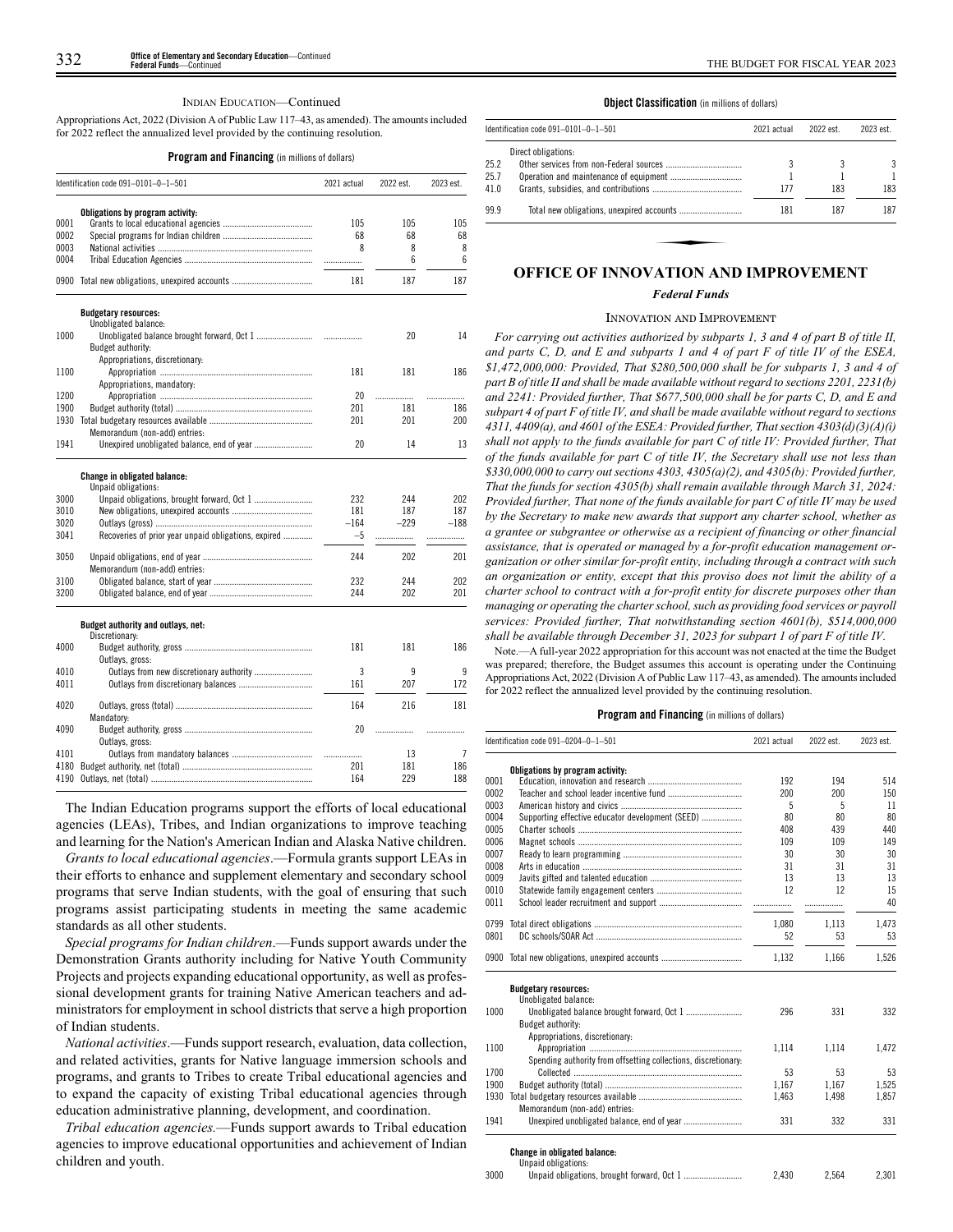INDIAN EDUCATION—Continued

Appropriations Act, 2022 (Division A of Public Law 117–43, as amended). The amounts included for 2022 reflect the annualized level provided by the continuing resolution.

**Program and Financing** (in millions of dollars)

| Identification code 091–0101–0–1–501 | | 2021 actual | 2022 est. | 2023 est. |
|---|---|---|---|---|
| | **Obligations by program activity:** | | | |
| 0001 | Grants to local educational agencies | 105 | 105 | 105 |
| 0002 | Special programs for Indian children | 68 | 68 | 68 |
| 0003 | National activities | 8 | 8 | 8 |
| 0004 | Tribal Education Agencies | | 6 | 6 |
| 0900 | Total new obligations, unexpired accounts | 181 | 187 | 187 |
| | **Budgetary resources:** | | | |
| | Unobligated balance: | | | |
| 1000 | Unobligated balance brought forward, Oct 1 | | 20 | 14 |
| | Budget authority: | | | |
| | Appropriations, discretionary: | | | |
| 1100 | Appropriation | 181 | 181 | 186 |
| | Appropriations, mandatory: | | | |
| 1200 | Appropriation | 20 | | |
| 1900 | Budget authority (total) | 201 | 181 | 186 |
| 1930 | Total budgetary resources available | 201 | 201 | 200 |
| | Memorandum (non-add) entries: | | | |
| 1941 | Unexpired unobligated balance, end of year | 20 | 14 | 13 |
| | **Change in obligated balance:** | | | |
| | Unpaid obligations: | | | |
| 3000 | Unpaid obligations, brought forward, Oct 1 | 232 | 244 | 202 |
| 3010 | New obligations, unexpired accounts | 181 | 187 | 187 |
| 3020 | Outlays (gross) | –164 | –229 | –188 |
| 3041 | Recoveries of prior year unpaid obligations, expired | –5 | | |
| 3050 | Unpaid obligations, end of year | 244 | 202 | 201 |
| | Memorandum (non-add) entries: | | | |
| 3100 | Obligated balance, start of year | 232 | 244 | 202 |
| 3200 | Obligated balance, end of year | 244 | 202 | 201 |
| | **Budget authority and outlays, net:** | | | |
| | Discretionary: | | | |
| 4000 | Budget authority, gross | 181 | 181 | 186 |
| | Outlays, gross: | | | |
| 4010 | Outlays from new discretionary authority | 3 | 9 | 9 |
| 4011 | Outlays from discretionary balances | 161 | 207 | 172 |
| 4020 | Outlays, gross (total) | 164 | 216 | 181 |
| | Mandatory: | | | |
| 4090 | Budget authority, gross | 20 | | |
| | Outlays, gross: | | | |
| 4101 | Outlays from mandatory balances | | 13 | 7 |
| 4180 | Budget authority, net (total) | 201 | 181 | 186 |
| 4190 | Outlays, net (total) | 164 | 229 | 188 |

The Indian Education programs support the efforts of local educational agencies (LEAs), Tribes, and Indian organizations to improve teaching and learning for the Nation's American Indian and Alaska Native children.

*Grants to local educational agencies*.—Formula grants support LEAs in their efforts to enhance and supplement elementary and secondary school programs that serve Indian students, with the goal of ensuring that such programs assist participating students in meeting the same academic standards as all other students.

*Special programs for Indian children*.—Funds support awards under the Demonstration Grants authority including for Native Youth Community Projects and projects expanding educational opportunity, as well as professional development grants for training Native American teachers and administrators for employment in school districts that serve a high proportion of Indian students.

*National activities*.—Funds support research, evaluation, data collection, and related activities, grants for Native language immersion schools and programs, and grants to Tribes to create Tribal educational agencies and to expand the capacity of existing Tribal educational agencies through education administrative planning, development, and coordination.

*Tribal education agencies.*—Funds support awards to Tribal education agencies to improve educational opportunities and achievement of Indian children and youth.

**Object Classification** (in millions of dollars)

| Identification code 091–0101–0–1–501 | | 2021 actual | 2022 est. | 2023 est. |
|---|---|---|---|---|
| | Direct obligations: | | | |
| 25.2 | Other services from non-Federal sources | 3 | 3 | 3 |
| 25.7 | Operation and maintenance of equipment | 1 | 1 | 1 |
| 41.0 | Grants, subsidies, and contributions | 177 | 183 | 183 |
| 99.9 | Total new obligations, unexpired accounts | 181 | 187 | 187 |

## OFFICE OF INNOVATION AND IMPROVEMENT

### *Federal Funds*

INNOVATION AND IMPROVEMENT

*For carrying out activities authorized by subparts 1, 3 and 4 of part B of title II, and parts C, D, and E and subparts 1 and 4 of part F of title IV of the ESEA, $1,472,000,000: Provided, That $280,500,000 shall be for subparts 1, 3 and 4 of part B of title II and shall be made available without regard to sections 2201, 2231(b) and 2241: Provided further, That $677,500,000 shall be for parts C, D, and E and subpart 4 of part F of title IV, and shall be made available without regard to sections 4311, 4409(a), and 4601 of the ESEA: Provided further, That section 4303(d)(3)(A)(i) shall not apply to the funds available for part C of title IV: Provided further, That of the funds available for part C of title IV, the Secretary shall use not less than $330,000,000 to carry out sections 4303, 4305(a)(2), and 4305(b): Provided further, That the funds for section 4305(b) shall remain available through March 31, 2024: Provided further, That none of the funds available for part C of title IV may be used by the Secretary to make new awards that support any charter school, whether as a grantee or subgrantee or otherwise as a recipient of financing or other financial assistance, that is operated or managed by a for-profit education management organization or other similar for-profit entity, including through a contract with such an organization or entity, except that this proviso does not limit the ability of a charter school to contract with a for-profit entity for discrete purposes other than managing or operating the charter school, such as providing food services or payroll services: Provided further, That notwithstanding section 4601(b), $514,000,000 shall be available through December 31, 2023 for subpart 1 of part F of title IV.*

Note.—A full-year 2022 appropriation for this account was not enacted at the time the Budget was prepared; therefore, the Budget assumes this account is operating under the Continuing Appropriations Act, 2022 (Division A of Public Law 117–43, as amended). The amounts included for 2022 reflect the annualized level provided by the continuing resolution.

**Program and Financing** (in millions of dollars)

| Identification code 091–0204–0–1–501 | | 2021 actual | 2022 est. | 2023 est. |
|---|---|---|---|---|
| | **Obligations by program activity:** | | | |
| 0001 | Education, innovation and research | 192 | 194 | 514 |
| 0002 | Teacher and school leader incentive fund | 200 | 200 | 150 |
| 0003 | American history and civics | 5 | 5 | 11 |
| 0004 | Supporting effective educator development (SEED) | 80 | 80 | 80 |
| 0005 | Charter schools | 408 | 439 | 440 |
| 0006 | Magnet schools | 109 | 109 | 149 |
| 0007 | Ready to learn programming | 30 | 30 | 30 |
| 0008 | Arts in education | 31 | 31 | 31 |
| 0009 | Javits gifted and talented education | 13 | 13 | 13 |
| 0010 | Statewide family engagement centers | 12 | 12 | 15 |
| 0011 | School leader recruitment and support | | | 40 |
| 0799 | Total direct obligations | 1,080 | 1,113 | 1,473 |
| 0801 | DC schools/SOAR Act | 52 | 53 | 53 |
| 0900 | Total new obligations, unexpired accounts | 1,132 | 1,166 | 1,526 |
| | **Budgetary resources:** | | | |
| | Unobligated balance: | | | |
| 1000 | Unobligated balance brought forward, Oct 1 | 296 | 331 | 332 |
| | Budget authority: | | | |
| | Appropriations, discretionary: | | | |
| 1100 | Appropriation | 1,114 | 1,114 | 1,472 |
| | Spending authority from offsetting collections, discretionary: | | | |
| 1700 | Collected | 53 | 53 | 53 |
| 1900 | Budget authority (total) | 1,167 | 1,167 | 1,525 |
| 1930 | Total budgetary resources available | 1,463 | 1,498 | 1,857 |
| | Memorandum (non-add) entries: | | | |
| 1941 | Unexpired unobligated balance, end of year | 331 | 332 | 331 |
| | **Change in obligated balance:** | | | |
| | Unpaid obligations: | | | |
| 3000 | Unpaid obligations, brought forward, Oct 1 | 2,430 | 2,564 | 2,301 |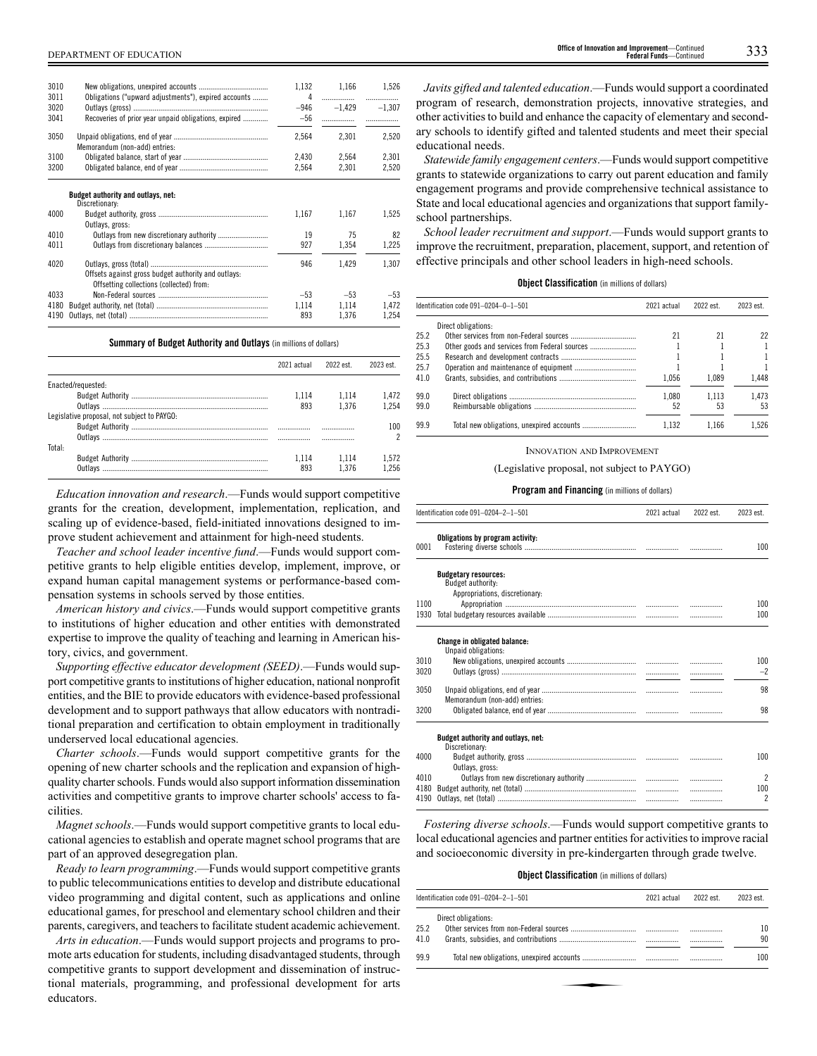| | | 2021 actual | 2022 est. | 2023 est. |
|---|---|---|---|---|
| 3010 | New obligations, unexpired accounts | 1,132 | 1,166 | 1,526 |
| 3011 | Obligations ("upward adjustments"), expired accounts | 4 | | |
| 3020 | Outlays (gross) | −946 | −1,429 | −1,307 |
| 3041 | Recoveries of prior year unpaid obligations, expired | −56 | | |
| 3050 | Unpaid obligations, end of year | 2,564 | 2,301 | 2,520 |
| | Memorandum (non-add) entries: | | | |
| 3100 | Obligated balance, start of year | 2,430 | 2,564 | 2,301 |
| 3200 | Obligated balance, end of year | 2,564 | 2,301 | 2,520 |
| | **Budget authority and outlays, net:** | | | |
| | Discretionary: | | | |
| 4000 | Budget authority, gross | 1,167 | 1,167 | 1,525 |
| | Outlays, gross: | | | |
| 4010 | Outlays from new discretionary authority | 19 | 75 | 82 |
| 4011 | Outlays from discretionary balances | 927 | 1,354 | 1,225 |
| 4020 | Outlays, gross (total) | 946 | 1,429 | 1,307 |
| | Offsets against gross budget authority and outlays: | | | |
| | Offsetting collections (collected) from: | | | |
| 4033 | Non-Federal sources | −53 | −53 | −53 |
| 4180 | Budget authority, net (total) | 1,114 | 1,114 | 1,472 |
| 4190 | Outlays, net (total) | 893 | 1,376 | 1,254 |

**Summary of Budget Authority and Outlays** (in millions of dollars)

| | 2021 actual | 2022 est. | 2023 est. |
|---|---|---|---|
| Enacted/requested: | | | |
| Budget Authority | 1,114 | 1,114 | 1,472 |
| Outlays | 893 | 1,376 | 1,254 |
| Legislative proposal, not subject to PAYGO: | | | |
| Budget Authority | | | 100 |
| Outlays | | | 2 |
| Total: | | | |
| Budget Authority | 1,114 | 1,114 | 1,572 |
| Outlays | 893 | 1,376 | 1,256 |

*Education innovation and research*.—Funds would support competitive grants for the creation, development, implementation, replication, and scaling up of evidence-based, field-initiated innovations designed to improve student achievement and attainment for high-need students.

*Teacher and school leader incentive fund*.—Funds would support competitive grants to help eligible entities develop, implement, improve, or expand human capital management systems or performance-based compensation systems in schools served by those entities.

*American history and civics*.—Funds would support competitive grants to institutions of higher education and other entities with demonstrated expertise to improve the quality of teaching and learning in American history, civics, and government.

*Supporting effective educator development (SEED)*.—Funds would support competitive grants to institutions of higher education, national nonprofit entities, and the BIE to provide educators with evidence-based professional development and to support pathways that allow educators with nontraditional preparation and certification to obtain employment in traditionally underserved local educational agencies.

*Charter schools*.—Funds would support competitive grants for the opening of new charter schools and the replication and expansion of high-quality charter schools. Funds would also support information dissemination activities and competitive grants to improve charter schools' access to facilities.

*Magnet schools*.—Funds would support competitive grants to local educational agencies to establish and operate magnet school programs that are part of an approved desegregation plan.

*Ready to learn programming*.—Funds would support competitive grants to public telecommunications entities to develop and distribute educational video programming and digital content, such as applications and online educational games, for preschool and elementary school children and their parents, caregivers, and teachers to facilitate student academic achievement.

*Arts in education*.—Funds would support projects and programs to promote arts education for students, including disadvantaged students, through competitive grants to support development and dissemination of instructional materials, programming, and professional development for arts educators.

*Javits gifted and talented education*.—Funds would support a coordinated program of research, demonstration projects, innovative strategies, and other activities to build and enhance the capacity of elementary and secondary schools to identify gifted and talented students and meet their special educational needs.

*Statewide family engagement centers*.—Funds would support competitive grants to statewide organizations to carry out parent education and family engagement programs and provide comprehensive technical assistance to State and local educational agencies and organizations that support family-school partnerships.

*School leader recruitment and support*.—Funds would support grants to improve the recruitment, preparation, placement, support, and retention of effective principals and other school leaders in high-need schools.

**Object Classification** (in millions of dollars)

| Identification code 091–0204–0–1–501 | | 2021 actual | 2022 est. | 2023 est. |
|---|---|---|---|---|
| | Direct obligations: | | | |
| 25.2 | Other services from non-Federal sources | 21 | 21 | 22 |
| 25.3 | Other goods and services from Federal sources | 1 | 1 | 1 |
| 25.5 | Research and development contracts | 1 | 1 | 1 |
| 25.7 | Operation and maintenance of equipment | 1 | 1 | 1 |
| 41.0 | Grants, subsidies, and contributions | 1,056 | 1,089 | 1,448 |
| 99.0 | Direct obligations | 1,080 | 1,113 | 1,473 |
| 99.0 | Reimbursable obligations | 52 | 53 | 53 |
| 99.9 | Total new obligations, unexpired accounts | 1,132 | 1,166 | 1,526 |

INNOVATION AND IMPROVEMENT

(Legislative proposal, not subject to PAYGO)

**Program and Financing** (in millions of dollars)

| Identification code 091–0204–2–1–501 | | 2021 actual | 2022 est. | 2023 est. |
|---|---|---|---|---|
| | **Obligations by program activity:** | | | |
| 0001 | Fostering diverse schools | | | 100 |
| | **Budgetary resources:** | | | |
| | Budget authority: | | | |
| | Appropriations, discretionary: | | | |
| 1100 | Appropriation | | | 100 |
| 1930 | Total budgetary resources available | | | 100 |
| | **Change in obligated balance:** | | | |
| | Unpaid obligations: | | | |
| 3010 | New obligations, unexpired accounts | | | 100 |
| 3020 | Outlays (gross) | | | −2 |
| 3050 | Unpaid obligations, end of year | | | 98 |
| | Memorandum (non-add) entries: | | | |
| 3200 | Obligated balance, end of year | | | 98 |
| | **Budget authority and outlays, net:** | | | |
| | Discretionary: | | | |
| 4000 | Budget authority, gross | | | 100 |
| | Outlays, gross: | | | |
| 4010 | Outlays from new discretionary authority | | | 2 |
| 4180 | Budget authority, net (total) | | | 100 |
| 4190 | Outlays, net (total) | | | 2 |

*Fostering diverse schools*.—Funds would support competitive grants to local educational agencies and partner entities for activities to improve racial and socioeconomic diversity in pre-kindergarten through grade twelve.

**Object Classification** (in millions of dollars)

| Identification code 091–0204–2–1–501 | | 2021 actual | 2022 est. | 2023 est. |
|---|---|---|---|---|
| | Direct obligations: | | | |
| 25.2 | Other services from non-Federal sources | | | 10 |
| 41.0 | Grants, subsidies, and contributions | | | 90 |
| 99.9 | Total new obligations, unexpired accounts | | | 100 |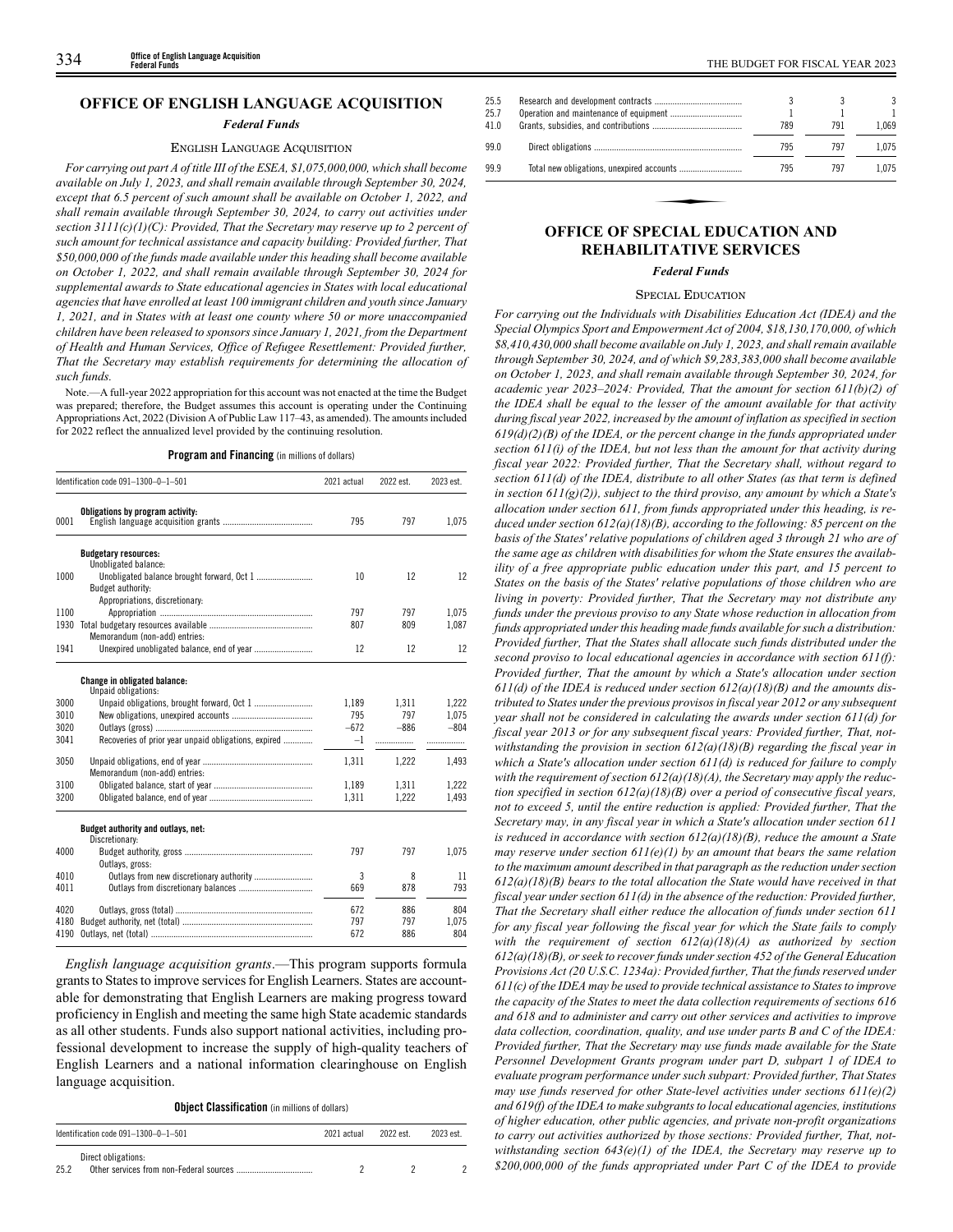# OFFICE OF ENGLISH LANGUAGE ACQUISITION

## *Federal Funds*

### English Language Acquisition

*For carrying out part A of title III of the ESEA, $1,075,000,000, which shall become available on July 1, 2023, and shall remain available through September 30, 2024, except that 6.5 percent of such amount shall be available on October 1, 2022, and shall remain available through September 30, 2024, to carry out activities under section 3111(c)(1)(C): Provided, That the Secretary may reserve up to 2 percent of such amount for technical assistance and capacity building: Provided further, That $50,000,000 of the funds made available under this heading shall become available on October 1, 2022, and shall remain available through September 30, 2024 for supplemental awards to State educational agencies in States with local educational agencies that have enrolled at least 100 immigrant children and youth since January 1, 2021, and in States with at least one county where 50 or more unaccompanied children have been released to sponsors since January 1, 2021, from the Department of Health and Human Services, Office of Refugee Resettlement: Provided further, That the Secretary may establish requirements for determining the allocation of such funds.*

Note.—A full-year 2022 appropriation for this account was not enacted at the time the Budget was prepared; therefore, the Budget assumes this account is operating under the Continuing Appropriations Act, 2022 (Division A of Public Law 117–43, as amended). The amounts included for 2022 reflect the annualized level provided by the continuing resolution.

**Program and Financing** (in millions of dollars)

| Identification code 091–1300–0–1–501 | | 2021 actual | 2022 est. | 2023 est. |
|---|---|---|---|---|
| | **Obligations by program activity:** | | | |
| 0001 | English language acquisition grants | 795 | 797 | 1,075 |
| | **Budgetary resources:** | | | |
| | Unobligated balance: | | | |
| 1000 | Unobligated balance brought forward, Oct 1 | 10 | 12 | 12 |
| | Budget authority: | | | |
| | Appropriations, discretionary: | | | |
| 1100 | Appropriation | 797 | 797 | 1,075 |
| 1930 | Total budgetary resources available | 807 | 809 | 1,087 |
| | Memorandum (non-add) entries: | | | |
| 1941 | Unexpired unobligated balance, end of year | 12 | 12 | 12 |
| | **Change in obligated balance:** | | | |
| | Unpaid obligations: | | | |
| 3000 | Unpaid obligations, brought forward, Oct 1 | 1,189 | 1,311 | 1,222 |
| 3010 | New obligations, unexpired accounts | 795 | 797 | 1,075 |
| 3020 | Outlays (gross) | –672 | –886 | –804 |
| 3041 | Recoveries of prior year unpaid obligations, expired | –1 | | |
| 3050 | Unpaid obligations, end of year | 1,311 | 1,222 | 1,493 |
| | Memorandum (non-add) entries: | | | |
| 3100 | Obligated balance, start of year | 1,189 | 1,311 | 1,222 |
| 3200 | Obligated balance, end of year | 1,311 | 1,222 | 1,493 |
| | **Budget authority and outlays, net:** | | | |
| | Discretionary: | | | |
| 4000 | Budget authority, gross | 797 | 797 | 1,075 |
| | Outlays, gross: | | | |
| 4010 | Outlays from new discretionary authority | 3 | 8 | 11 |
| 4011 | Outlays from discretionary balances | 669 | 878 | 793 |
| 4020 | Outlays, gross (total) | 672 | 886 | 804 |
| 4180 | Budget authority, net (total) | 797 | 797 | 1,075 |
| 4190 | Outlays, net (total) | 672 | 886 | 804 |

*English language acquisition grants*.—This program supports formula grants to States to improve services for English Learners. States are accountable for demonstrating that English Learners are making progress toward proficiency in English and meeting the same high State academic standards as all other students. Funds also support national activities, including professional development to increase the supply of high-quality teachers of English Learners and a national information clearinghouse on English language acquisition.

**Object Classification** (in millions of dollars)

| Identification code 091–1300–0–1–501 | | 2021 actual | 2022 est. | 2023 est. |
|---|---|---|---|---|
| | Direct obligations: | | | |
| 25.2 | Other services from non-Federal sources | 2 | 2 | 2 |
| 25.5 | Research and development contracts | 3 | 3 | 3 |
| 25.7 | Operation and maintenance of equipment | 1 | 1 | 1 |
| 41.0 | Grants, subsidies, and contributions | 789 | 791 | 1,069 |
| 99.0 | Direct obligations | 795 | 797 | 1,075 |
| 99.9 | Total new obligations, unexpired accounts | 795 | 797 | 1,075 |

# OFFICE OF SPECIAL EDUCATION AND REHABILITATIVE SERVICES

## *Federal Funds*

### Special Education

*For carrying out the Individuals with Disabilities Education Act (IDEA) and the Special Olympics Sport and Empowerment Act of 2004, $18,130,170,000, of which $8,410,430,000 shall become available on July 1, 2023, and shall remain available through September 30, 2024, and of which $9,283,383,000 shall become available on October 1, 2023, and shall remain available through September 30, 2024, for academic year 2023–2024: Provided, That the amount for section 611(b)(2) of the IDEA shall be equal to the lesser of the amount available for that activity during fiscal year 2022, increased by the amount of inflation as specified in section 619(d)(2)(B) of the IDEA, or the percent change in the funds appropriated under section 611(i) of the IDEA, but not less than the amount for that activity during fiscal year 2022: Provided further, That the Secretary shall, without regard to section 611(d) of the IDEA, distribute to all other States (as that term is defined in section 611(g)(2)), subject to the third proviso, any amount by which a State's allocation under section 611, from funds appropriated under this heading, is reduced under section 612(a)(18)(B), according to the following: 85 percent on the basis of the States' relative populations of children aged 3 through 21 who are of the same age as children with disabilities for whom the State ensures the availability of a free appropriate public education under this part, and 15 percent to States on the basis of the States' relative populations of those children who are living in poverty: Provided further, That the Secretary may not distribute any funds under the previous proviso to any State whose reduction in allocation from funds appropriated under this heading made funds available for such a distribution: Provided further, That the States shall allocate such funds distributed under the second proviso to local educational agencies in accordance with section 611(f): Provided further, That the amount by which a State's allocation under section 611(d) of the IDEA is reduced under section 612(a)(18)(B) and the amounts distributed to States under the previous provisos in fiscal year 2012 or any subsequent year shall not be considered in calculating the awards under section 611(d) for fiscal year 2013 or for any subsequent fiscal years: Provided further, That, notwithstanding the provision in section 612(a)(18)(B) regarding the fiscal year in which a State's allocation under section 611(d) is reduced for failure to comply with the requirement of section 612(a)(18)(A), the Secretary may apply the reduction specified in section 612(a)(18)(B) over a period of consecutive fiscal years, not to exceed 5, until the entire reduction is applied: Provided further, That the Secretary may, in any fiscal year in which a State's allocation under section 611 is reduced in accordance with section 612(a)(18)(B), reduce the amount a State may reserve under section 611(e)(1) by an amount that bears the same relation to the maximum amount described in that paragraph as the reduction under section 612(a)(18)(B) bears to the total allocation the State would have received in that fiscal year under section 611(d) in the absence of the reduction: Provided further, That the Secretary shall either reduce the allocation of funds under section 611 for any fiscal year following the fiscal year for which the State fails to comply with the requirement of section 612(a)(18)(A) as authorized by section 612(a)(18)(B), or seek to recover funds under section 452 of the General Education Provisions Act (20 U.S.C. 1234a): Provided further, That the funds reserved under 611(c) of the IDEA may be used to provide technical assistance to States to improve the capacity of the States to meet the data collection requirements of sections 616 and 618 and to administer and carry out other services and activities to improve data collection, coordination, quality, and use under parts B and C of the IDEA: Provided further, That the Secretary may use funds made available for the State Personnel Development Grants program under part D, subpart 1 of IDEA to evaluate program performance under such subpart: Provided further, That States may use funds reserved for other State-level activities under sections 611(e)(2) and 619(f) of the IDEA to make subgrants to local educational agencies, institutions of higher education, other public agencies, and private non-profit organizations to carry out activities authorized by those sections: Provided further, That, notwithstanding section 643(e)(1) of the IDEA, the Secretary may reserve up to $200,000,000 of the funds appropriated under Part C of the IDEA to provide*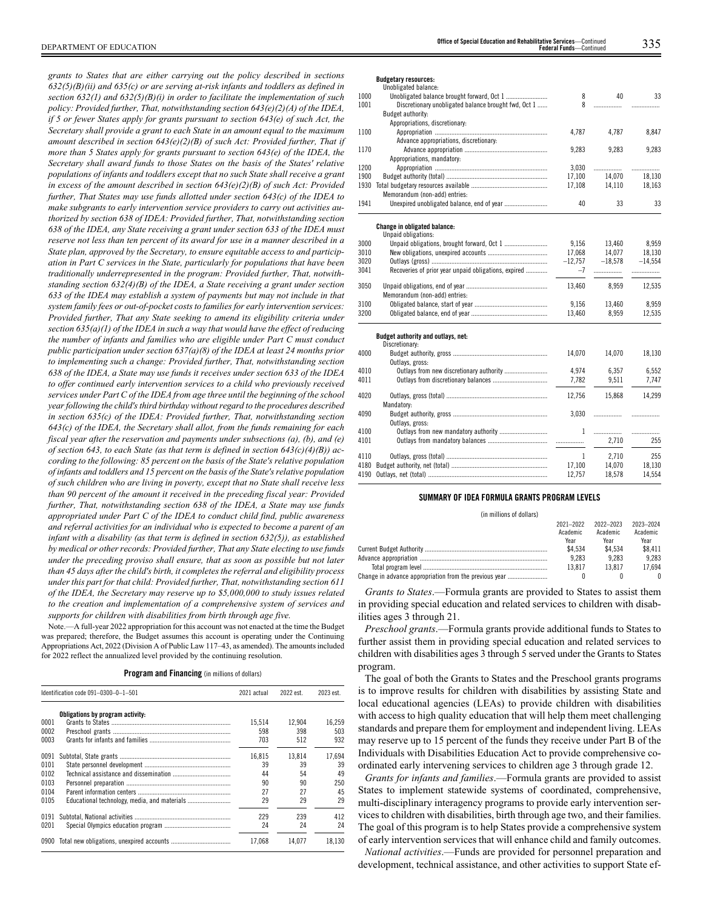*grants to States that are either carrying out the policy described in sections 632(5)(B)(ii) and 635(c) or are serving at-risk infants and toddlers as defined in section 632(1) and 632(5)(B)(i) in order to facilitate the implementation of such policy: Provided further, That, notwithstanding section 643(e)(2)(A) of the IDEA, if 5 or fewer States apply for grants pursuant to section 643(e) of such Act, the Secretary shall provide a grant to each State in an amount equal to the maximum amount described in section 643(e)(2)(B) of such Act: Provided further, That if more than 5 States apply for grants pursuant to section 643(e) of the IDEA, the Secretary shall award funds to those States on the basis of the States' relative populations of infants and toddlers except that no such State shall receive a grant in excess of the amount described in section 643(e)(2)(B) of such Act: Provided further, That States may use funds allotted under section 643(c) of the IDEA to make subgrants to early intervention service providers to carry out activities authorized by section 638 of IDEA: Provided further, That, notwithstanding section 638 of the IDEA, any State receiving a grant under section 633 of the IDEA must reserve not less than ten percent of its award for use in a manner described in a State plan, approved by the Secretary, to ensure equitable access to and participation in Part C services in the State, particularly for populations that have been traditionally underrepresented in the program: Provided further, That, notwithstanding section 632(4)(B) of the IDEA, a State receiving a grant under section 633 of the IDEA may establish a system of payments but may not include in that system family fees or out-of-pocket costs to families for early intervention services: Provided further, That any State seeking to amend its eligibility criteria under section 635(a)(1) of the IDEA in such a way that would have the effect of reducing the number of infants and families who are eligible under Part C must conduct public participation under section 637(a)(8) of the IDEA at least 24 months prior to implementing such a change: Provided further, That, notwithstanding section 638 of the IDEA, a State may use funds it receives under section 633 of the IDEA to offer continued early intervention services to a child who previously received services under Part C of the IDEA from age three until the beginning of the school year following the child's third birthday without regard to the procedures described in section 635(c) of the IDEA: Provided further, That, notwithstanding section 643(c) of the IDEA, the Secretary shall allot, from the funds remaining for each fiscal year after the reservation and payments under subsections (a), (b), and (e) of section 643, to each State (as that term is defined in section 643(c)(4)(B)) according to the following: 85 percent on the basis of the State's relative population of infants and toddlers and 15 percent on the basis of the State's relative population of such children who are living in poverty, except that no State shall receive less than 90 percent of the amount it received in the preceding fiscal year: Provided further, That, notwithstanding section 638 of the IDEA, a State may use funds appropriated under Part C of the IDEA to conduct child find, public awareness and referral activities for an individual who is expected to become a parent of an infant with a disability (as that term is defined in section 632(5)), as established by medical or other records: Provided further, That any State electing to use funds under the preceding proviso shall ensure, that as soon as possible but not later than 45 days after the child's birth, it completes the referral and eligibility process under this part for that child: Provided further, That, notwithstanding section 611 of the IDEA, the Secretary may reserve up to $5,000,000 to study issues related to the creation and implementation of a comprehensive system of services and supports for children with disabilities from birth through age five.*

Note.—A full-year 2022 appropriation for this account was not enacted at the time the Budget was prepared; therefore, the Budget assumes this account is operating under the Continuing Appropriations Act, 2022 (Division A of Public Law 117–43, as amended). The amounts included for 2022 reflect the annualized level provided by the continuing resolution.

**Program and Financing** (in millions of dollars)

| Identification code 091–0300–0–1–501 | | 2021 actual | 2022 est. | 2023 est. |
|---|---|---|---|---|
| | **Obligations by program activity:** | | | |
| 0001 | Grants to States | 15,514 | 12,904 | 16,259 |
| 0002 | Preschool grants | 598 | 398 | 503 |
| 0003 | Grants for infants and families | 703 | 512 | 932 |
| 0091 | Subtotal, State grants | 16,815 | 13,814 | 17,694 |
| 0101 | State personnel development | 39 | 39 | 39 |
| 0102 | Technical assistance and dissemination | 44 | 54 | 49 |
| 0103 | Personnel preparation | 90 | 90 | 250 |
| 0104 | Parent information centers | 27 | 27 | 45 |
| 0105 | Educational technology, media, and materials | 29 | 29 | 29 |
| 0191 | Subtotal, National activities | 229 | 239 | 412 |
| 0201 | Special Olympics education program | 24 | 24 | 24 |
| 0900 | Total new obligations, unexpired accounts | 17,068 | 14,077 | 18,130 |
| | **Budgetary resources:** | | | |
| | Unobligated balance: | | | |
| 1000 | Unobligated balance brought forward, Oct 1 | 8 | 40 | 33 |
| 1001 | Discretionary unobligated balance brought fwd, Oct 1 | 8 | | |
| | Budget authority: | | | |
| | Appropriations, discretionary: | | | |
| 1100 | Appropriation | 4,787 | 4,787 | 8,847 |
| | Advance appropriations, discretionary: | | | |
| 1170 | Advance appropriation | 9,283 | 9,283 | 9,283 |
| | Appropriations, mandatory: | | | |
| 1200 | Appropriation | 3,030 | | |
| 1900 | Budget authority (total) | 17,100 | 14,070 | 18,130 |
| 1930 | Total budgetary resources available | 17,108 | 14,110 | 18,163 |
| | Memorandum (non-add) entries: | | | |
| 1941 | Unexpired unobligated balance, end of year | 40 | 33 | 33 |
| | **Change in obligated balance:** | | | |
| | Unpaid obligations: | | | |
| 3000 | Unpaid obligations, brought forward, Oct 1 | 9,156 | 13,460 | 8,959 |
| 3010 | New obligations, unexpired accounts | 17,068 | 14,077 | 18,130 |
| 3020 | Outlays (gross) | –12,757 | –18,578 | –14,554 |
| 3041 | Recoveries of prior year unpaid obligations, expired | –7 | | |
| 3050 | Unpaid obligations, end of year | 13,460 | 8,959 | 12,535 |
| | Memorandum (non-add) entries: | | | |
| 3100 | Obligated balance, start of year | 9,156 | 13,460 | 8,959 |
| 3200 | Obligated balance, end of year | 13,460 | 8,959 | 12,535 |
| | **Budget authority and outlays, net:** | | | |
| | Discretionary: | | | |
| 4000 | Budget authority, gross | 14,070 | 14,070 | 18,130 |
| | Outlays, gross: | | | |
| 4010 | Outlays from new discretionary authority | 4,974 | 6,357 | 6,552 |
| 4011 | Outlays from discretionary balances | 7,782 | 9,511 | 7,747 |
| 4020 | Outlays, gross (total) | 12,756 | 15,868 | 14,299 |
| | Mandatory: | | | |
| 4090 | Budget authority, gross | 3,030 | | |
| | Outlays, gross: | | | |
| 4100 | Outlays from new mandatory authority | 1 | | |
| 4101 | Outlays from mandatory balances | | 2,710 | 255 |
| 4110 | Outlays, gross (total) | 1 | 2,710 | 255 |
| 4180 | Budget authority, net (total) | 17,100 | 14,070 | 18,130 |
| 4190 | Outlays, net (total) | 12,757 | 18,578 | 14,554 |

**SUMMARY OF IDEA FORMULA GRANTS PROGRAM LEVELS**

(in millions of dollars)

| | 2021–2022 Academic Year | 2022–2023 Academic Year | 2023–2024 Academic Year |
|---|---|---|---|
| Current Budget Authority | $4,534 | $4,534 | $8,411 |
| Advance appropriation | 9,283 | 9,283 | 9,283 |
| Total program level | 13,817 | 13,817 | 17,694 |
| Change in advance appropriation from the previous year | 0 | 0 | 0 |

*Grants to States*.—Formula grants are provided to States to assist them in providing special education and related services to children with disabilities ages 3 through 21.

*Preschool grants*.—Formula grants provide additional funds to States to further assist them in providing special education and related services to children with disabilities ages 3 through 5 served under the Grants to States program.

The goal of both the Grants to States and the Preschool grants programs is to improve results for children with disabilities by assisting State and local educational agencies (LEAs) to provide children with disabilities with access to high quality education that will help them meet challenging standards and prepare them for employment and independent living. LEAs may reserve up to 15 percent of the funds they receive under Part B of the Individuals with Disabilities Education Act to provide comprehensive coordinated early intervening services to children age 3 through grade 12.

*Grants for infants and families*.—Formula grants are provided to assist States to implement statewide systems of coordinated, comprehensive, multi-disciplinary interagency programs to provide early intervention services to children with disabilities, birth through age two, and their families. The goal of this program is to help States provide a comprehensive system of early intervention services that will enhance child and family outcomes.

*National activities*.—Funds are provided for personnel preparation and development, technical assistance, and other activities to support State ef-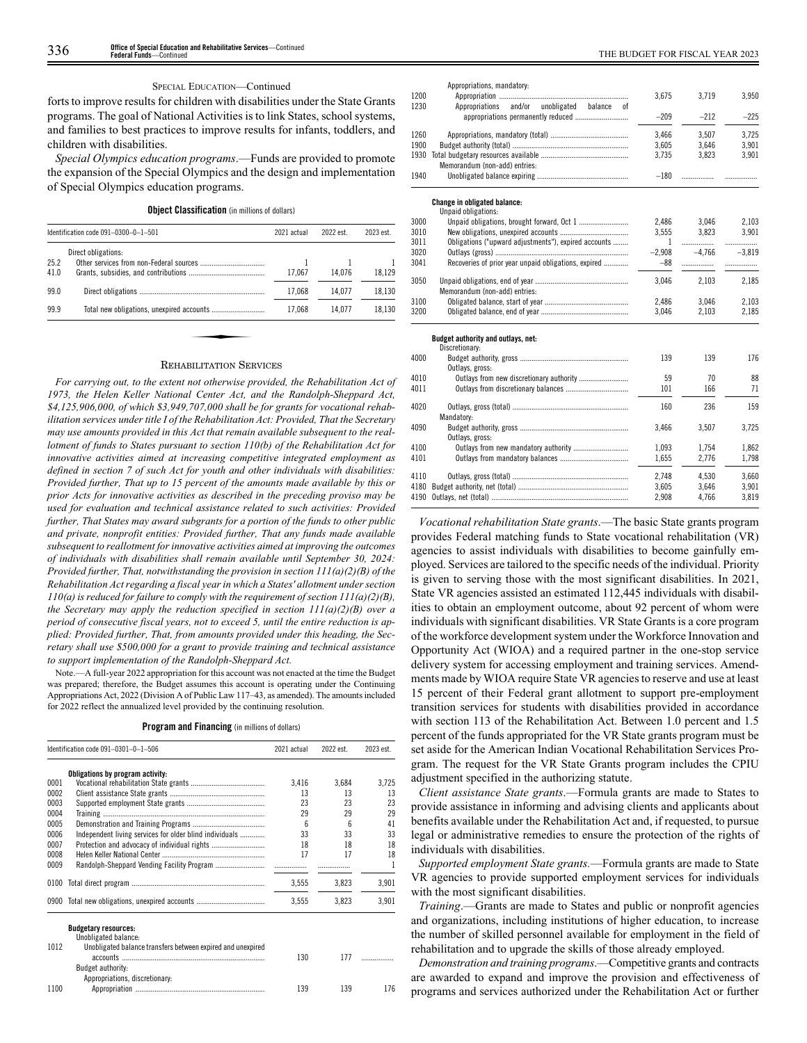SPECIAL EDUCATION—Continued

forts to improve results for children with disabilities under the State Grants programs. The goal of National Activities is to link States, school systems, and families to best practices to improve results for infants, toddlers, and children with disabilities.

*Special Olympics education programs*.—Funds are provided to promote the expansion of the Special Olympics and the design and implementation of Special Olympics education programs.

**Object Classification** (in millions of dollars)

| Identification code 091–0300–0–1–501 | | 2021 actual | 2022 est. | 2023 est. |
|---|---|---|---|---|
| | Direct obligations: | | | |
| 25.2 | Other services from non-Federal sources | 1 | 1 | 1 |
| 41.0 | Grants, subsidies, and contributions | 17,067 | 14,076 | 18,129 |
| 99.0 | Direct obligations | 17,068 | 14,077 | 18,130 |
| 99.9 | Total new obligations, unexpired accounts | 17,068 | 14,077 | 18,130 |

## REHABILITATION SERVICES

*For carrying out, to the extent not otherwise provided, the Rehabilitation Act of 1973, the Helen Keller National Center Act, and the Randolph-Sheppard Act, $4,125,906,000, of which $3,949,707,000 shall be for grants for vocational rehabilitation services under title I of the Rehabilitation Act: Provided, That the Secretary may use amounts provided in this Act that remain available subsequent to the reallotment of funds to States pursuant to section 110(b) of the Rehabilitation Act for innovative activities aimed at increasing competitive integrated employment as defined in section 7 of such Act for youth and other individuals with disabilities: Provided further, That up to 15 percent of the amounts made available by this or prior Acts for innovative activities as described in the preceding proviso may be used for evaluation and technical assistance related to such activities: Provided further, That States may award subgrants for a portion of the funds to other public and private, nonprofit entities: Provided further, That any funds made available subsequent to reallotment for innovative activities aimed at improving the outcomes of individuals with disabilities shall remain available until September 30, 2024: Provided further, That, notwithstanding the provision in section 111(a)(2)(B) of the Rehabilitation Act regarding a fiscal year in which a States' allotment under section 110(a) is reduced for failure to comply with the requirement of section 111(a)(2)(B), the Secretary may apply the reduction specified in section 111(a)(2)(B) over a period of consecutive fiscal years, not to exceed 5, until the entire reduction is applied: Provided further, That, from amounts provided under this heading, the Secretary shall use $500,000 for a grant to provide training and technical assistance to support implementation of the Randolph-Sheppard Act.*

Note.—A full-year 2022 appropriation for this account was not enacted at the time the Budget was prepared; therefore, the Budget assumes this account is operating under the Continuing Appropriations Act, 2022 (Division A of Public Law 117–43, as amended). The amounts included for 2022 reflect the annualized level provided by the continuing resolution.

**Program and Financing** (in millions of dollars)

| Identification code 091–0301–0–1–506 | | 2021 actual | 2022 est. | 2023 est. |
|---|---|---|---|---|
| | **Obligations by program activity:** | | | |
| 0001 | Vocational rehabilitation State grants | 3,416 | 3,684 | 3,725 |
| 0002 | Client assistance State grants | 13 | 13 | 13 |
| 0003 | Supported employment State grants | 23 | 23 | 23 |
| 0004 | Training | 29 | 29 | 29 |
| 0005 | Demonstration and Training Programs | 6 | 6 | 41 |
| 0006 | Independent living services for older blind individuals | 33 | 33 | 33 |
| 0007 | Protection and advocacy of individual rights | 18 | 18 | 18 |
| 0008 | Helen Keller National Center | 17 | 17 | 18 |
| 0009 | Randolph-Sheppard Vending Facility Program | | | 1 |
| 0100 | Total direct program | 3,555 | 3,823 | 3,901 |
| 0900 | Total new obligations, unexpired accounts | 3,555 | 3,823 | 3,901 |
| | **Budgetary resources:** | | | |
| | Unobligated balance: | | | |
| 1012 | Unobligated balance transfers between expired and unexpired accounts | 130 | 177 | |
| | Budget authority: | | | |
| | Appropriations, discretionary: | | | |
| 1100 | Appropriation | 139 | 139 | 176 |
| | Appropriations, mandatory: | | | |
| 1200 | Appropriation | 3,675 | 3,719 | 3,950 |
| 1230 | Appropriations and/or unobligated balance of appropriations permanently reduced | –209 | –212 | –225 |
| 1260 | Appropriations, mandatory (total) | 3,466 | 3,507 | 3,725 |
| 1900 | Budget authority (total) | 3,605 | 3,646 | 3,901 |
| 1930 | Total budgetary resources available | 3,735 | 3,823 | 3,901 |
| | Memorandum (non-add) entries: | | | |
| 1940 | Unobligated balance expiring | –180 | | |
| | **Change in obligated balance:** | | | |
| | Unpaid obligations: | | | |
| 3000 | Unpaid obligations, brought forward, Oct 1 | 2,486 | 3,046 | 2,103 |
| 3010 | New obligations, unexpired accounts | 3,555 | 3,823 | 3,901 |
| 3011 | Obligations ("upward adjustments"), expired accounts | 1 | | |
| 3020 | Outlays (gross) | –2,908 | –4,766 | –3,819 |
| 3041 | Recoveries of prior year unpaid obligations, expired | –88 | | |
| 3050 | Unpaid obligations, end of year | 3,046 | 2,103 | 2,185 |
| | Memorandum (non-add) entries: | | | |
| 3100 | Obligated balance, start of year | 2,486 | 3,046 | 2,103 |
| 3200 | Obligated balance, end of year | 3,046 | 2,103 | 2,185 |
| | **Budget authority and outlays, net:** | | | |
| | Discretionary: | | | |
| 4000 | Budget authority, gross | 139 | 139 | 176 |
| | Outlays, gross: | | | |
| 4010 | Outlays from new discretionary authority | 59 | 70 | 88 |
| 4011 | Outlays from discretionary balances | 101 | 166 | 71 |
| 4020 | Outlays, gross (total) | 160 | 236 | 159 |
| | Mandatory: | | | |
| 4090 | Budget authority, gross | 3,466 | 3,507 | 3,725 |
| | Outlays, gross: | | | |
| 4100 | Outlays from new mandatory authority | 1,093 | 1,754 | 1,862 |
| 4101 | Outlays from mandatory balances | 1,655 | 2,776 | 1,798 |
| 4110 | Outlays, gross (total) | 2,748 | 4,530 | 3,660 |
| 4180 | Budget authority, net (total) | 3,605 | 3,646 | 3,901 |
| 4190 | Outlays, net (total) | 2,908 | 4,766 | 3,819 |

*Vocational rehabilitation State grants*.—The basic State grants program provides Federal matching funds to State vocational rehabilitation (VR) agencies to assist individuals with disabilities to become gainfully employed. Services are tailored to the specific needs of the individual. Priority is given to serving those with the most significant disabilities. In 2021, State VR agencies assisted an estimated 112,445 individuals with disabilities to obtain an employment outcome, about 92 percent of whom were individuals with significant disabilities. VR State Grants is a core program of the workforce development system under the Workforce Innovation and Opportunity Act (WIOA) and a required partner in the one-stop service delivery system for accessing employment and training services. Amendments made by WIOA require State VR agencies to reserve and use at least 15 percent of their Federal grant allotment to support pre-employment transition services for students with disabilities provided in accordance with section 113 of the Rehabilitation Act. Between 1.0 percent and 1.5 percent of the funds appropriated for the VR State grants program must be set aside for the American Indian Vocational Rehabilitation Services Program. The request for the VR State Grants program includes the CPIU adjustment specified in the authorizing statute.

*Client assistance State grants*.—Formula grants are made to States to provide assistance in informing and advising clients and applicants about benefits available under the Rehabilitation Act and, if requested, to pursue legal or administrative remedies to ensure the protection of the rights of individuals with disabilities.

*Supported employment State grants*.—Formula grants are made to State VR agencies to provide supported employment services for individuals with the most significant disabilities.

*Training*.—Grants are made to States and public or nonprofit agencies and organizations, including institutions of higher education, to increase the number of skilled personnel available for employment in the field of rehabilitation and to upgrade the skills of those already employed.

*Demonstration and training programs*.—Competitive grants and contracts are awarded to expand and improve the provision and effectiveness of programs and services authorized under the Rehabilitation Act or further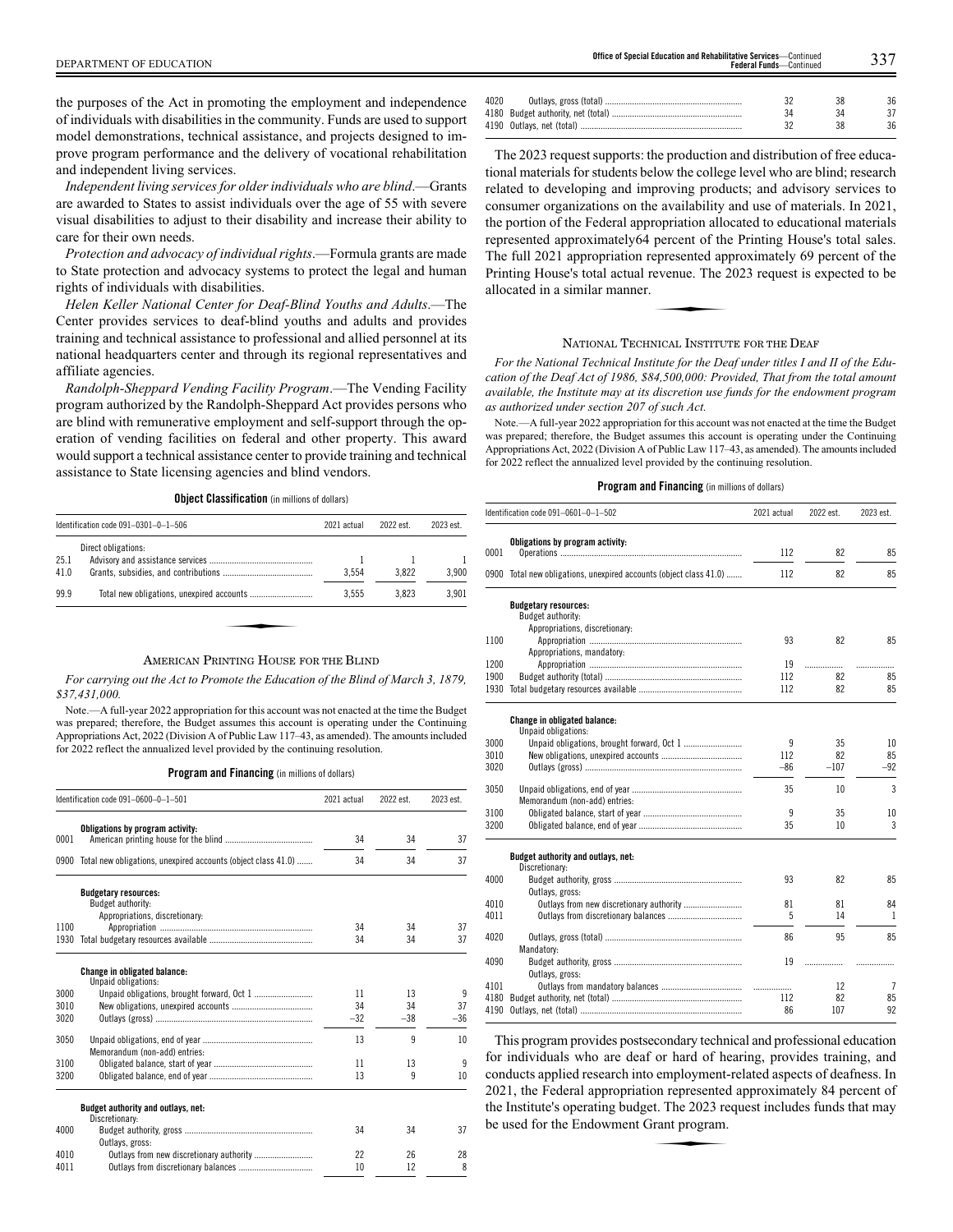the purposes of the Act in promoting the employment and independence of individuals with disabilities in the community. Funds are used to support model demonstrations, technical assistance, and projects designed to improve program performance and the delivery of vocational rehabilitation and independent living services.

*Independent living services for older individuals who are blind*.—Grants are awarded to States to assist individuals over the age of 55 with severe visual disabilities to adjust to their disability and increase their ability to care for their own needs.

*Protection and advocacy of individual rights*.—Formula grants are made to State protection and advocacy systems to protect the legal and human rights of individuals with disabilities.

*Helen Keller National Center for Deaf-Blind Youths and Adults*.—The Center provides services to deaf-blind youths and adults and provides training and technical assistance to professional and allied personnel at its national headquarters center and through its regional representatives and affiliate agencies.

*Randolph-Sheppard Vending Facility Program*.—The Vending Facility program authorized by the Randolph-Sheppard Act provides persons who are blind with remunerative employment and self-support through the operation of vending facilities on federal and other property. This award would support a technical assistance center to provide training and technical assistance to State licensing agencies and blind vendors.

**Object Classification** (in millions of dollars)

| Identification code 091–0301–0–1–506 | | 2021 actual | 2022 est. | 2023 est. |
|---|---|---|---|---|
| | Direct obligations: | | | |
| 25.1 | Advisory and assistance services | 1 | 1 | 1 |
| 41.0 | Grants, subsidies, and contributions | 3,554 | 3,822 | 3,900 |
| 99.9 | Total new obligations, unexpired accounts | 3,555 | 3,823 | 3,901 |

## American Printing House for the Blind

*For carrying out the Act to Promote the Education of the Blind of March 3, 1879, $37,431,000.*

Note.—A full-year 2022 appropriation for this account was not enacted at the time the Budget was prepared; therefore, the Budget assumes this account is operating under the Continuing Appropriations Act, 2022 (Division A of Public Law 117–43, as amended). The amounts included for 2022 reflect the annualized level provided by the continuing resolution.

**Program and Financing** (in millions of dollars)

| Identification code 091–0600–0–1–501 | | 2021 actual | 2022 est. | 2023 est. |
|---|---|---|---|---|
| | **Obligations by program activity:** | | | |
| 0001 | American printing house for the blind | 34 | 34 | 37 |
| 0900 | Total new obligations, unexpired accounts (object class 41.0) | 34 | 34 | 37 |
| | **Budgetary resources:** | | | |
| | Budget authority: | | | |
| | Appropriations, discretionary: | | | |
| 1100 | Appropriation | 34 | 34 | 37 |
| 1930 | Total budgetary resources available | 34 | 34 | 37 |
| | **Change in obligated balance:** | | | |
| | Unpaid obligations: | | | |
| 3000 | Unpaid obligations, brought forward, Oct 1 | 11 | 13 | 9 |
| 3010 | New obligations, unexpired accounts | 34 | 34 | 37 |
| 3020 | Outlays (gross) | –32 | –38 | –36 |
| 3050 | Unpaid obligations, end of year | 13 | 9 | 10 |
| | Memorandum (non-add) entries: | | | |
| 3100 | Obligated balance, start of year | 11 | 13 | 9 |
| 3200 | Obligated balance, end of year | 13 | 9 | 10 |
| | **Budget authority and outlays, net:** | | | |
| | Discretionary: | | | |
| 4000 | Budget authority, gross | 34 | 34 | 37 |
| | Outlays, gross: | | | |
| 4010 | Outlays from new discretionary authority | 22 | 26 | 28 |
| 4011 | Outlays from discretionary balances | 10 | 12 | 8 |
| 4020 | Outlays, gross (total) | 32 | 38 | 36 |
| 4180 | Budget authority, net (total) | 34 | 34 | 37 |
| 4190 | Outlays, net (total) | 32 | 38 | 36 |

The 2023 request supports: the production and distribution of free educational materials for students below the college level who are blind; research related to developing and improving products; and advisory services to consumer organizations on the availability and use of materials. In 2021, the portion of the Federal appropriation allocated to educational materials represented approximately64 percent of the Printing House's total sales. The full 2021 appropriation represented approximately 69 percent of the Printing House's total actual revenue. The 2023 request is expected to be allocated in a similar manner.

## National Technical Institute for the Deaf

*For the National Technical Institute for the Deaf under titles I and II of the Education of the Deaf Act of 1986, $84,500,000: Provided, That from the total amount available, the Institute may at its discretion use funds for the endowment program as authorized under section 207 of such Act.*

Note.—A full-year 2022 appropriation for this account was not enacted at the time the Budget was prepared; therefore, the Budget assumes this account is operating under the Continuing Appropriations Act, 2022 (Division A of Public Law 117–43, as amended). The amounts included for 2022 reflect the annualized level provided by the continuing resolution.

**Program and Financing** (in millions of dollars)

| Identification code 091–0601–0–1–502 | | 2021 actual | 2022 est. | 2023 est. |
|---|---|---|---|---|
| | **Obligations by program activity:** | | | |
| 0001 | Operations | 112 | 82 | 85 |
| 0900 | Total new obligations, unexpired accounts (object class 41.0) | 112 | 82 | 85 |
| | **Budgetary resources:** | | | |
| | Budget authority: | | | |
| | Appropriations, discretionary: | | | |
| 1100 | Appropriation | 93 | 82 | 85 |
| | Appropriations, mandatory: | | | |
| 1200 | Appropriation | 19 | | |
| 1900 | Budget authority (total) | 112 | 82 | 85 |
| 1930 | Total budgetary resources available | 112 | 82 | 85 |
| | **Change in obligated balance:** | | | |
| | Unpaid obligations: | | | |
| 3000 | Unpaid obligations, brought forward, Oct 1 | 9 | 35 | 10 |
| 3010 | New obligations, unexpired accounts | 112 | 82 | 85 |
| 3020 | Outlays (gross) | –86 | –107 | –92 |
| 3050 | Unpaid obligations, end of year | 35 | 10 | 3 |
| | Memorandum (non-add) entries: | | | |
| 3100 | Obligated balance, start of year | 9 | 35 | 10 |
| 3200 | Obligated balance, end of year | 35 | 10 | 3 |
| | **Budget authority and outlays, net:** | | | |
| | Discretionary: | | | |
| 4000 | Budget authority, gross | 93 | 82 | 85 |
| | Outlays, gross: | | | |
| 4010 | Outlays from new discretionary authority | 81 | 81 | 84 |
| 4011 | Outlays from discretionary balances | 5 | 14 | 1 |
| 4020 | Outlays, gross (total) | 86 | 95 | 85 |
| | Mandatory: | | | |
| 4090 | Budget authority, gross | 19 | | |
| | Outlays, gross: | | | |
| 4101 | Outlays from mandatory balances | | 12 | 7 |
| 4180 | Budget authority, net (total) | 112 | 82 | 85 |
| 4190 | Outlays, net (total) | 86 | 107 | 92 |

This program provides postsecondary technical and professional education for individuals who are deaf or hard of hearing, provides training, and conducts applied research into employment-related aspects of deafness. In 2021, the Federal appropriation represented approximately 84 percent of the Institute's operating budget. The 2023 request includes funds that may be used for the Endowment Grant program.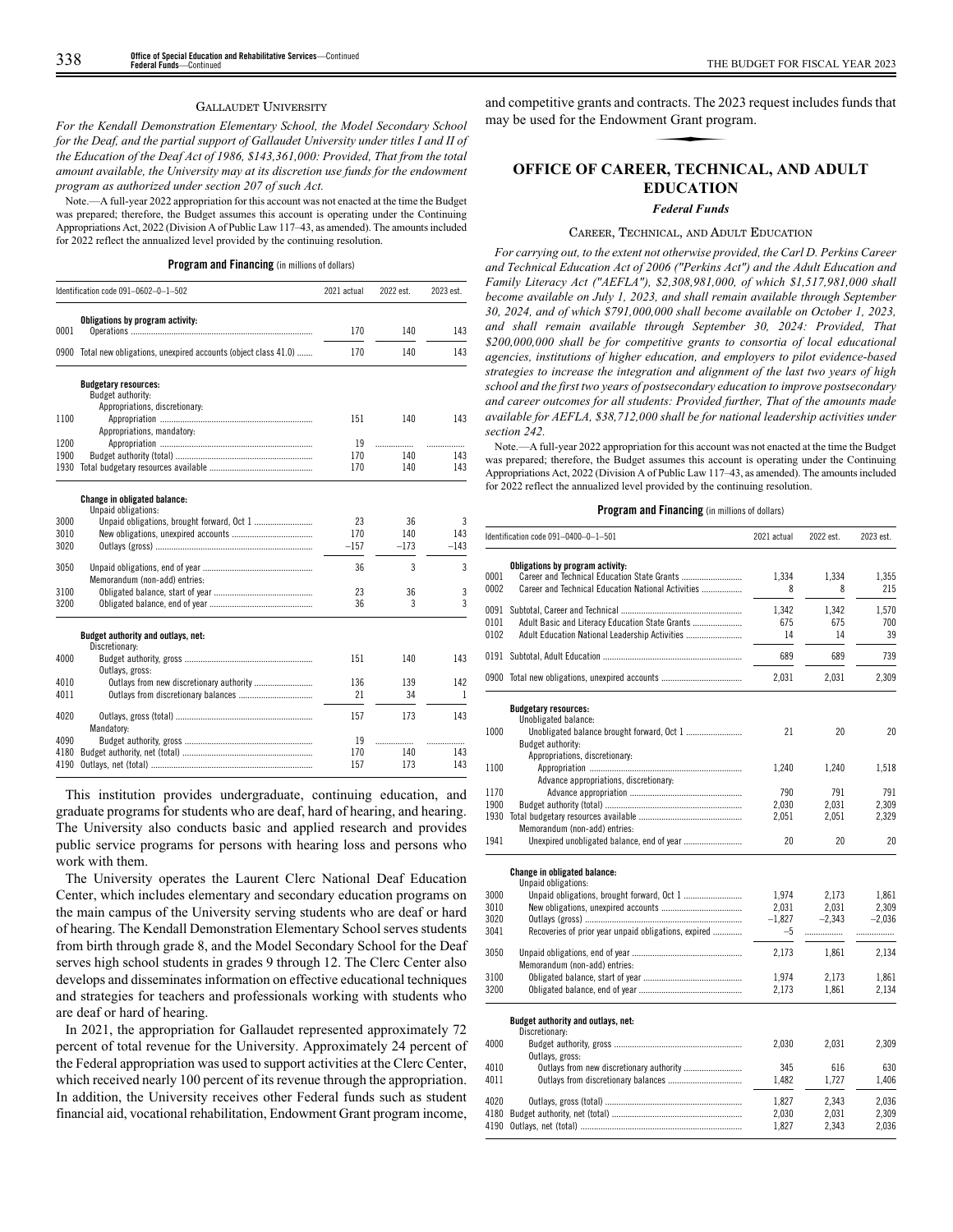### Gallaudet University

*For the Kendall Demonstration Elementary School, the Model Secondary School for the Deaf, and the partial support of Gallaudet University under titles I and II of the Education of the Deaf Act of 1986, $143,361,000: Provided, That from the total amount available, the University may at its discretion use funds for the endowment program as authorized under section 207 of such Act.*

Note.—A full-year 2022 appropriation for this account was not enacted at the time the Budget was prepared; therefore, the Budget assumes this account is operating under the Continuing Appropriations Act, 2022 (Division A of Public Law 117–43, as amended). The amounts included for 2022 reflect the annualized level provided by the continuing resolution.

**Program and Financing** (in millions of dollars)

| | Identification code 091–0602–0–1–502 | 2021 actual | 2022 est. | 2023 est. |
|---|---|---|---|---|
| | **Obligations by program activity:** | | | |
| 0001 | Operations | 170 | 140 | 143 |
| 0900 | Total new obligations, unexpired accounts (object class 41.0) | 170 | 140 | 143 |
| | **Budgetary resources:** | | | |
| | Budget authority: | | | |
| | Appropriations, discretionary: | | | |
| 1100 | Appropriation | 151 | 140 | 143 |
| | Appropriations, mandatory: | | | |
| 1200 | Appropriation | 19 | | |
| 1900 | Budget authority (total) | 170 | 140 | 143 |
| 1930 | Total budgetary resources available | 170 | 140 | 143 |
| | **Change in obligated balance:** | | | |
| | Unpaid obligations: | | | |
| 3000 | Unpaid obligations, brought forward, Oct 1 | 23 | 36 | 3 |
| 3010 | New obligations, unexpired accounts | 170 | 140 | 143 |
| 3020 | Outlays (gross) | –157 | –173 | –143 |
| 3050 | Unpaid obligations, end of year | 36 | 3 | 3 |
| | Memorandum (non-add) entries: | | | |
| 3100 | Obligated balance, start of year | 23 | 36 | 3 |
| 3200 | Obligated balance, end of year | 36 | 3 | 3 |
| | **Budget authority and outlays, net:** | | | |
| | Discretionary: | | | |
| 4000 | Budget authority, gross | 151 | 140 | 143 |
| | Outlays, gross: | | | |
| 4010 | Outlays from new discretionary authority | 136 | 139 | 142 |
| 4011 | Outlays from discretionary balances | 21 | 34 | 1 |
| 4020 | Outlays, gross (total) | 157 | 173 | 143 |
| | Mandatory: | | | |
| 4090 | Budget authority, gross | 19 | | |
| 4180 | Budget authority, net (total) | 170 | 140 | 143 |
| 4190 | Outlays, net (total) | 157 | 173 | 143 |

This institution provides undergraduate, continuing education, and graduate programs for students who are deaf, hard of hearing, and hearing. The University also conducts basic and applied research and provides public service programs for persons with hearing loss and persons who work with them.

The University operates the Laurent Clerc National Deaf Education Center, which includes elementary and secondary education programs on the main campus of the University serving students who are deaf or hard of hearing. The Kendall Demonstration Elementary School serves students from birth through grade 8, and the Model Secondary School for the Deaf serves high school students in grades 9 through 12. The Clerc Center also develops and disseminates information on effective educational techniques and strategies for teachers and professionals working with students who are deaf or hard of hearing.

In 2021, the appropriation for Gallaudet represented approximately 72 percent of total revenue for the University. Approximately 24 percent of the Federal appropriation was used to support activities at the Clerc Center, which received nearly 100 percent of its revenue through the appropriation. In addition, the University receives other Federal funds such as student financial aid, vocational rehabilitation, Endowment Grant program income, and competitive grants and contracts. The 2023 request includes funds that may be used for the Endowment Grant program.

# OFFICE OF CAREER, TECHNICAL, AND ADULT EDUCATION

## *Federal Funds*

### Career, Technical, and Adult Education

*For carrying out, to the extent not otherwise provided, the Carl D. Perkins Career and Technical Education Act of 2006 ("Perkins Act") and the Adult Education and Family Literacy Act ("AEFLA"), $2,308,981,000, of which $1,517,981,000 shall become available on July 1, 2023, and shall remain available through September 30, 2024, and of which $791,000,000 shall become available on October 1, 2023, and shall remain available through September 30, 2024: Provided, That $200,000,000 shall be for competitive grants to consortia of local educational agencies, institutions of higher education, and employers to pilot evidence-based strategies to increase the integration and alignment of the last two years of high school and the first two years of postsecondary education to improve postsecondary and career outcomes for all students: Provided further, That of the amounts made available for AEFLA, $38,712,000 shall be for national leadership activities under section 242.*

Note.—A full-year 2022 appropriation for this account was not enacted at the time the Budget was prepared; therefore, the Budget assumes this account is operating under the Continuing Appropriations Act, 2022 (Division A of Public Law 117–43, as amended). The amounts included for 2022 reflect the annualized level provided by the continuing resolution.

**Program and Financing** (in millions of dollars)

| | Identification code 091–0400–0–1–501 | 2021 actual | 2022 est. | 2023 est. |
|---|---|---|---|---|
| | **Obligations by program activity:** | | | |
| 0001 | Career and Technical Education State Grants | 1,334 | 1,334 | 1,355 |
| 0002 | Career and Technical Education National Activities | 8 | 8 | 215 |
| 0091 | Subtotal, Career and Technical | 1,342 | 1,342 | 1,570 |
| 0101 | Adult Basic and Literacy Education State Grants | 675 | 675 | 700 |
| 0102 | Adult Education National Leadership Activities | 14 | 14 | 39 |
| 0191 | Subtotal, Adult Education | 689 | 689 | 739 |
| 0900 | Total new obligations, unexpired accounts | 2,031 | 2,031 | 2,309 |
| | **Budgetary resources:** | | | |
| | Unobligated balance: | | | |
| 1000 | Unobligated balance brought forward, Oct 1 | 21 | 20 | 20 |
| | Budget authority: | | | |
| | Appropriations, discretionary: | | | |
| 1100 | Appropriation | 1,240 | 1,240 | 1,518 |
| | Advance appropriations, discretionary: | | | |
| 1170 | Advance appropriation | 790 | 791 | 791 |
| 1900 | Budget authority (total) | 2,030 | 2,031 | 2,309 |
| 1930 | Total budgetary resources available | 2,051 | 2,051 | 2,329 |
| | Memorandum (non-add) entries: | | | |
| 1941 | Unexpired unobligated balance, end of year | 20 | 20 | 20 |
| | **Change in obligated balance:** | | | |
| | Unpaid obligations: | | | |
| 3000 | Unpaid obligations, brought forward, Oct 1 | 1,974 | 2,173 | 1,861 |
| 3010 | New obligations, unexpired accounts | 2,031 | 2,031 | 2,309 |
| 3020 | Outlays (gross) | –1,827 | –2,343 | –2,036 |
| 3041 | Recoveries of prior year unpaid obligations, expired | –5 | | |
| 3050 | Unpaid obligations, end of year | 2,173 | 1,861 | 2,134 |
| | Memorandum (non-add) entries: | | | |
| 3100 | Obligated balance, start of year | 1,974 | 2,173 | 1,861 |
| 3200 | Obligated balance, end of year | 2,173 | 1,861 | 2,134 |
| | **Budget authority and outlays, net:** | | | |
| | Discretionary: | | | |
| 4000 | Budget authority, gross | 2,030 | 2,031 | 2,309 |
| | Outlays, gross: | | | |
| 4010 | Outlays from new discretionary authority | 345 | 616 | 630 |
| 4011 | Outlays from discretionary balances | 1,482 | 1,727 | 1,406 |
| 4020 | Outlays, gross (total) | 1,827 | 2,343 | 2,036 |
| 4180 | Budget authority, net (total) | 2,030 | 2,031 | 2,309 |
| 4190 | Outlays, net (total) | 1,827 | 2,343 | 2,036 |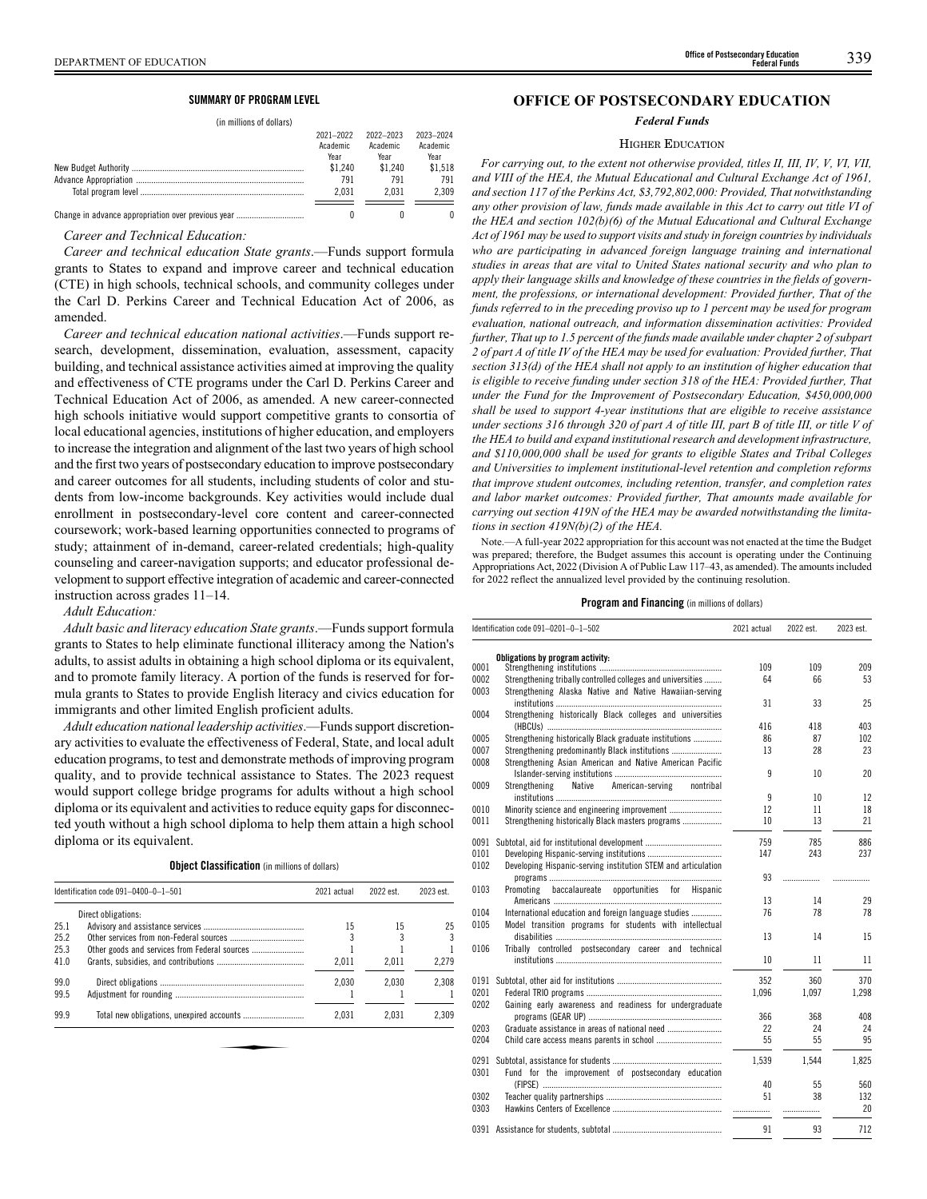**SUMMARY OF PROGRAM LEVEL**

(in millions of dollars)

| | 2021–2022 Academic Year | 2022–2023 Academic Year | 2023–2024 Academic Year |
|---|---|---|---|
| New Budget Authority | $1,240 | $1,240 | $1,518 |
| Advance Appropriation | 791 | 791 | 791 |
| Total program level | 2,031 | 2,031 | 2,309 |
| Change in advance appropriation over previous year | 0 | 0 | 0 |

*Career and Technical Education:*

*Career and technical education State grants*.—Funds support formula grants to States to expand and improve career and technical education (CTE) in high schools, technical schools, and community colleges under the Carl D. Perkins Career and Technical Education Act of 2006, as amended.

*Career and technical education national activities*.—Funds support research, development, dissemination, evaluation, assessment, capacity building, and technical assistance activities aimed at improving the quality and effectiveness of CTE programs under the Carl D. Perkins Career and Technical Education Act of 2006, as amended. A new career-connected high schools initiative would support competitive grants to consortia of local educational agencies, institutions of higher education, and employers to increase the integration and alignment of the last two years of high school and the first two years of postsecondary education to improve postsecondary and career outcomes for all students, including students of color and students from low-income backgrounds. Key activities would include dual enrollment in postsecondary-level core content and career-connected coursework; work-based learning opportunities connected to programs of study; attainment of in-demand, career-related credentials; high-quality counseling and career-navigation supports; and educator professional development to support effective integration of academic and career-connected instruction across grades 11–14.

*Adult Education:*

*Adult basic and literacy education State grants*.—Funds support formula grants to States to help eliminate functional illiteracy among the Nation's adults, to assist adults in obtaining a high school diploma or its equivalent, and to promote family literacy. A portion of the funds is reserved for formula grants to States to provide English literacy and civics education for immigrants and other limited English proficient adults.

*Adult education national leadership activities*.—Funds support discretionary activities to evaluate the effectiveness of Federal, State, and local adult education programs, to test and demonstrate methods of improving program quality, and to provide technical assistance to States. The 2023 request would support college bridge programs for adults without a high school diploma or its equivalent and activities to reduce equity gaps for disconnected youth without a high school diploma to help them attain a high school diploma or its equivalent.

**Object Classification** (in millions of dollars)

| Identification code 091–0400–0–1–501 | | 2021 actual | 2022 est. | 2023 est. |
|---|---|---|---|---|
| | Direct obligations: | | | |
| 25.1 | Advisory and assistance services | 15 | 15 | 25 |
| 25.2 | Other services from non-Federal sources | 3 | 3 | 3 |
| 25.3 | Other goods and services from Federal sources | 1 | 1 | 1 |
| 41.0 | Grants, subsidies, and contributions | 2,011 | 2,011 | 2,279 |
| 99.0 | Direct obligations | 2,030 | 2,030 | 2,308 |
| 99.5 | Adjustment for rounding | 1 | 1 | 1 |
| 99.9 | Total new obligations, unexpired accounts | 2,031 | 2,031 | 2,309 |

# OFFICE OF POSTSECONDARY EDUCATION

## *Federal Funds*

### Higher Education

*For carrying out, to the extent not otherwise provided, titles II, III, IV, V, VI, VII, and VIII of the HEA, the Mutual Educational and Cultural Exchange Act of 1961, and section 117 of the Perkins Act, $3,792,802,000: Provided, That notwithstanding any other provision of law, funds made available in this Act to carry out title VI of the HEA and section 102(b)(6) of the Mutual Educational and Cultural Exchange Act of 1961 may be used to support visits and study in foreign countries by individuals who are participating in advanced foreign language training and international studies in areas that are vital to United States national security and who plan to apply their language skills and knowledge of these countries in the fields of government, the professions, or international development: Provided further, That of the funds referred to in the preceding proviso up to 1 percent may be used for program evaluation, national outreach, and information dissemination activities: Provided further, That up to 1.5 percent of the funds made available under chapter 2 of subpart 2 of part A of title IV of the HEA may be used for evaluation: Provided further, That section 313(d) of the HEA shall not apply to an institution of higher education that is eligible to receive funding under section 318 of the HEA: Provided further, That under the Fund for the Improvement of Postsecondary Education, $450,000,000 shall be used to support 4-year institutions that are eligible to receive assistance under sections 316 through 320 of part A of title III, part B of title III, or title V of the HEA to build and expand institutional research and development infrastructure, and $110,000,000 shall be used for grants to eligible States and Tribal Colleges and Universities to implement institutional-level retention and completion reforms that improve student outcomes, including retention, transfer, and completion rates and labor market outcomes: Provided further, That amounts made available for carrying out section 419N of the HEA may be awarded notwithstanding the limitations in section 419N(b)(2) of the HEA.*

Note.—A full-year 2022 appropriation for this account was not enacted at the time the Budget was prepared; therefore, the Budget assumes this account is operating under the Continuing Appropriations Act, 2022 (Division A of Public Law 117–43, as amended). The amounts included for 2022 reflect the annualized level provided by the continuing resolution.

**Program and Financing** (in millions of dollars)

| Identification code 091–0201–0–1–502 | | 2021 actual | 2022 est. | 2023 est. |
|---|---|---|---|---|
| | Obligations by program activity: | | | |
| 0001 | Strengthening institutions | 109 | 109 | 209 |
| 0002 | Strengthening tribally controlled colleges and universities | 64 | 66 | 53 |
| 0003 | Strengthening Alaska Native and Native Hawaiian-serving institutions | 31 | 33 | 25 |
| 0004 | Strengthening historically Black colleges and universities (HBCUs) | 416 | 418 | 403 |
| 0005 | Strengthening historically Black graduate institutions | 86 | 87 | 102 |
| 0007 | Strengthening predominantly Black institutions | 13 | 28 | 23 |
| 0008 | Strengthening Asian American and Native American Pacific Islander-serving institutions | 9 | 10 | 20 |
| 0009 | Strengthening Native American-serving nontribal institutions | 9 | 10 | 12 |
| 0010 | Minority science and engineering improvement | 12 | 11 | 18 |
| 0011 | Strengthening historically Black masters programs | 10 | 13 | 21 |
| 0091 | Subtotal, aid for institutional development | 759 | 785 | 886 |
| 0101 | Developing Hispanic-serving institutions | 147 | 243 | 237 |
| 0102 | Developing Hispanic-serving institution STEM and articulation programs | 93 | | |
| 0103 | Promoting baccalaureate opportunities for Hispanic Americans | 13 | 14 | 29 |
| 0104 | International education and foreign language studies | 76 | 78 | 78 |
| 0105 | Model transition programs for students with intellectual disabilities | 13 | 14 | 15 |
| 0106 | Tribally controlled postsecondary career and technical institutions | 10 | 11 | 11 |
| 0191 | Subtotal, other aid for institutions | 352 | 360 | 370 |
| 0201 | Federal TRIO programs | 1,096 | 1,097 | 1,298 |
| 0202 | Gaining early awareness and readiness for undergraduate programs (GEAR UP) | 366 | 368 | 408 |
| 0203 | Graduate assistance in areas of national need | 22 | 24 | 24 |
| 0204 | Child care access means parents in school | 55 | 55 | 95 |
| 0291 | Subtotal, assistance for students | 1,539 | 1,544 | 1,825 |
| 0301 | Fund for the improvement of postsecondary education (FIPSE) | 40 | 55 | 560 |
| 0302 | Teacher quality partnerships | 51 | 38 | 132 |
| 0303 | Hawkins Centers of Excellence | | | 20 |
| 0391 | Assistance for students, subtotal | 91 | 93 | 712 |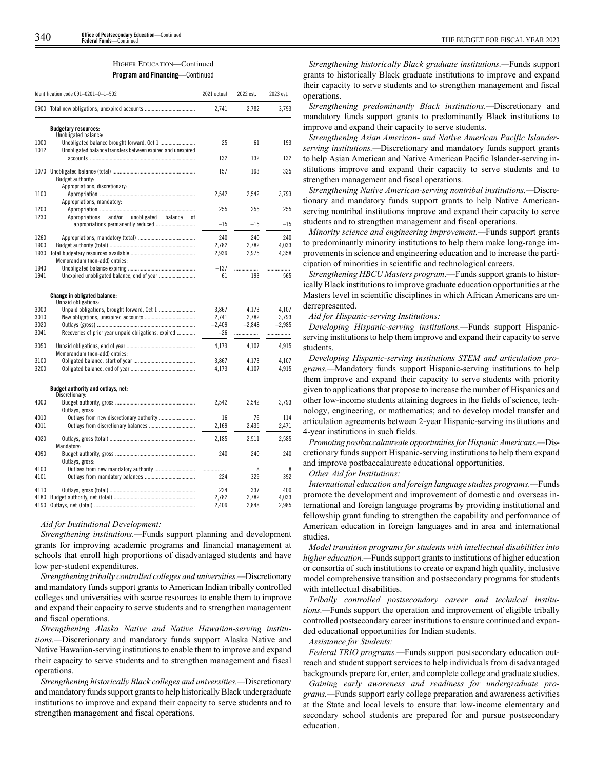HIGHER EDUCATION—Continued

**Program and Financing**—Continued

| Identification code 091–0201–0–1–502 | | 2021 actual | 2022 est. | 2023 est. |
|---|---|---|---|---|
| 0900 | Total new obligations, unexpired accounts | 2,741 | 2,782 | 3,793 |
| | **Budgetary resources:** | | | |
| | Unobligated balance: | | | |
| 1000 | Unobligated balance brought forward, Oct 1 | 25 | 61 | 193 |
| 1012 | Unobligated balance transfers between expired and unexpired accounts | 132 | 132 | 132 |
| 1070 | Unobligated balance (total) | 157 | 193 | 325 |
| | Budget authority: | | | |
| | Appropriations, discretionary: | | | |
| 1100 | Appropriation | 2,542 | 2,542 | 3,793 |
| | Appropriations, mandatory: | | | |
| 1200 | Appropriation | 255 | 255 | 255 |
| 1230 | Appropriations and/or unobligated balance of appropriations permanently reduced | –15 | –15 | –15 |
| 1260 | Appropriations, mandatory (total) | 240 | 240 | 240 |
| 1900 | Budget authority (total) | 2,782 | 2,782 | 4,033 |
| 1930 | Total budgetary resources available | 2,939 | 2,975 | 4,358 |
| | Memorandum (non-add) entries: | | | |
| 1940 | Unobligated balance expiring | –137 | | |
| 1941 | Unexpired unobligated balance, end of year | 61 | 193 | 565 |
| | **Change in obligated balance:** | | | |
| | Unpaid obligations: | | | |
| 3000 | Unpaid obligations, brought forward, Oct 1 | 3,867 | 4,173 | 4,107 |
| 3010 | New obligations, unexpired accounts | 2,741 | 2,782 | 3,793 |
| 3020 | Outlays (gross) | –2,409 | –2,848 | –2,985 |
| 3041 | Recoveries of prior year unpaid obligations, expired | –26 | | |
| 3050 | Unpaid obligations, end of year | 4,173 | 4,107 | 4,915 |
| | Memorandum (non-add) entries: | | | |
| 3100 | Obligated balance, start of year | 3,867 | 4,173 | 4,107 |
| 3200 | Obligated balance, end of year | 4,173 | 4,107 | 4,915 |
| | **Budget authority and outlays, net:** | | | |
| | Discretionary: | | | |
| 4000 | Budget authority, gross | 2,542 | 2,542 | 3,793 |
| | Outlays, gross: | | | |
| 4010 | Outlays from new discretionary authority | 16 | 76 | 114 |
| 4011 | Outlays from discretionary balances | 2,169 | 2,435 | 2,471 |
| 4020 | Outlays, gross (total) | 2,185 | 2,511 | 2,585 |
| | Mandatory: | | | |
| 4090 | Budget authority, gross | 240 | 240 | 240 |
| | Outlays, gross: | | | |
| 4100 | Outlays from new mandatory authority | | 8 | 8 |
| 4101 | Outlays from mandatory balances | 224 | 329 | 392 |
| 4110 | Outlays, gross (total) | 224 | 337 | 400 |
| 4180 | Budget authority, net (total) | 2,782 | 2,782 | 4,033 |
| 4190 | Outlays, net (total) | 2,409 | 2,848 | 2,985 |

*Aid for Institutional Development:*

*Strengthening institutions.*—Funds support planning and development grants for improving academic programs and financial management at schools that enroll high proportions of disadvantaged students and have low per-student expenditures.

*Strengthening tribally controlled colleges and universities.*—Discretionary and mandatory funds support grants to American Indian tribally controlled colleges and universities with scarce resources to enable them to improve and expand their capacity to serve students and to strengthen management and fiscal operations.

*Strengthening Alaska Native and Native Hawaiian-serving institutions.*—Discretionary and mandatory funds support Alaska Native and Native Hawaiian-serving institutions to enable them to improve and expand their capacity to serve students and to strengthen management and fiscal operations.

*Strengthening historically Black colleges and universities.*—Discretionary and mandatory funds support grants to help historically Black undergraduate institutions to improve and expand their capacity to serve students and to strengthen management and fiscal operations.

*Strengthening historically Black graduate institutions.*—Funds support grants to historically Black graduate institutions to improve and expand their capacity to serve students and to strengthen management and fiscal operations.

*Strengthening predominantly Black institutions.*—Discretionary and mandatory funds support grants to predominantly Black institutions to improve and expand their capacity to serve students.

*Strengthening Asian American- and Native American Pacific Islander-serving institutions.*—Discretionary and mandatory funds support grants to help Asian American and Native American Pacific Islander-serving institutions improve and expand their capacity to serve students and to strengthen management and fiscal operations.

*Strengthening Native American-serving nontribal institutions.*—Discretionary and mandatory funds support grants to help Native American-serving nontribal institutions improve and expand their capacity to serve students and to strengthen management and fiscal operations.

*Minority science and engineering improvement.*—Funds support grants to predominantly minority institutions to help them make long-range improvements in science and engineering education and to increase the participation of minorities in scientific and technological careers.

*Strengthening HBCU Masters program*.—Funds support grants to historically Black institutions to improve graduate education opportunities at the Masters level in scientific disciplines in which African Americans are underrepresented.

*Aid for Hispanic-serving Institutions:*

*Developing Hispanic-serving institutions.*—Funds support Hispanic-serving institutions to help them improve and expand their capacity to serve students.

*Developing Hispanic-serving institutions STEM and articulation programs.*—Mandatory funds support Hispanic-serving institutions to help them improve and expand their capacity to serve students with priority given to applications that propose to increase the number of Hispanics and other low-income students attaining degrees in the fields of science, technology, engineering, or mathematics; and to develop model transfer and articulation agreements between 2-year Hispanic-serving institutions and 4-year institutions in such fields.

*Promoting postbaccalaureate opportunities for Hispanic Americans.*—Discretionary funds support Hispanic-serving institutions to help them expand and improve postbaccalaureate educational opportunities.

*Other Aid for Institutions:*

*International education and foreign language studies programs.*—Funds promote the development and improvement of domestic and overseas international and foreign language programs by providing institutional and fellowship grant funding to strengthen the capability and performance of American education in foreign languages and in area and international studies.

*Model transition programs for students with intellectual disabilities into higher education.*—Funds support grants to institutions of higher education or consortia of such institutions to create or expand high quality, inclusive model comprehensive transition and postsecondary programs for students with intellectual disabilities.

*Tribally controlled postsecondary career and technical institutions.*—Funds support the operation and improvement of eligible tribally controlled postsecondary career institutions to ensure continued and expanded educational opportunities for Indian students.

*Assistance for Students:*

*Federal TRIO programs.*—Funds support postsecondary education outreach and student support services to help individuals from disadvantaged backgrounds prepare for, enter, and complete college and graduate studies.

*Gaining early awareness and readiness for undergraduate programs.*—Funds support early college preparation and awareness activities at the State and local levels to ensure that low-income elementary and secondary school students are prepared for and pursue postsecondary education.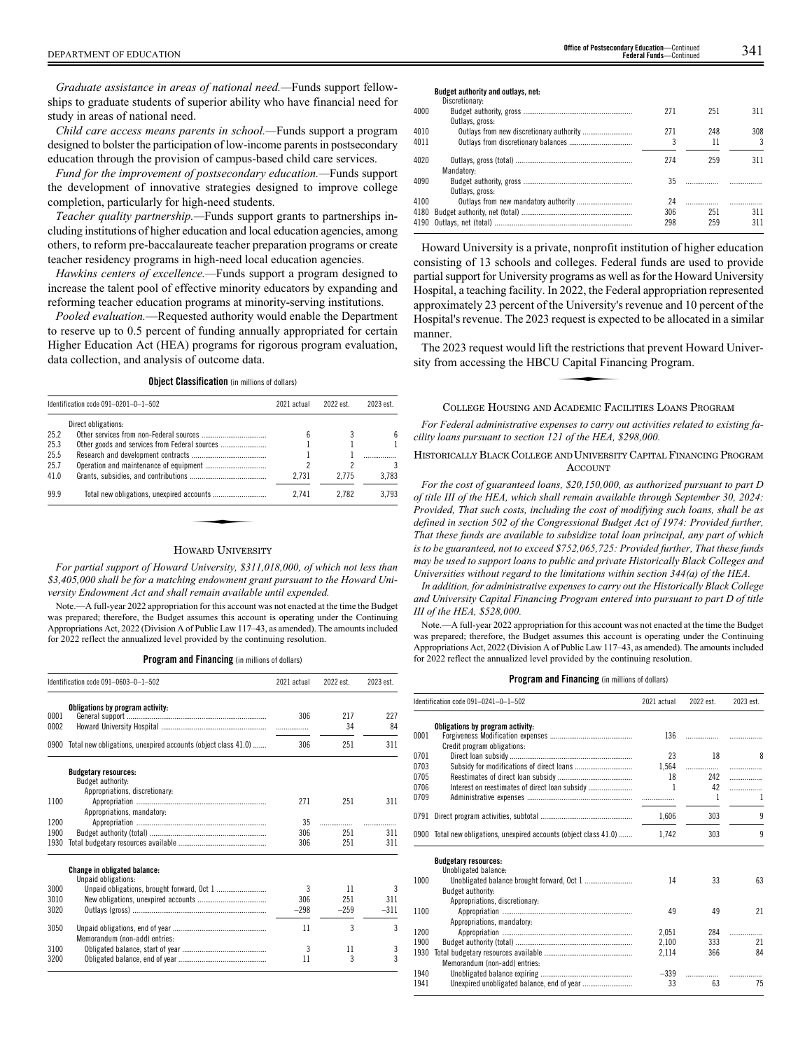*Graduate assistance in areas of national need.*—Funds support fellowships to graduate students of superior ability who have financial need for study in areas of national need.

*Child care access means parents in school.*—Funds support a program designed to bolster the participation of low-income parents in postsecondary education through the provision of campus-based child care services.

*Fund for the improvement of postsecondary education.*—Funds support the development of innovative strategies designed to improve college completion, particularly for high-need students.

*Teacher quality partnership.*—Funds support grants to partnerships including institutions of higher education and local education agencies, among others, to reform pre-baccalaureate teacher preparation programs or create teacher residency programs in high-need local education agencies.

*Hawkins centers of excellence.*—Funds support a program designed to increase the talent pool of effective minority educators by expanding and reforming teacher education programs at minority-serving institutions.

*Pooled evaluation.*—Requested authority would enable the Department to reserve up to 0.5 percent of funding annually appropriated for certain Higher Education Act (HEA) programs for rigorous program evaluation, data collection, and analysis of outcome data.

**Object Classification** (in millions of dollars)

| | Identification code 091–0201–0–1–502 | 2021 actual | 2022 est. | 2023 est. |
|---|---|---|---|---|
| | Direct obligations: | | | |
| 25.2 | Other services from non-Federal sources | 6 | 3 | 6 |
| 25.3 | Other goods and services from Federal sources | 1 | 1 | 1 |
| 25.5 | Research and development contracts | 1 | 1 | |
| 25.7 | Operation and maintenance of equipment | 2 | 2 | 3 |
| 41.0 | Grants, subsidies, and contributions | 2,731 | 2,775 | 3,783 |
| 99.9 | Total new obligations, unexpired accounts | 2,741 | 2,782 | 3,793 |

## HOWARD UNIVERSITY

*For partial support of Howard University, $311,018,000, of which not less than $3,405,000 shall be for a matching endowment grant pursuant to the Howard University Endowment Act and shall remain available until expended.*

Note.—A full-year 2022 appropriation for this account was not enacted at the time the Budget was prepared; therefore, the Budget assumes this account is operating under the Continuing Appropriations Act, 2022 (Division A of Public Law 117–43, as amended). The amounts included for 2022 reflect the annualized level provided by the continuing resolution.

**Program and Financing** (in millions of dollars)

| | Identification code 091–0603–0–1–502 | 2021 actual | 2022 est. | 2023 est. |
|---|---|---|---|---|
| | **Obligations by program activity:** | | | |
| 0001 | General support | 306 | 217 | 227 |
| 0002 | Howard University Hospital | | 34 | 84 |
| 0900 | Total new obligations, unexpired accounts (object class 41.0) | 306 | 251 | 311 |
| | **Budgetary resources:** | | | |
| | Budget authority: | | | |
| | Appropriations, discretionary: | | | |
| 1100 | Appropriation | 271 | 251 | 311 |
| | Appropriations, mandatory: | | | |
| 1200 | Appropriation | 35 | | |
| 1900 | Budget authority (total) | 306 | 251 | 311 |
| 1930 | Total budgetary resources available | 306 | 251 | 311 |
| | **Change in obligated balance:** | | | |
| | Unpaid obligations: | | | |
| 3000 | Unpaid obligations, brought forward, Oct 1 | 3 | 11 | 3 |
| 3010 | New obligations, unexpired accounts | 306 | 251 | 311 |
| 3020 | Outlays (gross) | −298 | −259 | −311 |
| 3050 | Unpaid obligations, end of year | 11 | 3 | 3 |
| | Memorandum (non-add) entries: | | | |
| 3100 | Obligated balance, start of year | 3 | 11 | 3 |
| 3200 | Obligated balance, end of year | 11 | 3 | 3 |
| | **Budget authority and outlays, net:** | | | |
| | Discretionary: | | | |
| 4000 | Budget authority, gross | 271 | 251 | 311 |
| | Outlays, gross: | | | |
| 4010 | Outlays from new discretionary authority | 271 | 248 | 308 |
| 4011 | Outlays from discretionary balances | 3 | 11 | 3 |
| 4020 | Outlays, gross (total) | 274 | 259 | 311 |
| | Mandatory: | | | |
| 4090 | Budget authority, gross | 35 | | |
| | Outlays, gross: | | | |
| 4100 | Outlays from new mandatory authority | 24 | | |
| 4180 | Budget authority, net (total) | 306 | 251 | 311 |
| 4190 | Outlays, net (total) | 298 | 259 | 311 |

Howard University is a private, nonprofit institution of higher education consisting of 13 schools and colleges. Federal funds are used to provide partial support for University programs as well as for the Howard University Hospital, a teaching facility. In 2022, the Federal appropriation represented approximately 23 percent of the University's revenue and 10 percent of the Hospital's revenue. The 2023 request is expected to be allocated in a similar manner.

The 2023 request would lift the restrictions that prevent Howard University from accessing the HBCU Capital Financing Program.

## COLLEGE HOUSING AND ACADEMIC FACILITIES LOANS PROGRAM

*For Federal administrative expenses to carry out activities related to existing facility loans pursuant to section 121 of the HEA, $298,000.*

## HISTORICALLY BLACK COLLEGE AND UNIVERSITY CAPITAL FINANCING PROGRAM ACCOUNT

*For the cost of guaranteed loans, $20,150,000, as authorized pursuant to part D of title III of the HEA, which shall remain available through September 30, 2024: Provided, That such costs, including the cost of modifying such loans, shall be as defined in section 502 of the Congressional Budget Act of 1974: Provided further, That these funds are available to subsidize total loan principal, any part of which is to be guaranteed, not to exceed $752,065,725: Provided further, That these funds may be used to support loans to public and private Historically Black Colleges and Universities without regard to the limitations within section 344(a) of the HEA.*

*In addition, for administrative expenses to carry out the Historically Black College and University Capital Financing Program entered into pursuant to part D of title III of the HEA, $528,000.*

Note.—A full-year 2022 appropriation for this account was not enacted at the time the Budget was prepared; therefore, the Budget assumes this account is operating under the Continuing Appropriations Act, 2022 (Division A of Public Law 117–43, as amended). The amounts included for 2022 reflect the annualized level provided by the continuing resolution.

**Program and Financing** (in millions of dollars)

| | Identification code 091–0241–0–1–502 | 2021 actual | 2022 est. | 2023 est. |
|---|---|---|---|---|
| | **Obligations by program activity:** | | | |
| 0001 | Forgiveness Modification expenses | 136 | | |
| | Credit program obligations: | | | |
| 0701 | Direct loan subsidy | 23 | 18 | 8 |
| 0703 | Subsidy for modifications of direct loans | 1,564 | | |
| 0705 | Reestimates of direct loan subsidy | 18 | 242 | |
| 0706 | Interest on reestimates of direct loan subsidy | 1 | 42 | |
| 0709 | Administrative expenses | | 1 | 1 |
| 0791 | Direct program activities, subtotal | 1,606 | 303 | 9 |
| 0900 | Total new obligations, unexpired accounts (object class 41.0) | 1,742 | 303 | 9 |
| | **Budgetary resources:** | | | |
| | Unobligated balance: | | | |
| 1000 | Unobligated balance brought forward, Oct 1 | 14 | 33 | 63 |
| | Budget authority: | | | |
| | Appropriations, discretionary: | | | |
| 1100 | Appropriation | 49 | 49 | 21 |
| | Appropriations, mandatory: | | | |
| 1200 | Appropriation | 2,051 | 284 | |
| 1900 | Budget authority (total) | 2,100 | 333 | 21 |
| 1930 | Total budgetary resources available | 2,114 | 366 | 84 |
| | Memorandum (non-add) entries: | | | |
| 1940 | Unobligated balance expiring | −339 | | |
| 1941 | Unexpired unobligated balance, end of year | 33 | 63 | 75 |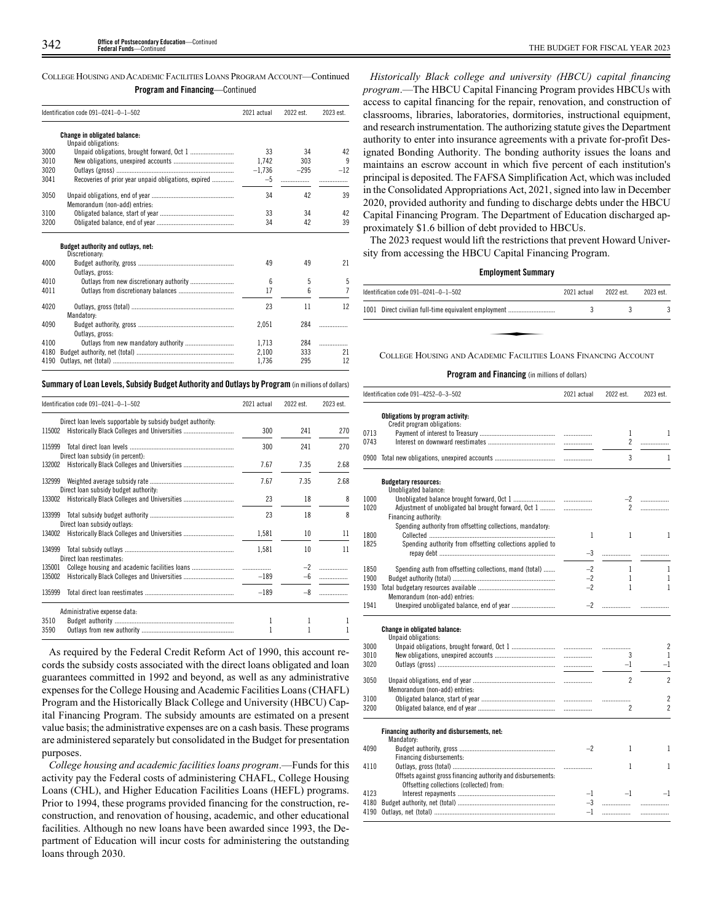COLLEGE HOUSING AND ACADEMIC FACILITIES LOANS PROGRAM ACCOUNT—Continued

**Program and Financing**—Continued

| Identification code 091–0241–0–1–502 | | 2021 actual | 2022 est. | 2023 est. |
|---|---|---|---|---|
| | **Change in obligated balance:** | | | |
| | Unpaid obligations: | | | |
| 3000 | Unpaid obligations, brought forward, Oct 1 | 33 | 34 | 42 |
| 3010 | New obligations, unexpired accounts | 1,742 | 303 | 9 |
| 3020 | Outlays (gross) | –1,736 | –295 | –12 |
| 3041 | Recoveries of prior year unpaid obligations, expired | –5 | | |
| 3050 | Unpaid obligations, end of year | 34 | 42 | 39 |
| | Memorandum (non-add) entries: | | | |
| 3100 | Obligated balance, start of year | 33 | 34 | 42 |
| 3200 | Obligated balance, end of year | 34 | 42 | 39 |
| | **Budget authority and outlays, net:** | | | |
| | Discretionary: | | | |
| 4000 | Budget authority, gross | 49 | 49 | 21 |
| | Outlays, gross: | | | |
| 4010 | Outlays from new discretionary authority | 6 | 5 | 5 |
| 4011 | Outlays from discretionary balances | 17 | 6 | 7 |
| 4020 | Outlays, gross (total) | 23 | 11 | 12 |
| | Mandatory: | | | |
| 4090 | Budget authority, gross | 2,051 | 284 | |
| | Outlays, gross: | | | |
| 4100 | Outlays from new mandatory authority | 1,713 | 284 | |
| 4180 | Budget authority, net (total) | 2,100 | 333 | 21 |
| 4190 | Outlays, net (total) | 1,736 | 295 | 12 |

**Summary of Loan Levels, Subsidy Budget Authority and Outlays by Program** (in millions of dollars)

| Identification code 091–0241–0–1–502 | | 2021 actual | 2022 est. | 2023 est. |
|---|---|---|---|---|
| | Direct loan levels supportable by subsidy budget authority: | | | |
| 115002 | Historically Black Colleges and Universities | 300 | 241 | 270 |
| 115999 | Total direct loan levels | 300 | 241 | 270 |
| | Direct loan subsidy (in percent): | | | |
| 132002 | Historically Black Colleges and Universities | 7.67 | 7.35 | 2.68 |
| 132999 | Weighted average subsidy rate | 7.67 | 7.35 | 2.68 |
| | Direct loan subsidy budget authority: | | | |
| 133002 | Historically Black Colleges and Universities | 23 | 18 | 8 |
| 133999 | Total subsidy budget authority | 23 | 18 | 8 |
| | Direct loan subsidy outlays: | | | |
| 134002 | Historically Black Colleges and Universities | 1,581 | 10 | 11 |
| 134999 | Total subsidy outlays | 1,581 | 10 | 11 |
| | Direct loan reestimates: | | | |
| 135001 | College housing and academic facilities loans | | –2 | |
| 135002 | Historically Black Colleges and Universities | –189 | –6 | |
| 135999 | Total direct loan reestimates | –189 | –8 | |
| | Administrative expense data: | | | |
| 3510 | Budget authority | 1 | 1 | 1 |
| 3590 | Outlays from new authority | 1 | 1 | 1 |

As required by the Federal Credit Reform Act of 1990, this account records the subsidy costs associated with the direct loans obligated and loan guarantees committed in 1992 and beyond, as well as any administrative expenses for the College Housing and Academic Facilities Loans (CHAFL) Program and the Historically Black College and University (HBCU) Capital Financing Program. The subsidy amounts are estimated on a present value basis; the administrative expenses are on a cash basis. These programs are administered separately but consolidated in the Budget for presentation purposes.

*College housing and academic facilities loans program*.—Funds for this activity pay the Federal costs of administering CHAFL, College Housing Loans (CHL), and Higher Education Facilities Loans (HEFL) programs. Prior to 1994, these programs provided financing for the construction, reconstruction, and renovation of housing, academic, and other educational facilities. Although no new loans have been awarded since 1993, the Department of Education will incur costs for administering the outstanding loans through 2030.

*Historically Black college and university (HBCU) capital financing program*.—The HBCU Capital Financing Program provides HBCUs with access to capital financing for the repair, renovation, and construction of classrooms, libraries, laboratories, dormitories, instructional equipment, and research instrumentation. The authorizing statute gives the Department authority to enter into insurance agreements with a private for-profit Designated Bonding Authority. The bonding authority issues the loans and maintains an escrow account in which five percent of each institution's principal is deposited. The FAFSA Simplification Act, which was included in the Consolidated Appropriations Act, 2021, signed into law in December 2020, provided authority and funding to discharge debts under the HBCU Capital Financing Program. The Department of Education discharged approximately $1.6 billion of debt provided to HBCUs.

The 2023 request would lift the restrictions that prevent Howard University from accessing the HBCU Capital Financing Program.

**Employment Summary**

| Identification code 091–0241–0–1–502 | | 2021 actual | 2022 est. | 2023 est. |
|---|---|---|---|---|
| 1001 | Direct civilian full-time equivalent employment | 3 | 3 | 3 |

COLLEGE HOUSING AND ACADEMIC FACILITIES LOANS FINANCING ACCOUNT

**Program and Financing** (in millions of dollars)

| Identification code 091–4252–0–3–502 | | 2021 actual | 2022 est. | 2023 est. |
|---|---|---|---|---|
| | **Obligations by program activity:** | | | |
| | Credit program obligations: | | | |
| 0713 | Payment of interest to Treasury | | 1 | 1 |
| 0743 | Interest on downward reestimates | | 2 | |
| 0900 | Total new obligations, unexpired accounts | | 3 | 1 |
| | **Budgetary resources:** | | | |
| | Unobligated balance: | | | |
| 1000 | Unobligated balance brought forward, Oct 1 | | –2 | |
| 1020 | Adjustment of unobligated bal brought forward, Oct 1 | | 2 | |
| | Financing authority: | | | |
| | Spending authority from offsetting collections, mandatory: | | | |
| 1800 | Collected | 1 | 1 | 1 |
| 1825 | Spending authority from offsetting collections applied to repay debt | –3 | | |
| 1850 | Spending auth from offsetting collections, mand (total) | –2 | 1 | 1 |
| 1900 | Budget authority (total) | –2 | 1 | 1 |
| 1930 | Total budgetary resources available | –2 | 1 | 1 |
| | Memorandum (non-add) entries: | | | |
| 1941 | Unexpired unobligated balance, end of year | –2 | | |
| | **Change in obligated balance:** | | | |
| | Unpaid obligations: | | | |
| 3000 | Unpaid obligations, brought forward, Oct 1 | | | 2 |
| 3010 | New obligations, unexpired accounts | | 3 | 1 |
| 3020 | Outlays (gross) | | –1 | –1 |
| 3050 | Unpaid obligations, end of year | | 2 | 2 |
| | Memorandum (non-add) entries: | | | |
| 3100 | Obligated balance, start of year | | | 2 |
| 3200 | Obligated balance, end of year | | 2 | 2 |
| | **Financing authority and disbursements, net:** | | | |
| | Mandatory: | | | |
| 4090 | Budget authority, gross | –2 | 1 | 1 |
| | Financing disbursements: | | | |
| 4110 | Outlays, gross (total) | | 1 | 1 |
| | Offsets against gross financing authority and disbursements: | | | |
| | Offsetting collections (collected) from: | | | |
| 4123 | Interest repayments | –1 | –1 | –1 |
| 4180 | Budget authority, net (total) | –3 | | |
| 4190 | Outlays, net (total) | –1 | | |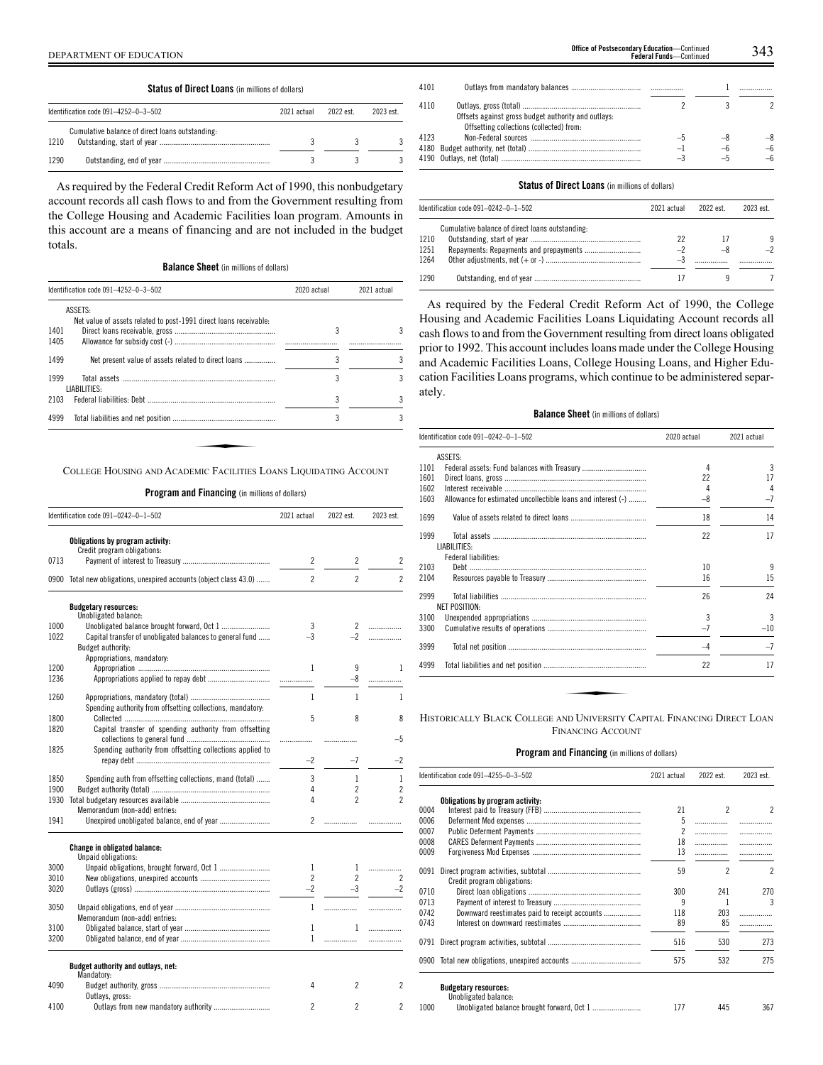**Status of Direct Loans** (in millions of dollars)

| Identification code 091–4252–0–3–502 | | 2021 actual | 2022 est. | 2023 est. |
|---|---|---|---|---|
| | Cumulative balance of direct loans outstanding: | | | |
| 1210 | Outstanding, start of year | 3 | 3 | 3 |
| 1290 | Outstanding, end of year | 3 | 3 | 3 |

As required by the Federal Credit Reform Act of 1990, this nonbudgetary account records all cash flows to and from the Government resulting from the College Housing and Academic Facilities loan program. Amounts in this account are a means of financing and are not included in the budget totals.

**Balance Sheet** (in millions of dollars)

| Identification code 091–4252–0–3–502 | | 2020 actual | 2021 actual |
|---|---|---|---|
| | ASSETS: | | |
| | Net value of assets related to post-1991 direct loans receivable: | | |
| 1401 | Direct loans receivable, gross | 3 | 3 |
| 1405 | Allowance for subsidy cost (-) | | |
| 1499 | Net present value of assets related to direct loans | 3 | 3 |
| 1999 | Total assets | 3 | 3 |
| | LIABILITIES: | | |
| 2103 | Federal liabilities: Debt | 3 | 3 |
| 4999 | Total liabilities and net position | 3 | 3 |

## COLLEGE HOUSING AND ACADEMIC FACILITIES LOANS LIQUIDATING ACCOUNT

**Program and Financing** (in millions of dollars)

| Identification code 091–0242–0–1–502 | | 2021 actual | 2022 est. | 2023 est. |
|---|---|---|---|---|
| | **Obligations by program activity:** | | | |
| | Credit program obligations: | | | |
| 0713 | Payment of interest to Treasury | 2 | 2 | 2 |
| 0900 | Total new obligations, unexpired accounts (object class 43.0) | 2 | 2 | 2 |
| | **Budgetary resources:** | | | |
| | Unobligated balance: | | | |
| 1000 | Unobligated balance brought forward, Oct 1 | 3 | 2 | |
| 1022 | Capital transfer of unobligated balances to general fund | –3 | –2 | |
| | Budget authority: | | | |
| | Appropriations, mandatory: | | | |
| 1200 | Appropriation | 1 | 9 | 1 |
| 1236 | Appropriations applied to repay debt | | –8 | |
| 1260 | Appropriations, mandatory (total) | 1 | 1 | 1 |
| | Spending authority from offsetting collections, mandatory: | | | |
| 1800 | Collected | 5 | 8 | 8 |
| 1820 | Capital transfer of spending authority from offsetting collections to general fund | | | –5 |
| 1825 | Spending authority from offsetting collections applied to repay debt | –2 | –7 | –2 |
| 1850 | Spending auth from offsetting collections, mand (total) | 3 | 1 | 1 |
| 1900 | Budget authority (total) | 4 | 2 | 2 |
| 1930 | Total budgetary resources available | 4 | 2 | 2 |
| | Memorandum (non-add) entries: | | | |
| 1941 | Unexpired unobligated balance, end of year | 2 | | |
| | **Change in obligated balance:** | | | |
| | Unpaid obligations: | | | |
| 3000 | Unpaid obligations, brought forward, Oct 1 | 1 | 1 | |
| 3010 | New obligations, unexpired accounts | 2 | 2 | 2 |
| 3020 | Outlays (gross) | –2 | –3 | –2 |
| 3050 | Unpaid obligations, end of year | 1 | | |
| | Memorandum (non-add) entries: | | | |
| 3100 | Obligated balance, start of year | 1 | 1 | |
| 3200 | Obligated balance, end of year | 1 | | |
| | **Budget authority and outlays, net:** | | | |
| | Mandatory: | | | |
| 4090 | Budget authority, gross | 4 | 2 | 2 |
| | Outlays, gross: | | | |
| 4100 | Outlays from new mandatory authority | 2 | 2 | 2 |
| 4101 | Outlays from mandatory balances | | 1 | |
| 4110 | Outlays, gross (total) | 2 | 3 | 2 |
| | Offsets against gross budget authority and outlays: | | | |
| | Offsetting collections (collected) from: | | | |
| 4123 | Non-Federal sources | –5 | –8 | –8 |
| 4180 | Budget authority, net (total) | –1 | –6 | –6 |
| 4190 | Outlays, net (total) | –3 | –5 | –6 |

**Status of Direct Loans** (in millions of dollars)

| Identification code 091–0242–0–1–502 | | 2021 actual | 2022 est. | 2023 est. |
|---|---|---|---|---|
| | Cumulative balance of direct loans outstanding: | | | |
| 1210 | Outstanding, start of year | 22 | 17 | 9 |
| 1251 | Repayments: Repayments and prepayments | –2 | –8 | –2 |
| 1264 | Other adjustments, net (+ or -) | –3 | | |
| 1290 | Outstanding, end of year | 17 | 9 | 7 |

As required by the Federal Credit Reform Act of 1990, the College Housing and Academic Facilities Loans Liquidating Account records all cash flows to and from the Government resulting from direct loans obligated prior to 1992. This account includes loans made under the College Housing and Academic Facilities Loans, College Housing Loans, and Higher Education Facilities Loans programs, which continue to be administered separately.

**Balance Sheet** (in millions of dollars)

| Identification code 091–0242–0–1–502 | | 2020 actual | 2021 actual |
|---|---|---|---|
| | ASSETS: | | |
| 1101 | Federal assets: Fund balances with Treasury | 4 | 3 |
| 1601 | Direct loans, gross | 22 | 17 |
| 1602 | Interest receivable | 4 | 4 |
| 1603 | Allowance for estimated uncollectible loans and interest (-) | –8 | –7 |
| 1699 | Value of assets related to direct loans | 18 | 14 |
| 1999 | Total assets | 22 | 17 |
| | LIABILITIES: | | |
| | Federal liabilities: | | |
| 2103 | Debt | 10 | 9 |
| 2104 | Resources payable to Treasury | 16 | 15 |
| 2999 | Total liabilities | 26 | 24 |
| | NET POSITION: | | |
| 3100 | Unexpended appropriations | 3 | 3 |
| 3300 | Cumulative results of operations | –7 | –10 |
| 3999 | Total net position | –4 | –7 |
| 4999 | Total liabilities and net position | 22 | 17 |

## HISTORICALLY BLACK COLLEGE AND UNIVERSITY CAPITAL FINANCING DIRECT LOAN FINANCING ACCOUNT

**Program and Financing** (in millions of dollars)

| Identification code 091–4255–0–3–502 | | 2021 actual | 2022 est. | 2023 est. |
|---|---|---|---|---|
| | **Obligations by program activity:** | | | |
| 0004 | Interest paid to Treasury (FFB) | 21 | 2 | 2 |
| 0006 | Deferment Mod expenses | 5 | | |
| 0007 | Public Deferment Payments | 2 | | |
| 0008 | CARES Deferment Payments | 18 | | |
| 0009 | Forgiveness Mod Expenses | 13 | | |
| 0091 | Direct program activities, subtotal | 59 | 2 | 2 |
| | Credit program obligations: | | | |
| 0710 | Direct loan obligations | 300 | 241 | 270 |
| 0713 | Payment of interest to Treasury | 9 | 1 | 3 |
| 0742 | Downward reestimates paid to receipt accounts | 118 | 203 | |
| 0743 | Interest on downward reestimates | 89 | 85 | |
| 0791 | Direct program activities, subtotal | 516 | 530 | 273 |
| 0900 | Total new obligations, unexpired accounts | 575 | 532 | 275 |
| | **Budgetary resources:** | | | |
| | Unobligated balance: | | | |
| 1000 | Unobligated balance brought forward, Oct 1 | 177 | 445 | 367 |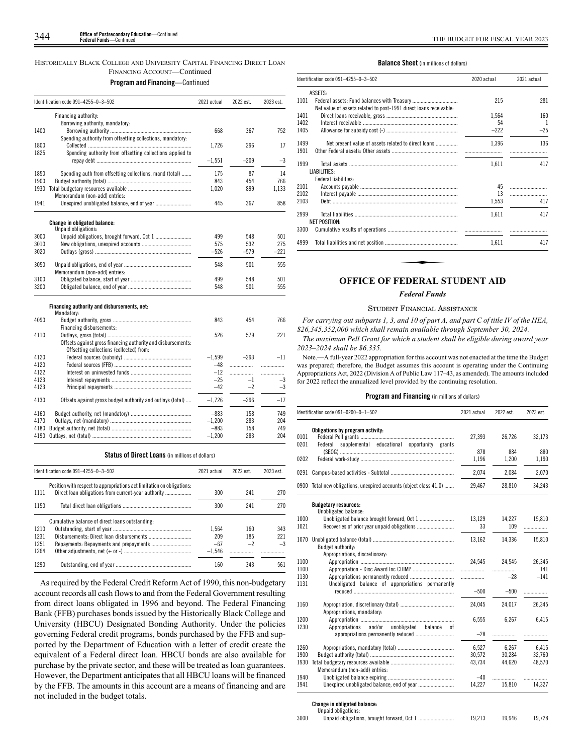HISTORICALLY BLACK COLLEGE AND UNIVERSITY CAPITAL FINANCING DIRECT LOAN FINANCING ACCOUNT—Continued

**Program and Financing**—Continued

| Identification code 091–4255–0–3–502 | | 2021 actual | 2022 est. | 2023 est. |
|---|---|---|---|---|
| | Financing authority: | | | |
| | Borrowing authority, mandatory: | | | |
| 1400 | Borrowing authority | 668 | 367 | 752 |
| | Spending authority from offsetting collections, mandatory: | | | |
| 1800 | Collected | 1,726 | 296 | 17 |
| 1825 | Spending authority from offsetting collections applied to repay debt | –1,551 | –209 | –3 |
| 1850 | Spending auth from offsetting collections, mand (total) | 175 | 87 | 14 |
| 1900 | Budget authority (total) | 843 | 454 | 766 |
| 1930 | Total budgetary resources available | 1,020 | 899 | 1,133 |
| | Memorandum (non-add) entries: | | | |
| 1941 | Unexpired unobligated balance, end of year | 445 | 367 | 858 |
| | **Change in obligated balance:** | | | |
| | Unpaid obligations: | | | |
| 3000 | Unpaid obligations, brought forward, Oct 1 | 499 | 548 | 501 |
| 3010 | New obligations, unexpired accounts | 575 | 532 | 275 |
| 3020 | Outlays (gross) | –526 | –579 | –221 |
| 3050 | Unpaid obligations, end of year | 548 | 501 | 555 |
| | Memorandum (non-add) entries: | | | |
| 3100 | Obligated balance, start of year | 499 | 548 | 501 |
| 3200 | Obligated balance, end of year | 548 | 501 | 555 |
| | **Financing authority and disbursements, net:** | | | |
| | Mandatory: | | | |
| 4090 | Budget authority, gross | 843 | 454 | 766 |
| | Financing disbursements: | | | |
| 4110 | Outlays, gross (total) | 526 | 579 | 221 |
| | Offsets against gross financing authority and disbursements: | | | |
| | Offsetting collections (collected) from: | | | |
| 4120 | Federal sources (subsidy) | –1,599 | –293 | –11 |
| 4120 | Federal sources (FFB) | –48 | | |
| 4122 | Interest on uninvested funds | –12 | | |
| 4123 | Interest repayments | –25 | –1 | –3 |
| 4123 | Principal repayments | –42 | –2 | –3 |
| 4130 | Offsets against gross budget authority and outlays (total) | –1,726 | –296 | –17 |
| 4160 | Budget authority, net (mandatory) | –883 | 158 | 749 |
| 4170 | Outlays, net (mandatory) | –1,200 | 283 | 204 |
| 4180 | Budget authority, net (total) | –883 | 158 | 749 |
| 4190 | Outlays, net (total) | –1,200 | 283 | 204 |

**Status of Direct Loans** (in millions of dollars)

| Identification code 091–4255–0–3–502 | | 2021 actual | 2022 est. | 2023 est. |
|---|---|---|---|---|
| | Position with respect to appropriations act limitation on obligations: | | | |
| 1111 | Direct loan obligations from current-year authority | 300 | 241 | 270 |
| 1150 | Total direct loan obligations | 300 | 241 | 270 |
| | Cumulative balance of direct loans outstanding: | | | |
| 1210 | Outstanding, start of year | 1,564 | 160 | 343 |
| 1231 | Disbursements: Direct loan disbursements | 209 | 185 | 221 |
| 1251 | Repayments: Repayments and prepayments | –67 | –2 | –3 |
| 1264 | Other adjustments, net (+ or -) | –1,546 | | |
| 1290 | Outstanding, end of year | 160 | 343 | 561 |

As required by the Federal Credit Reform Act of 1990, this non-budgetary account records all cash flows to and from the Federal Government resulting from direct loans obligated in 1996 and beyond. The Federal Financing Bank (FFB) purchases bonds issued by the Historically Black College and University (HBCU) Designated Bonding Authority. Under the policies governing Federal credit programs, bonds purchased by the FFB and supported by the Department of Education with a letter of credit create the equivalent of a Federal direct loan. HBCU bonds are also available for purchase by the private sector, and these will be treated as loan guarantees. However, the Department anticipates that all HBCU loans will be financed by the FFB. The amounts in this account are a means of financing and are not included in the budget totals.

**Balance Sheet** (in millions of dollars)

| Identification code 091–4255–0–3–502 | | 2020 actual | 2021 actual |
|---|---|---|---|
| | ASSETS: | | |
| 1101 | Federal assets: Fund balances with Treasury | 215 | 281 |
| | Net value of assets related to post-1991 direct loans receivable: | | |
| 1401 | Direct loans receivable, gross | 1,564 | 160 |
| 1402 | Interest receivable | 54 | 1 |
| 1405 | Allowance for subsidy cost (-) | –222 | –25 |
| 1499 | Net present value of assets related to direct loans | 1,396 | 136 |
| 1901 | Other Federal assets: Other assets | | |
| 1999 | Total assets | 1,611 | 417 |
| | LIABILITIES: | | |
| | Federal liabilities: | | |
| 2101 | Accounts payable | 45 | |
| 2102 | Interest payable | 13 | |
| 2103 | Debt | 1,553 | 417 |
| 2999 | Total liabilities | 1,611 | 417 |
| | NET POSITION: | | |
| 3300 | Cumulative results of operations | | |
| 4999 | Total liabilities and net position | 1,611 | 417 |

## OFFICE OF FEDERAL STUDENT AID

### *Federal Funds*

STUDENT FINANCIAL ASSISTANCE

*For carrying out subparts 1, 3, and 10 of part A, and part C of title IV of the HEA, $26,345,352,000 which shall remain available through September 30, 2024.*

*The maximum Pell Grant for which a student shall be eligible during award year 2023–2024 shall be $6,335.*

Note.—A full-year 2022 appropriation for this account was not enacted at the time the Budget was prepared; therefore, the Budget assumes this account is operating under the Continuing Appropriations Act, 2022 (Division A of Public Law 117–43, as amended). The amounts included for 2022 reflect the annualized level provided by the continuing resolution.

**Program and Financing** (in millions of dollars)

| Identification code 091–0200–0–1–502 | | 2021 actual | 2022 est. | 2023 est. |
|---|---|---|---|---|
| | **Obligations by program activity:** | | | |
| 0101 | Federal Pell grants | 27,393 | 26,726 | 32,173 |
| 0201 | Federal supplemental educational opportunity grants (SEOG) | 878 | 884 | 880 |
| 0202 | Federal work-study | 1,196 | 1,200 | 1,190 |
| 0291 | Campus-based activities - Subtotal | 2,074 | 2,084 | 2,070 |
| 0900 | Total new obligations, unexpired accounts (object class 41.0) | 29,467 | 28,810 | 34,243 |
| | **Budgetary resources:** | | | |
| | Unobligated balance: | | | |
| 1000 | Unobligated balance brought forward, Oct 1 | 13,129 | 14,227 | 15,810 |
| 1021 | Recoveries of prior year unpaid obligations | 33 | 109 | |
| 1070 | Unobligated balance (total) | 13,162 | 14,336 | 15,810 |
| | Budget authority: | | | |
| | Appropriations, discretionary: | | | |
| 1100 | Appropriation | 24,545 | 24,545 | 26,345 |
| 1100 | Appropriation - Disc Award Inc CHIMP | | | 141 |
| 1130 | Appropriations permanently reduced | | –28 | –141 |
| 1131 | Unobligated balance of appropriations permanently reduced | –500 | –500 | |
| 1160 | Appropriation, discretionary (total) | 24,045 | 24,017 | 26,345 |
| | Appropriations, mandatory: | | | |
| 1200 | Appropriation | 6,555 | 6,267 | 6,415 |
| 1230 | Appropriations and/or unobligated balance of appropriations permanently reduced | –28 | | |
| 1260 | Appropriations, mandatory (total) | 6,527 | 6,267 | 6,415 |
| 1900 | Budget authority (total) | 30,572 | 30,284 | 32,760 |
| 1930 | Total budgetary resources available | 43,734 | 44,620 | 48,570 |
| | Memorandum (non-add) entries: | | | |
| 1940 | Unobligated balance expiring | –40 | | |
| 1941 | Unexpired unobligated balance, end of year | 14,227 | 15,810 | 14,327 |
| | **Change in obligated balance:** | | | |
| | Unpaid obligations: | | | |
| 3000 | Unpaid obligations, brought forward, Oct 1 | 19,213 | 19,946 | 19,728 |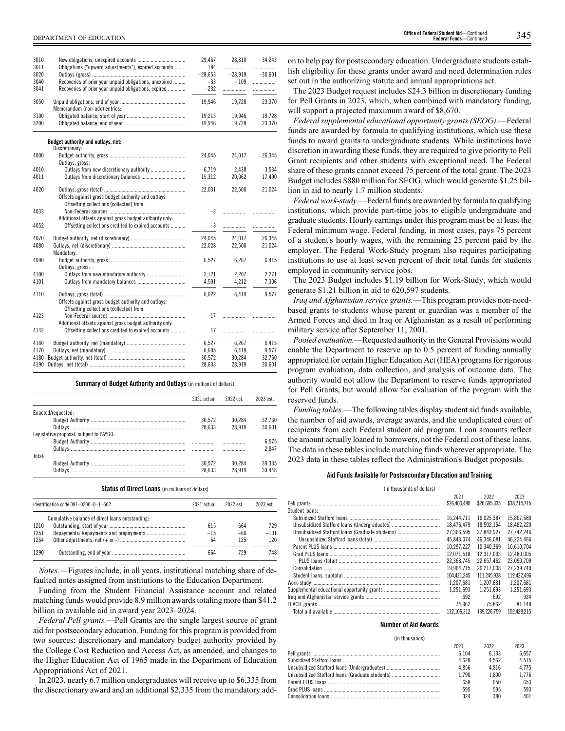| | | | | |
|---|---|---|---|---|
| 3010 | New obligations, unexpired accounts | 29,467 | 28,810 | 34,243 |
| 3011 | Obligations ("upward adjustments"), expired accounts | 184 | | |
| 3020 | Outlays (gross) | −28,653 | −28,919 | −30,601 |
| 3040 | Recoveries of prior year unpaid obligations, unexpired | −33 | −109 | |
| 3041 | Recoveries of prior year unpaid obligations, expired | −232 | | |
| 3050 | Unpaid obligations, end of year | 19,946 | 19,728 | 23,370 |
| | Memorandum (non-add) entries: | | | |
| 3100 | Obligated balance, start of year | 19,213 | 19,946 | 19,728 |
| 3200 | Obligated balance, end of year | 19,946 | 19,728 | 23,370 |
| | **Budget authority and outlays, net:** | | | |
| | Discretionary: | | | |
| 4000 | Budget authority, gross | 24,045 | 24,017 | 26,345 |
| | Outlays, gross: | | | |
| 4010 | Outlays from new discretionary authority | 6,719 | 2,438 | 3,534 |
| 4011 | Outlays from discretionary balances | 15,312 | 20,062 | 17,490 |
| 4020 | Outlays, gross (total) | 22,031 | 22,500 | 21,024 |
| | Offsets against gross budget authority and outlays: | | | |
| | Offsetting collections (collected) from: | | | |
| 4033 | Non-Federal sources | −3 | | |
| | Additional offsets against gross budget authority only: | | | |
| 4052 | Offsetting collections credited to expired accounts | 3 | | |
| 4070 | Budget authority, net (discretionary) | 24,045 | 24,017 | 26,345 |
| 4080 | Outlays, net (discretionary) | 22,028 | 22,500 | 21,024 |
| | Mandatory: | | | |
| 4090 | Budget authority, gross | 6,527 | 6,267 | 6,415 |
| | Outlays, gross: | | | |
| 4100 | Outlays from new mandatory authority | 2,121 | 2,207 | 2,271 |
| 4101 | Outlays from mandatory balances | 4,501 | 4,212 | 7,306 |
| 4110 | Outlays, gross (total) | 6,622 | 6,419 | 9,577 |
| | Offsets against gross budget authority and outlays: | | | |
| | Offsetting collections (collected) from: | | | |
| 4123 | Non-Federal sources | −17 | | |
| | Additional offsets against gross budget authority only: | | | |
| 4142 | Offsetting collections credited to expired accounts | 17 | | |
| 4160 | Budget authority, net (mandatory) | 6,527 | 6,267 | 6,415 |
| 4170 | Outlays, net (mandatory) | 6,605 | 6,419 | 9,577 |
| 4180 | Budget authority, net (total) | 30,572 | 30,284 | 32,760 |
| 4190 | Outlays, net (total) | 28,633 | 28,919 | 30,601 |

**Summary of Budget Authority and Outlays** (in millions of dollars)

| | 2021 actual | 2022 est. | 2023 est. |
|---|---|---|---|
| Enacted/requested: | | | |
| Budget Authority | 30,572 | 30,284 | 32,760 |
| Outlays | 28,633 | 28,919 | 30,601 |
| Legislative proposal, subject to PAYGO: | | | |
| Budget Authority | | | 6,575 |
| Outlays | | | 2,847 |
| Total: | | | |
| Budget Authority | 30,572 | 30,284 | 39,335 |
| Outlays | 28,633 | 28,919 | 33,448 |

**Status of Direct Loans** (in millions of dollars)

| Identification code 091–0200–0–1–502 | | 2021 actual | 2022 est. | 2023 est. |
|---|---|---|---|---|
| | Cumulative balance of direct loans outstanding: | | | |
| 1210 | Outstanding, start of year | 615 | 664 | 729 |
| 1251 | Repayments: Repayments and prepayments | −15 | −60 | −101 |
| 1264 | Other adjustments, net (+ or -) | 64 | 125 | 120 |
| 1290 | Outstanding, end of year | 664 | 729 | 748 |

*Notes.*—Figures include, in all years, institutional matching share of defaulted notes assigned from institutions to the Education Department.

Funding from the Student Financial Assistance account and related matching funds would provide 8.9 million awards totaling more than $41.2 billion in available aid in award year 2023–2024.

*Federal Pell grants.*—Pell Grants are the single largest source of grant aid for postsecondary education. Funding for this program is provided from two sources: discretionary and mandatory budget authority provided by the College Cost Reduction and Access Act, as amended, and changes to the Higher Education Act of 1965 made in the Department of Education Appropriations Act of 2021.

In 2023, nearly 6.7 million undergraduates will receive up to $6,335 from the discretionary award and an additional $2,335 from the mandatory add-on to help pay for postsecondary education. Undergraduate students establish eligibility for these grants under award and need determination rules set out in the authorizing statute and annual appropriations act.

The 2023 Budget request includes $24.3 billion in discretionary funding for Pell Grants in 2023, which, when combined with mandatory funding, will support a projected maximum award of $8,670.

*Federal supplemental educational opportunity grants (SEOG).*—Federal funds are awarded by formula to qualifying institutions, which use these funds to award grants to undergraduate students. While institutions have discretion in awarding these funds, they are required to give priority to Pell Grant recipients and other students with exceptional need. The Federal share of these grants cannot exceed 75 percent of the total grant. The 2023 Budget includes $880 million for SEOG, which would generate $1.25 billion in aid to nearly 1.7 million students.

*Federal work-study.*—Federal funds are awarded by formula to qualifying institutions, which provide part-time jobs to eligible undergraduate and graduate students. Hourly earnings under this program must be at least the Federal minimum wage. Federal funding, in most cases, pays 75 percent of a student's hourly wages, with the remaining 25 percent paid by the employer. The Federal Work-Study program also requires participating institutions to use at least seven percent of their total funds for students employed in community service jobs.

The 2023 Budget includes $1.19 billion for Work-Study, which would generate $1.21 billion in aid to 620,597 students.

*Iraq and Afghanistan service grants.*—This program provides non-need-based grants to students whose parent or guardian was a member of the Armed Forces and died in Iraq or Afghanistan as a result of performing military service after September 11, 2001.

*Pooled evaluation.*—Requested authority in the General Provisions would enable the Department to reserve up to 0.5 percent of funding annually appropriated for certain Higher Education Act (HEA) programs for rigorous program evaluation, data collection, and analysis of outcome data. The authority would not allow the Department to reserve funds appropriated for Pell Grants, but would allow for evaluation of the program with the reserved funds.

*Funding tables.*—The following tables display student aid funds available, the number of aid awards, average awards, and the unduplicated count of recipients from each Federal student aid program. Loan amounts reflect the amount actually loaned to borrowers, not the Federal cost of these loans. The data in these tables include matching funds wherever appropriate. The 2023 data in these tables reflect the Administration's Budget proposals.

**Aid Funds Available for Postsecondary Education and Training**

(in thousands of dollars)

| | 2021 | 2022 | 2023 |
|---|---|---|---|
| Pell grants | $26,400,480 | $26,695,335 | $38,714,715 |
| Student loans: | | | |
| Subsidized Stafford loans | 16,244,711 | 16,025,387 | 15,867,580 |
| Unsubsidized Stafford loans (Undergraduates) | 18,476,479 | 18,502,154 | 18,482,220 |
| Unsubsidized Stafford loans (Graduate students) | 27,366,595 | 27,843,927 | 27,742,246 |
| Unsubsidized Stafford loans (total) | 45,843,074 | 46,346,081 | 46,224,466 |
| Parent PLUS loans | 10,297,227 | 10,340,369 | 10,610,704 |
| Grad PLUS loans | 12,071,518 | 12,317,093 | 12,480,005 |
| PLUS loans (total) | 22,368,745 | 22,657,462 | 23,090,709 |
| Consolidation | 19,964,715 | 26,217,008 | 27,239,740 |
| Student loans, subtotal | 104,421,245 | 111,245,938 | 112,422,496 |
| Work-study | 1,207,681 | 1,207,681 | 1,207,681 |
| Supplemental educational opportunity grants | 1,251,693 | 1,251,693 | 1,251,693 |
| Iraq and Afghanistan service grants | 692 | 692 | 924 |
| TEACH grants | 74,962 | 75,862 | 81,148 |
| Total aid available | 132,106,312 | 139,226,759 | 152,428,215 |

**Number of Aid Awards**

(in thousands)

| | 2021 | 2022 | 2023 |
|---|---|---|---|
| Pell grants | 6,104 | 6,133 | 6,657 |
| Subsidized Stafford loans | 4,628 | 4,562 | 4,515 |
| Unsubsidized Stafford loans (Undergraduates) | 4,856 | 4,816 | 4,775 |
| Unsubsidized Stafford loans (Graduate students) | 1,790 | 1,800 | 1,776 |
| Parent PLUS loans | 658 | 650 | 653 |
| Grad PLUS loans | 595 | 595 | 593 |
| Consolidation loans | 324 | 380 | 401 |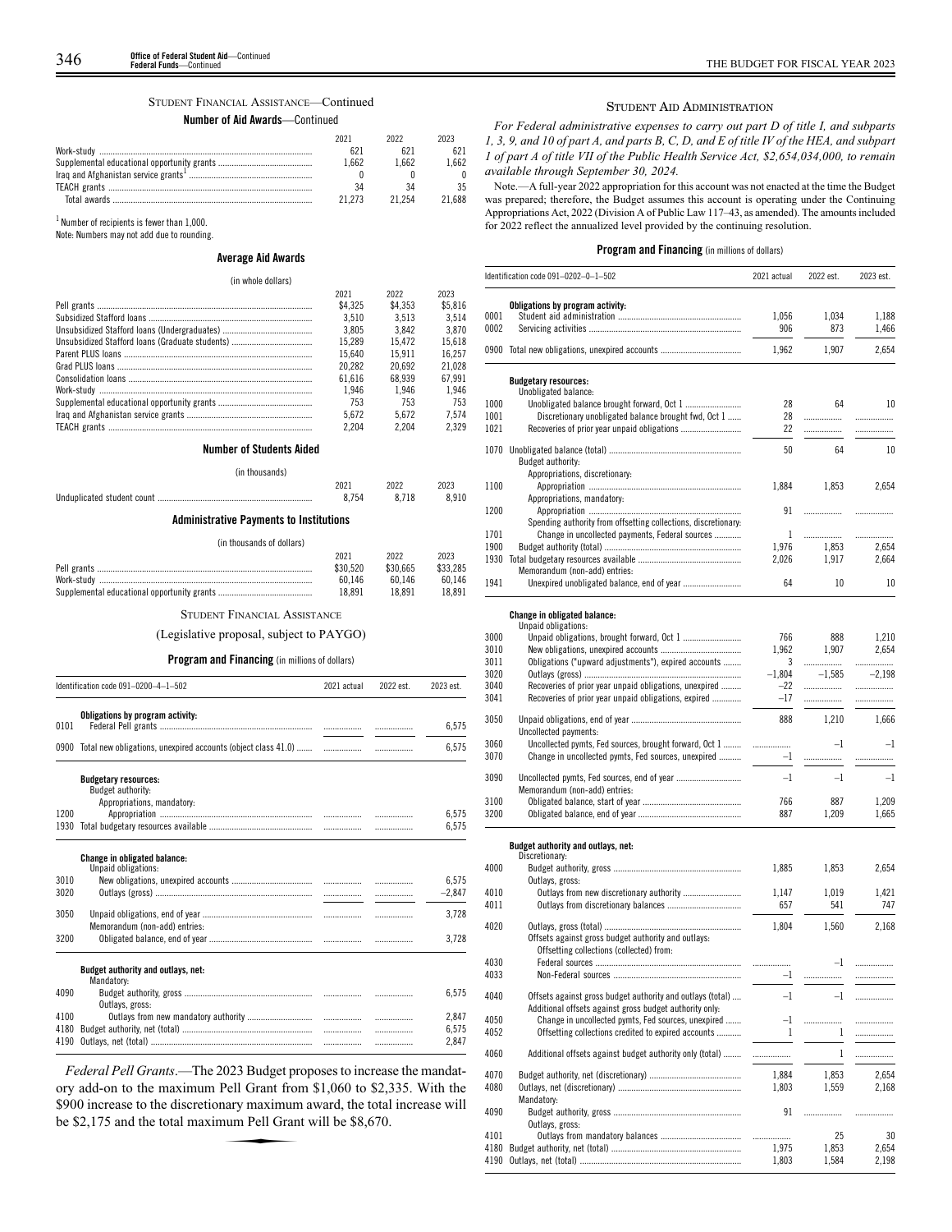### Student Financial Assistance—Continued

#### Number of Aid Awards—Continued

| | 2021 | 2022 | 2023 |
|---|---|---|---|
| Work-study | 621 | 621 | 621 |
| Supplemental educational opportunity grants | 1,662 | 1,662 | 1,662 |
| Iraq and Afghanistan service grants[1] | 0 | 0 | 0 |
| TEACH grants | 34 | 34 | 35 |
| Total awards | 21,273 | 21,254 | 21,688 |

[1] Number of recipients is fewer than 1,000.

Note: Numbers may not add due to rounding.

#### Average Aid Awards

(in whole dollars)

| | 2021 | 2022 | 2023 |
|---|---|---|---|
| Pell grants | $4,325 | $4,353 | $5,816 |
| Subsidized Stafford loans | 3,510 | 3,513 | 3,514 |
| Unsubsidized Stafford loans (Undergraduates) | 3,805 | 3,842 | 3,870 |
| Unsubsidized Stafford loans (Graduate students) | 15,289 | 15,472 | 15,618 |
| Parent PLUS loans | 15,640 | 15,911 | 16,257 |
| Grad PLUS loans | 20,282 | 20,692 | 21,028 |
| Consolidation loans | 61,616 | 68,939 | 67,991 |
| Work-study | 1,946 | 1,946 | 1,946 |
| Supplemental educational opportunity grants | 753 | 753 | 753 |
| Iraq and Afghanistan service grants | 5,672 | 5,672 | 7,574 |
| TEACH grants | 2,204 | 2,204 | 2,329 |

#### Number of Students Aided

(in thousands)

| | 2021 | 2022 | 2023 |
|---|---|---|---|
| Unduplicated student count | 8,754 | 8,718 | 8,910 |

#### Administrative Payments to Institutions

(in thousands of dollars)

| | 2021 | 2022 | 2023 |
|---|---|---|---|
| Pell grants | $30,520 | $30,665 | $33,285 |
| Work-study | 60,146 | 60,146 | 60,146 |
| Supplemental educational opportunity grants | 18,891 | 18,891 | 18,891 |

### Student Financial Assistance

(Legislative proposal, subject to PAYGO)

#### Program and Financing (in millions of dollars)

| Identification code 091–0200–4–1–502 | | 2021 actual | 2022 est. | 2023 est. |
|---|---|---|---|---|
| | **Obligations by program activity:** | | | |
| 0101 | Federal Pell grants | | | 6,575 |
| 0900 | Total new obligations, unexpired accounts (object class 41.0) | | | 6,575 |
| | **Budgetary resources:** | | | |
| | Budget authority: | | | |
| | Appropriations, mandatory: | | | |
| 1200 | Appropriation | | | 6,575 |
| 1930 | Total budgetary resources available | | | 6,575 |
| | **Change in obligated balance:** | | | |
| | Unpaid obligations: | | | |
| 3010 | New obligations, unexpired accounts | | | 6,575 |
| 3020 | Outlays (gross) | | | –2,847 |
| 3050 | Unpaid obligations, end of year | | | 3,728 |
| | Memorandum (non-add) entries: | | | |
| 3200 | Obligated balance, end of year | | | 3,728 |
| | **Budget authority and outlays, net:** | | | |
| | Mandatory: | | | |
| 4090 | Budget authority, gross | | | 6,575 |
| | Outlays, gross: | | | |
| 4100 | Outlays from new mandatory authority | | | 2,847 |
| 4180 | Budget authority, net (total) | | | 6,575 |
| 4190 | Outlays, net (total) | | | 2,847 |

*Federal Pell Grants*.—The 2023 Budget proposes to increase the mandatory add-on to the maximum Pell Grant from $1,060 to $2,335. With the $900 increase to the discretionary maximum award, the total increase will be $2,175 and the total maximum Pell Grant will be $8,670.

### Student Aid Administration

*For Federal administrative expenses to carry out part D of title I, and subparts 1, 3, 9, and 10 of part A, and parts B, C, D, and E of title IV of the HEA, and subpart 1 of part A of title VII of the Public Health Service Act, $2,654,034,000, to remain available through September 30, 2024.*

Note.—A full-year 2022 appropriation for this account was not enacted at the time the Budget was prepared; therefore, the Budget assumes this account is operating under the Continuing Appropriations Act, 2022 (Division A of Public Law 117–43, as amended). The amounts included for 2022 reflect the annualized level provided by the continuing resolution.

#### Program and Financing (in millions of dollars)

| Identification code 091–0202–0–1–502 | | 2021 actual | 2022 est. | 2023 est. |
|---|---|---|---|---|
| | **Obligations by program activity:** | | | |
| 0001 | Student aid administration | 1,056 | 1,034 | 1,188 |
| 0002 | Servicing activities | 906 | 873 | 1,466 |
| 0900 | Total new obligations, unexpired accounts | 1,962 | 1,907 | 2,654 |
| | **Budgetary resources:** | | | |
| | Unobligated balance: | | | |
| 1000 | Unobligated balance brought forward, Oct 1 | 28 | 64 | 10 |
| 1001 | Discretionary unobligated balance brought fwd, Oct 1 | 28 | | |
| 1021 | Recoveries of prior year unpaid obligations | 22 | | |
| 1070 | Unobligated balance (total) | 50 | 64 | 10 |
| | Budget authority: | | | |
| | Appropriations, discretionary: | | | |
| 1100 | Appropriation | 1,884 | 1,853 | 2,654 |
| | Appropriations, mandatory: | | | |
| 1200 | Appropriation | 91 | | |
| | Spending authority from offsetting collections, discretionary: | | | |
| 1701 | Change in uncollected payments, Federal sources | 1 | | |
| 1900 | Budget authority (total) | 1,976 | 1,853 | 2,654 |
| 1930 | Total budgetary resources available | 2,026 | 1,917 | 2,664 |
| | Memorandum (non-add) entries: | | | |
| 1941 | Unexpired unobligated balance, end of year | 64 | 10 | 10 |
| | **Change in obligated balance:** | | | |
| | Unpaid obligations: | | | |
| 3000 | Unpaid obligations, brought forward, Oct 1 | 766 | 888 | 1,210 |
| 3010 | New obligations, unexpired accounts | 1,962 | 1,907 | 2,654 |
| 3011 | Obligations ("upward adjustments"), expired accounts | 3 | | |
| 3020 | Outlays (gross) | –1,804 | –1,585 | –2,198 |
| 3040 | Recoveries of prior year unpaid obligations, unexpired | –22 | | |
| 3041 | Recoveries of prior year unpaid obligations, expired | –17 | | |
| 3050 | Unpaid obligations, end of year | 888 | 1,210 | 1,666 |
| | Uncollected payments: | | | |
| 3060 | Uncollected pymts, Fed sources, brought forward, Oct 1 | | –1 | –1 |
| 3070 | Change in uncollected pymts, Fed sources, unexpired | –1 | | |
| 3090 | Uncollected pymts, Fed sources, end of year | –1 | –1 | –1 |
| | Memorandum (non-add) entries: | | | |
| 3100 | Obligated balance, start of year | 766 | 887 | 1,209 |
| 3200 | Obligated balance, end of year | 887 | 1,209 | 1,665 |
| | **Budget authority and outlays, net:** | | | |
| | Discretionary: | | | |
| 4000 | Budget authority, gross | 1,885 | 1,853 | 2,654 |
| | Outlays, gross: | | | |
| 4010 | Outlays from new discretionary authority | 1,147 | 1,019 | 1,421 |
| 4011 | Outlays from discretionary balances | 657 | 541 | 747 |
| 4020 | Outlays, gross (total) | 1,804 | 1,560 | 2,168 |
| | Offsets against gross budget authority and outlays: | | | |
| | Offsetting collections (collected) from: | | | |
| 4030 | Federal sources | | –1 | |
| 4033 | Non-Federal sources | –1 | | |
| 4040 | Offsets against gross budget authority and outlays (total) | –1 | –1 | |
| | Additional offsets against gross budget authority only: | | | |
| 4050 | Change in uncollected pymts, Fed sources, unexpired | –1 | | |
| 4052 | Offsetting collections credited to expired accounts | 1 | 1 | |
| 4060 | Additional offsets against budget authority only (total) | | 1 | |
| 4070 | Budget authority, net (discretionary) | 1,884 | 1,853 | 2,654 |
| 4080 | Outlays, net (discretionary) | 1,803 | 1,559 | 2,168 |
| | Mandatory: | | | |
| 4090 | Budget authority, gross | 91 | | |
| | Outlays, gross: | | | |
| 4101 | Outlays from mandatory balances | | 25 | 30 |
| 4180 | Budget authority, net (total) | 1,975 | 1,853 | 2,654 |
| 4190 | Outlays, net (total) | 1,803 | 1,584 | 2,198 |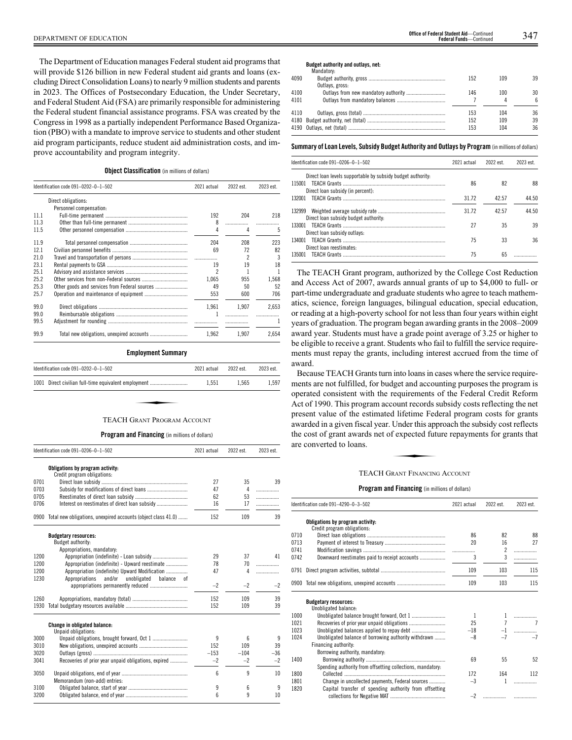The Department of Education manages Federal student aid programs that will provide $126 billion in new Federal student aid grants and loans (excluding Direct Consolidation Loans) to nearly 9 million students and parents in 2023. The Offices of Postsecondary Education, the Under Secretary, and Federal Student Aid (FSA) are primarily responsible for administering the Federal student financial assistance programs. FSA was created by the Congress in 1998 as a partially independent Performance Based Organization (PBO) with a mandate to improve service to students and other student aid program participants, reduce student aid administration costs, and improve accountability and program integrity.

**Object Classification** (in millions of dollars)

| Identification code 091–0202–0–1–502 | | 2021 actual | 2022 est. | 2023 est. |
|---|---|---|---|---|
| | Direct obligations: | | | |
| | Personnel compensation: | | | |
| 11.1 | Full-time permanent | 192 | 204 | 218 |
| 11.3 | Other than full-time permanent | 8 | | |
| 11.5 | Other personnel compensation | 4 | 4 | 5 |
| 11.9 | Total personnel compensation | 204 | 208 | 223 |
| 12.1 | Civilian personnel benefits | 69 | 72 | 82 |
| 21.0 | Travel and transportation of persons | | 2 | 3 |
| 23.1 | Rental payments to GSA | 19 | 19 | 18 |
| 25.1 | Advisory and assistance services | 2 | 1 | 1 |
| 25.2 | Other services from non-Federal sources | 1,065 | 955 | 1,568 |
| 25.3 | Other goods and services from Federal sources | 49 | 50 | 52 |
| 25.7 | Operation and maintenance of equipment | 553 | 600 | 706 |
| 99.0 | Direct obligations | 1,961 | 1,907 | 2,653 |
| 99.0 | Reimbursable obligations | 1 | | |
| 99.5 | Adjustment for rounding | | | 1 |
| 99.9 | Total new obligations, unexpired accounts | 1,962 | 1,907 | 2,654 |

**Employment Summary**

| Identification code 091–0202–0–1–502 | | 2021 actual | 2022 est. | 2023 est. |
|---|---|---|---|---|
| 1001 | Direct civilian full-time equivalent employment | 1,551 | 1,565 | 1,597 |

## TEACH Grant Program Account

**Program and Financing** (in millions of dollars)

| Identification code 091–0206–0–1–502 | | 2021 actual | 2022 est. | 2023 est. |
|---|---|---|---|---|
| | **Obligations by program activity:** | | | |
| | Credit program obligations: | | | |
| 0701 | Direct loan subsidy | 27 | 35 | 39 |
| 0703 | Subsidy for modifications of direct loans | 47 | 4 | |
| 0705 | Reestimates of direct loan subsidy | 62 | 53 | |
| 0706 | Interest on reestimates of direct loan subsidy | 16 | 17 | |
| 0900 | Total new obligations, unexpired accounts (object class 41.0) | 152 | 109 | 39 |
| | **Budgetary resources:** | | | |
| | Budget authority: | | | |
| | Appropriations, mandatory: | | | |
| 1200 | Appropriation (indefinite) - Loan subsidy | 29 | 37 | 41 |
| 1200 | Appropriation (indefinite) - Upward reestimate | 78 | 70 | |
| 1200 | Appropriation (indefinite) Upward Modification | 47 | 4 | |
| 1230 | Appropriations and/or unobligated balance of appropriations permanently reduced | −2 | −2 | −2 |
| 1260 | Appropriations, mandatory (total) | 152 | 109 | 39 |
| 1930 | Total budgetary resources available | 152 | 109 | 39 |
| | **Change in obligated balance:** | | | |
| | Unpaid obligations: | | | |
| 3000 | Unpaid obligations, brought forward, Oct 1 | 9 | 6 | 9 |
| 3010 | New obligations, unexpired accounts | 152 | 109 | 39 |
| 3020 | Outlays (gross) | −153 | −104 | −36 |
| 3041 | Recoveries of prior year unpaid obligations, expired | −2 | −2 | −2 |
| 3050 | Unpaid obligations, end of year | 6 | 9 | 10 |
| | Memorandum (non-add) entries: | | | |
| 3100 | Obligated balance, start of year | 9 | 6 | 9 |
| 3200 | Obligated balance, end of year | 6 | 9 | 10 |
| | **Budget authority and outlays, net:** | | | |
| | Mandatory: | | | |
| 4090 | Budget authority, gross | 152 | 109 | 39 |
| | Outlays, gross: | | | |
| 4100 | Outlays from new mandatory authority | 146 | 100 | 30 |
| 4101 | Outlays from mandatory balances | 7 | 4 | 6 |
| 4110 | Outlays, gross (total) | 153 | 104 | 36 |
| 4180 | Budget authority, net (total) | 152 | 109 | 39 |
| 4190 | Outlays, net (total) | 153 | 104 | 36 |

**Summary of Loan Levels, Subsidy Budget Authority and Outlays by Program** (in millions of dollars)

| Identification code 091–0206–0–1–502 | | 2021 actual | 2022 est. | 2023 est. |
|---|---|---|---|---|
| | Direct loan levels supportable by subsidy budget authority: | | | |
| 115001 | TEACH Grants | 86 | 82 | 88 |
| | Direct loan subsidy (in percent): | | | |
| 132001 | TEACH Grants | 31.72 | 42.57 | 44.50 |
| 132999 | Weighted average subsidy rate | 31.72 | 42.57 | 44.50 |
| | Direct loan subsidy budget authority: | | | |
| 133001 | TEACH Grants | 27 | 35 | 39 |
| | Direct loan subsidy outlays: | | | |
| 134001 | TEACH Grants | 75 | 33 | 36 |
| | Direct loan reestimates: | | | |
| 135001 | TEACH Grants | 75 | 65 | |

The TEACH Grant program, authorized by the College Cost Reduction and Access Act of 2007, awards annual grants of up to $4,000 to full- or part-time undergraduate and graduate students who agree to teach mathematics, science, foreign languages, bilingual education, special education, or reading at a high-poverty school for not less than four years within eight years of graduation. The program began awarding grants in the 2008–2009 award year. Students must have a grade point average of 3.25 or higher to be eligible to receive a grant. Students who fail to fulfill the service requirements must repay the grants, including interest accrued from the time of award.

Because TEACH Grants turn into loans in cases where the service requirements are not fulfilled, for budget and accounting purposes the program is operated consistent with the requirements of the Federal Credit Reform Act of 1990. This program account records subsidy costs reflecting the net present value of the estimated lifetime Federal program costs for grants awarded in a given fiscal year. Under this approach the subsidy cost reflects the cost of grant awards net of expected future repayments for grants that are converted to loans.

## TEACH Grant Financing Account

**Program and Financing** (in millions of dollars)

| Identification code 091–4290–0–3–502 | | 2021 actual | 2022 est. | 2023 est. |
|---|---|---|---|---|
| | **Obligations by program activity:** | | | |
| | Credit program obligations: | | | |
| 0710 | Direct loan obligations | 86 | 82 | 88 |
| 0713 | Payment of interest to Treasury | 20 | 16 | 27 |
| 0741 | Modification savings | | 2 | |
| 0742 | Downward reestimates paid to receipt accounts | 3 | 3 | |
| 0791 | Direct program activities, subtotal | 109 | 103 | 115 |
| 0900 | Total new obligations, unexpired accounts | 109 | 103 | 115 |
| | **Budgetary resources:** | | | |
| | Unobligated balance: | | | |
| 1000 | Unobligated balance brought forward, Oct 1 | 1 | 1 | |
| 1021 | Recoveries of prior year unpaid obligations | 25 | 7 | 7 |
| 1023 | Unobligated balances applied to repay debt | −18 | −1 | |
| 1024 | Unobligated balance of borrowing authority withdrawn | −8 | −7 | −7 |
| | Financing authority: | | | |
| | Borrowing authority, mandatory: | | | |
| 1400 | Borrowing authority | 69 | 55 | 52 |
| | Spending authority from offsetting collections, mandatory: | | | |
| 1800 | Collected | 172 | 164 | 112 |
| 1801 | Change in uncollected payments, Federal sources | −3 | 1 | |
| 1820 | Capital transfer of spending authority from offsetting collections for Negative MAT | −2 | | |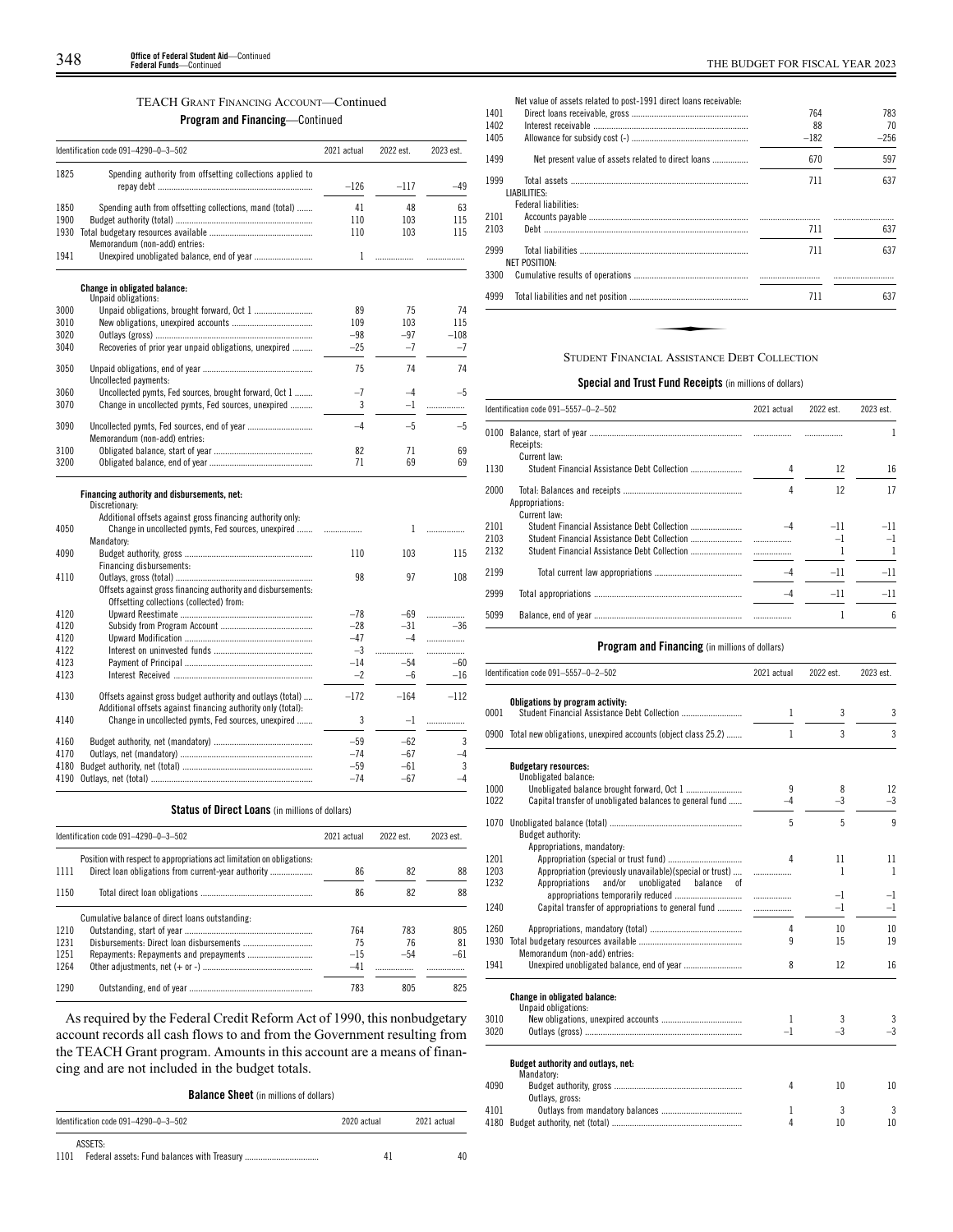TEACH Grant Financing Account—Continued

**Program and Financing**—Continued

| Identification code 091–4290–0–3–502 | | 2021 actual | 2022 est. | 2023 est. |
|---|---|---|---|---|
| 1825 | Spending authority from offsetting collections applied to repay debt | –126 | –117 | –49 |
| 1850 | Spending auth from offsetting collections, mand (total) | 41 | 48 | 63 |
| 1900 | Budget authority (total) | 110 | 103 | 115 |
| 1930 | Total budgetary resources available | 110 | 103 | 115 |
| | Memorandum (non-add) entries: | | | |
| 1941 | Unexpired unobligated balance, end of year | 1 | | |
| | **Change in obligated balance:** | | | |
| | Unpaid obligations: | | | |
| 3000 | Unpaid obligations, brought forward, Oct 1 | 89 | 75 | 74 |
| 3010 | New obligations, unexpired accounts | 109 | 103 | 115 |
| 3020 | Outlays (gross) | –98 | –97 | –108 |
| 3040 | Recoveries of prior year unpaid obligations, unexpired | –25 | –7 | –7 |
| 3050 | Unpaid obligations, end of year | 75 | 74 | 74 |
| | Uncollected payments: | | | |
| 3060 | Uncollected pymts, Fed sources, brought forward, Oct 1 | –7 | –4 | –5 |
| 3070 | Change in uncollected pymts, Fed sources, unexpired | 3 | –1 | |
| 3090 | Uncollected pymts, Fed sources, end of year | –4 | –5 | –5 |
| | Memorandum (non-add) entries: | | | |
| 3100 | Obligated balance, start of year | 82 | 71 | 69 |
| 3200 | Obligated balance, end of year | 71 | 69 | 69 |
| | **Financing authority and disbursements, net:** | | | |
| | Discretionary: | | | |
| | Additional offsets against gross financing authority only: | | | |
| 4050 | Change in uncollected pymts, Fed sources, unexpired | | 1 | |
| | Mandatory: | | | |
| 4090 | Budget authority, gross | 110 | 103 | 115 |
| | Financing disbursements: | | | |
| 4110 | Outlays, gross (total) | 98 | 97 | 108 |
| | Offsets against gross financing authority and disbursements: | | | |
| | Offsetting collections (collected) from: | | | |
| 4120 | Upward Reestimate | –78 | –69 | |
| 4120 | Subsidy from Program Account | –28 | –31 | –36 |
| 4120 | Upward Modification | –47 | –4 | |
| 4122 | Interest on uninvested funds | –3 | | |
| 4123 | Payment of Principal | –14 | –54 | –60 |
| 4123 | Interest Received | –2 | –6 | –16 |
| 4130 | Offsets against gross budget authority and outlays (total) | –172 | –164 | –112 |
| | Additional offsets against financing authority only (total): | | | |
| 4140 | Change in uncollected pymts, Fed sources, unexpired | 3 | –1 | |
| 4160 | Budget authority, net (mandatory) | –59 | –62 | 3 |
| 4170 | Outlays, net (mandatory) | –74 | –67 | –4 |
| 4180 | Budget authority, net (total) | –59 | –61 | 3 |
| 4190 | Outlays, net (total) | –74 | –67 | –4 |

**Status of Direct Loans** (in millions of dollars)

| Identification code 091–4290–0–3–502 | | 2021 actual | 2022 est. | 2023 est. |
|---|---|---|---|---|
| | Position with respect to appropriations act limitation on obligations: | | | |
| 1111 | Direct loan obligations from current-year authority | 86 | 82 | 88 |
| 1150 | Total direct loan obligations | 86 | 82 | 88 |
| | Cumulative balance of direct loans outstanding: | | | |
| 1210 | Outstanding, start of year | 764 | 783 | 805 |
| 1231 | Disbursements: Direct loan disbursements | 75 | 76 | 81 |
| 1251 | Repayments: Repayments and prepayments | –15 | –54 | –61 |
| 1264 | Other adjustments, net (+ or -) | –41 | | |
| 1290 | Outstanding, end of year | 783 | 805 | 825 |

As required by the Federal Credit Reform Act of 1990, this nonbudgetary account records all cash flows to and from the Government resulting from the TEACH Grant program. Amounts in this account are a means of financing and are not included in the budget totals.

**Balance Sheet** (in millions of dollars)

| Identification code 091–4290–0–3–502 | | 2020 actual | 2021 actual |
|---|---|---|---|
| | ASSETS: | | |
| 1101 | Federal assets: Fund balances with Treasury | 41 | 40 |
| | Net value of assets related to post-1991 direct loans receivable: | | |
| 1401 | Direct loans receivable, gross | 764 | 783 |
| 1402 | Interest receivable | 88 | 70 |
| 1405 | Allowance for subsidy cost (-) | –182 | –256 |
| 1499 | Net present value of assets related to direct loans | 670 | 597 |
| 1999 | Total assets | 711 | 637 |
| | LIABILITIES: | | |
| | Federal liabilities: | | |
| 2101 | Accounts payable | | |
| 2103 | Debt | 711 | 637 |
| 2999 | Total liabilities | 711 | 637 |
| | NET POSITION: | | |
| 3300 | Cumulative results of operations | | |
| 4999 | Total liabilities and net position | 711 | 637 |

## Student Financial Assistance Debt Collection

**Special and Trust Fund Receipts** (in millions of dollars)

| Identification code 091–5557–0–2–502 | | 2021 actual | 2022 est. | 2023 est. |
|---|---|---|---|---|
| 0100 | Balance, start of year | | | 1 |
| | Receipts: | | | |
| | Current law: | | | |
| 1130 | Student Financial Assistance Debt Collection | 4 | 12 | 16 |
| 2000 | Total: Balances and receipts | 4 | 12 | 17 |
| | Appropriations: | | | |
| | Current law: | | | |
| 2101 | Student Financial Assistance Debt Collection | –4 | –11 | –11 |
| 2103 | Student Financial Assistance Debt Collection | | –1 | –1 |
| 2132 | Student Financial Assistance Debt Collection | | 1 | 1 |
| 2199 | Total current law appropriations | –4 | –11 | –11 |
| 2999 | Total appropriations | –4 | –11 | –11 |
| 5099 | Balance, end of year | | 1 | 6 |

**Program and Financing** (in millions of dollars)

| Identification code 091–5557–0–2–502 | | 2021 actual | 2022 est. | 2023 est. |
|---|---|---|---|---|
| | **Obligations by program activity:** | | | |
| 0001 | Student Financial Assistance Debt Collection | 1 | 3 | 3 |
| 0900 | Total new obligations, unexpired accounts (object class 25.2) | 1 | 3 | 3 |
| | **Budgetary resources:** | | | |
| | Unobligated balance: | | | |
| 1000 | Unobligated balance brought forward, Oct 1 | 9 | 8 | 12 |
| 1022 | Capital transfer of unobligated balances to general fund | –4 | –3 | –3 |
| 1070 | Unobligated balance (total) | 5 | 5 | 9 |
| | Budget authority: | | | |
| | Appropriations, mandatory: | | | |
| 1201 | Appropriation (special or trust fund) | 4 | 11 | 11 |
| 1203 | Appropriation (previously unavailable)(special or trust) | | 1 | 1 |
| 1232 | Appropriations and/or unobligated balance of appropriations temporarily reduced | | –1 | –1 |
| 1240 | Capital transfer of appropriations to general fund | | –1 | –1 |
| 1260 | Appropriations, mandatory (total) | 4 | 10 | 10 |
| 1930 | Total budgetary resources available | 9 | 15 | 19 |
| | Memorandum (non-add) entries: | | | |
| 1941 | Unexpired unobligated balance, end of year | 8 | 12 | 16 |
| | **Change in obligated balance:** | | | |
| | Unpaid obligations: | | | |
| 3010 | New obligations, unexpired accounts | 1 | 3 | 3 |
| 3020 | Outlays (gross) | –1 | –3 | –3 |
| | **Budget authority and outlays, net:** | | | |
| | Mandatory: | | | |
| 4090 | Budget authority, gross | 4 | 10 | 10 |
| | Outlays, gross: | | | |
| 4101 | Outlays from mandatory balances | 1 | 3 | 3 |
| 4180 | Budget authority, net (total) | 4 | 10 | 10 |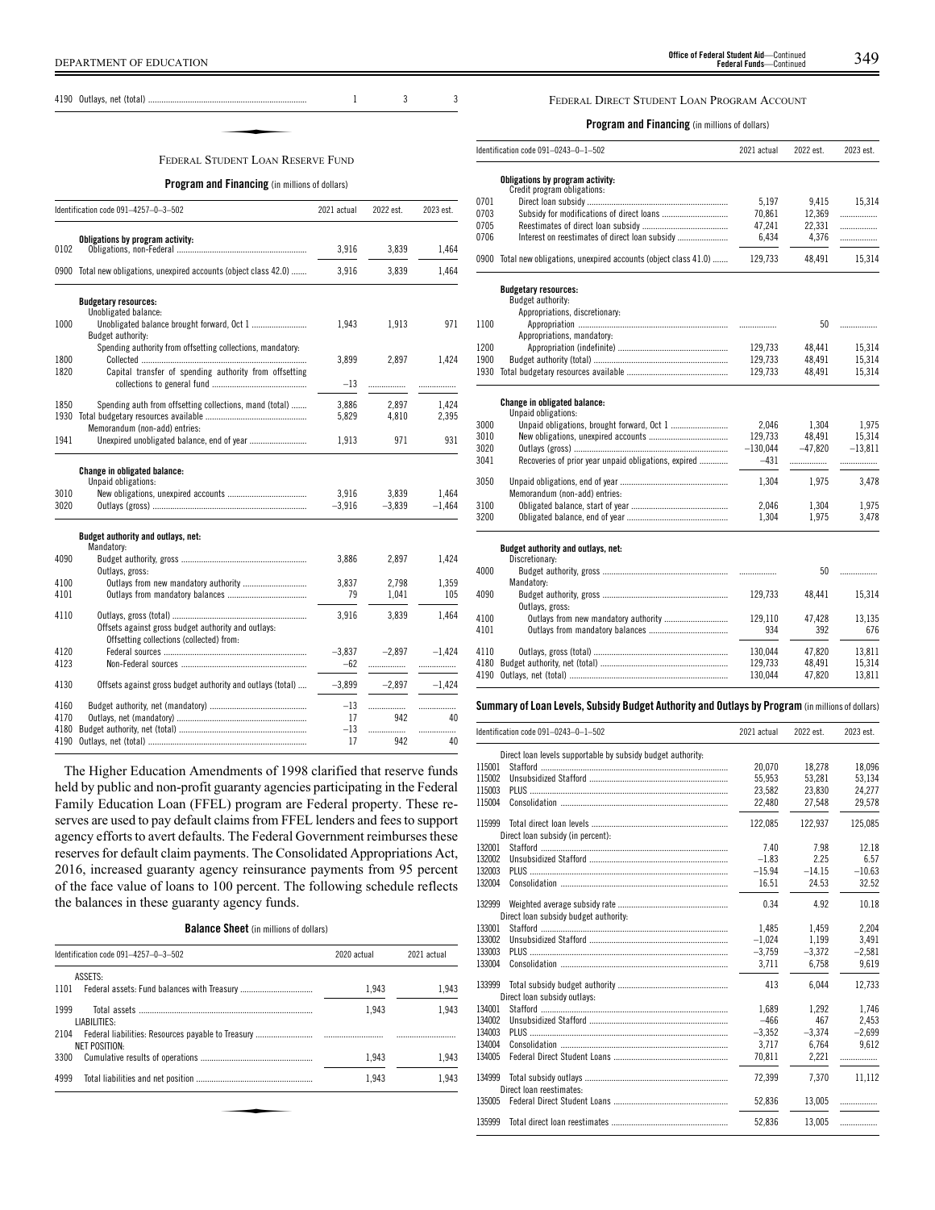| | | | | |
|---|---|---|---|---|
| 4190 | Outlays, net (total) | 1 | 3 | 3 |

## FEDERAL STUDENT LOAN RESERVE FUND

**Program and Financing** (in millions of dollars)

| Identification code 091–4257–0–3–502 | | 2021 actual | 2022 est. | 2023 est. |
|---|---|---|---|---|
| | **Obligations by program activity:** | | | |
| 0102 | Obligations, non-Federal | 3,916 | 3,839 | 1,464 |
| 0900 | Total new obligations, unexpired accounts (object class 42.0) | 3,916 | 3,839 | 1,464 |
| | **Budgetary resources:** | | | |
| | Unobligated balance: | | | |
| 1000 | Unobligated balance brought forward, Oct 1 | 1,943 | 1,913 | 971 |
| | Budget authority: | | | |
| | Spending authority from offsetting collections, mandatory: | | | |
| 1800 | Collected | 3,899 | 2,897 | 1,424 |
| 1820 | Capital transfer of spending authority from offsetting collections to general fund | −13 | | |
| 1850 | Spending auth from offsetting collections, mand (total) | 3,886 | 2,897 | 1,424 |
| 1930 | Total budgetary resources available | 5,829 | 4,810 | 2,395 |
| | Memorandum (non-add) entries: | | | |
| 1941 | Unexpired unobligated balance, end of year | 1,913 | 971 | 931 |
| | **Change in obligated balance:** | | | |
| | Unpaid obligations: | | | |
| 3010 | New obligations, unexpired accounts | 3,916 | 3,839 | 1,464 |
| 3020 | Outlays (gross) | −3,916 | −3,839 | −1,464 |
| | **Budget authority and outlays, net:** | | | |
| | Mandatory: | | | |
| 4090 | Budget authority, gross | 3,886 | 2,897 | 1,424 |
| | Outlays, gross: | | | |
| 4100 | Outlays from new mandatory authority | 3,837 | 2,798 | 1,359 |
| 4101 | Outlays from mandatory balances | 79 | 1,041 | 105 |
| 4110 | Outlays, gross (total) | 3,916 | 3,839 | 1,464 |
| | Offsets against gross budget authority and outlays: | | | |
| | Offsetting collections (collected) from: | | | |
| 4120 | Federal sources | −3,837 | −2,897 | −1,424 |
| 4123 | Non-Federal sources | −62 | | |
| 4130 | Offsets against gross budget authority and outlays (total) | −3,899 | −2,897 | −1,424 |
| 4160 | Budget authority, net (mandatory) | −13 | | |
| 4170 | Outlays, net (mandatory) | 17 | 942 | 40 |
| 4180 | Budget authority, net (total) | −13 | | |
| 4190 | Outlays, net (total) | 17 | 942 | 40 |

The Higher Education Amendments of 1998 clarified that reserve funds held by public and non-profit guaranty agencies participating in the Federal Family Education Loan (FFEL) program are Federal property. These reserves are used to pay default claims from FFEL lenders and fees to support agency efforts to avert defaults. The Federal Government reimburses these reserves for default claim payments. The Consolidated Appropriations Act, 2016, increased guaranty agency reinsurance payments from 95 percent of the face value of loans to 100 percent. The following schedule reflects the balances in these guaranty agency funds.

**Balance Sheet** (in millions of dollars)

| Identification code 091–4257–0–3–502 | | 2020 actual | 2021 actual |
|---|---|---|---|
| | ASSETS: | | |
| 1101 | Federal assets: Fund balances with Treasury | 1,943 | 1,943 |
| 1999 | Total assets | 1,943 | 1,943 |
| | LIABILITIES: | | |
| 2104 | Federal liabilities: Resources payable to Treasury | | |
| | NET POSITION: | | |
| 3300 | Cumulative results of operations | 1,943 | 1,943 |
| 4999 | Total liabilities and net position | 1,943 | 1,943 |

## FEDERAL DIRECT STUDENT LOAN PROGRAM ACCOUNT

**Program and Financing** (in millions of dollars)

| Identification code 091–0243–0–1–502 | | 2021 actual | 2022 est. | 2023 est. |
|---|---|---|---|---|
| | **Obligations by program activity:** | | | |
| | Credit program obligations: | | | |
| 0701 | Direct loan subsidy | 5,197 | 9,415 | 15,314 |
| 0703 | Subsidy for modifications of direct loans | 70,861 | 12,369 | |
| 0705 | Reestimates of direct loan subsidy | 47,241 | 22,331 | |
| 0706 | Interest on reestimates of direct loan subsidy | 6,434 | 4,376 | |
| 0900 | Total new obligations, unexpired accounts (object class 41.0) | 129,733 | 48,491 | 15,314 |
| | **Budgetary resources:** | | | |
| | Budget authority: | | | |
| | Appropriations, discretionary: | | | |
| 1100 | Appropriation | | 50 | |
| | Appropriations, mandatory: | | | |
| 1200 | Appropriation (indefinite) | 129,733 | 48,441 | 15,314 |
| 1900 | Budget authority (total) | 129,733 | 48,491 | 15,314 |
| 1930 | Total budgetary resources available | 129,733 | 48,491 | 15,314 |
| | **Change in obligated balance:** | | | |
| | Unpaid obligations: | | | |
| 3000 | Unpaid obligations, brought forward, Oct 1 | 2,046 | 1,304 | 1,975 |
| 3010 | New obligations, unexpired accounts | 129,733 | 48,491 | 15,314 |
| 3020 | Outlays (gross) | −130,044 | −47,820 | −13,811 |
| 3041 | Recoveries of prior year unpaid obligations, expired | −431 | | |
| 3050 | Unpaid obligations, end of year | 1,304 | 1,975 | 3,478 |
| | Memorandum (non-add) entries: | | | |
| 3100 | Obligated balance, start of year | 2,046 | 1,304 | 1,975 |
| 3200 | Obligated balance, end of year | 1,304 | 1,975 | 3,478 |
| | **Budget authority and outlays, net:** | | | |
| | Discretionary: | | | |
| 4000 | Budget authority, gross | | 50 | |
| | Mandatory: | | | |
| 4090 | Budget authority, gross | 129,733 | 48,441 | 15,314 |
| | Outlays, gross: | | | |
| 4100 | Outlays from new mandatory authority | 129,110 | 47,428 | 13,135 |
| 4101 | Outlays from mandatory balances | 934 | 392 | 676 |
| 4110 | Outlays, gross (total) | 130,044 | 47,820 | 13,811 |
| 4180 | Budget authority, net (total) | 129,733 | 48,491 | 15,314 |
| 4190 | Outlays, net (total) | 130,044 | 47,820 | 13,811 |

**Summary of Loan Levels, Subsidy Budget Authority and Outlays by Program** (in millions of dollars)

| Identification code 091–0243–0–1–502 | | 2021 actual | 2022 est. | 2023 est. |
|---|---|---|---|---|
| | Direct loan levels supportable by subsidy budget authority: | | | |
| 115001 | Stafford | 20,070 | 18,278 | 18,096 |
| 115002 | Unsubsidized Stafford | 55,953 | 53,281 | 53,134 |
| 115003 | PLUS | 23,582 | 23,830 | 24,277 |
| 115004 | Consolidation | 22,480 | 27,548 | 29,578 |
| 115999 | Total direct loan levels | 122,085 | 122,937 | 125,085 |
| | Direct loan subsidy (in percent): | | | |
| 132001 | Stafford | 7.40 | 7.98 | 12.18 |
| 132002 | Unsubsidized Stafford | −1.83 | 2.25 | 6.57 |
| 132003 | PLUS | −15.94 | −14.15 | −10.63 |
| 132004 | Consolidation | 16.51 | 24.53 | 32.52 |
| 132999 | Weighted average subsidy rate | 0.34 | 4.92 | 10.18 |
| | Direct loan subsidy budget authority: | | | |
| 133001 | Stafford | 1,485 | 1,459 | 2,204 |
| 133002 | Unsubsidized Stafford | −1,024 | 1,199 | 3,491 |
| 133003 | PLUS | −3,759 | −3,372 | −2,581 |
| 133004 | Consolidation | 3,711 | 6,758 | 9,619 |
| 133999 | Total subsidy budget authority | 413 | 6,044 | 12,733 |
| | Direct loan subsidy outlays: | | | |
| 134001 | Stafford | 1,689 | 1,292 | 1,746 |
| 134002 | Unsubsidized Stafford | −466 | 467 | 2,453 |
| 134003 | PLUS | −3,352 | −3,374 | −2,699 |
| 134004 | Consolidation | 3,717 | 6,764 | 9,612 |
| 134005 | Federal Direct Student Loans | 70,811 | 2,221 | |
| 134999 | Total subsidy outlays | 72,399 | 7,370 | 11,112 |
| | Direct loan reestimates: | | | |
| 135005 | Federal Direct Student Loans | 52,836 | 13,005 | |
| 135999 | Total direct loan reestimates | 52,836 | 13,005 | |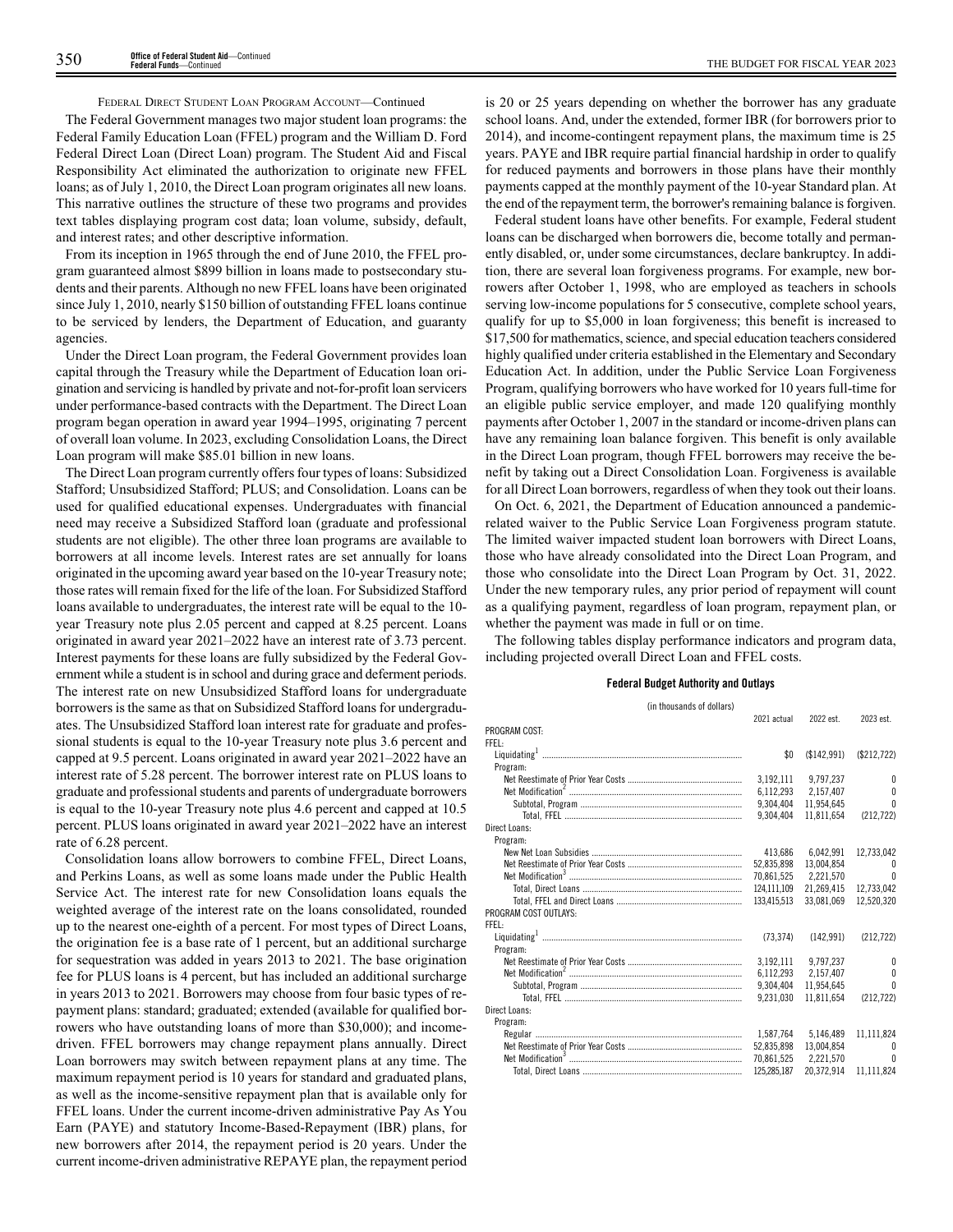FEDERAL DIRECT STUDENT LOAN PROGRAM ACCOUNT—Continued

The Federal Government manages two major student loan programs: the Federal Family Education Loan (FFEL) program and the William D. Ford Federal Direct Loan (Direct Loan) program. The Student Aid and Fiscal Responsibility Act eliminated the authorization to originate new FFEL loans; as of July 1, 2010, the Direct Loan program originates all new loans. This narrative outlines the structure of these two programs and provides text tables displaying program cost data; loan volume, subsidy, default, and interest rates; and other descriptive information.

From its inception in 1965 through the end of June 2010, the FFEL program guaranteed almost $899 billion in loans made to postsecondary students and their parents. Although no new FFEL loans have been originated since July 1, 2010, nearly $150 billion of outstanding FFEL loans continue to be serviced by lenders, the Department of Education, and guaranty agencies.

Under the Direct Loan program, the Federal Government provides loan capital through the Treasury while the Department of Education loan origination and servicing is handled by private and not-for-profit loan servicers under performance-based contracts with the Department. The Direct Loan program began operation in award year 1994–1995, originating 7 percent of overall loan volume. In 2023, excluding Consolidation Loans, the Direct Loan program will make $85.01 billion in new loans.

The Direct Loan program currently offers four types of loans: Subsidized Stafford; Unsubsidized Stafford; PLUS; and Consolidation. Loans can be used for qualified educational expenses. Undergraduates with financial need may receive a Subsidized Stafford loan (graduate and professional students are not eligible). The other three loan programs are available to borrowers at all income levels. Interest rates are set annually for loans originated in the upcoming award year based on the 10-year Treasury note; those rates will remain fixed for the life of the loan. For Subsidized Stafford loans available to undergraduates, the interest rate will be equal to the 10-year Treasury note plus 2.05 percent and capped at 8.25 percent. Loans originated in award year 2021–2022 have an interest rate of 3.73 percent. Interest payments for these loans are fully subsidized by the Federal Government while a student is in school and during grace and deferment periods. The interest rate on new Unsubsidized Stafford loans for undergraduate borrowers is the same as that on Subsidized Stafford loans for undergraduates. The Unsubsidized Stafford loan interest rate for graduate and professional students is equal to the 10-year Treasury note plus 3.6 percent and capped at 9.5 percent. Loans originated in award year 2021–2022 have an interest rate of 5.28 percent. The borrower interest rate on PLUS loans to graduate and professional students and parents of undergraduate borrowers is equal to the 10-year Treasury note plus 4.6 percent and capped at 10.5 percent. PLUS loans originated in award year 2021–2022 have an interest rate of 6.28 percent.

Consolidation loans allow borrowers to combine FFEL, Direct Loans, and Perkins Loans, as well as some loans made under the Public Health Service Act. The interest rate for new Consolidation loans equals the weighted average of the interest rate on the loans consolidated, rounded up to the nearest one-eighth of a percent. For most types of Direct Loans, the origination fee is a base rate of 1 percent, but an additional surcharge for sequestration was added in years 2013 to 2021. The base origination fee for PLUS loans is 4 percent, but has included an additional surcharge in years 2013 to 2021. Borrowers may choose from four basic types of repayment plans: standard; graduated; extended (available for qualified borrowers who have outstanding loans of more than $30,000); and income-driven. FFEL borrowers may change repayment plans annually. Direct Loan borrowers may switch between repayment plans at any time. The maximum repayment period is 10 years for standard and graduated plans, as well as the income-sensitive repayment plan that is available only for FFEL loans. Under the current income-driven administrative Pay As You Earn (PAYE) and statutory Income-Based-Repayment (IBR) plans, for new borrowers after 2014, the repayment period is 20 years. Under the current income-driven administrative REPAYE plan, the repayment period is 20 or 25 years depending on whether the borrower has any graduate school loans. And, under the extended, former IBR (for borrowers prior to 2014), and income-contingent repayment plans, the maximum time is 25 years. PAYE and IBR require partial financial hardship in order to qualify for reduced payments and borrowers in those plans have their monthly payments capped at the monthly payment of the 10-year Standard plan. At the end of the repayment term, the borrower's remaining balance is forgiven.

Federal student loans have other benefits. For example, Federal student loans can be discharged when borrowers die, become totally and permanently disabled, or, under some circumstances, declare bankruptcy. In addition, there are several loan forgiveness programs. For example, new borrowers after October 1, 1998, who are employed as teachers in schools serving low-income populations for 5 consecutive, complete school years, qualify for up to $5,000 in loan forgiveness; this benefit is increased to $17,500 for mathematics, science, and special education teachers considered highly qualified under criteria established in the Elementary and Secondary Education Act. In addition, under the Public Service Loan Forgiveness Program, qualifying borrowers who have worked for 10 years full-time for an eligible public service employer, and made 120 qualifying monthly payments after October 1, 2007 in the standard or income-driven plans can have any remaining loan balance forgiven. This benefit is only available in the Direct Loan program, though FFEL borrowers may receive the benefit by taking out a Direct Consolidation Loan. Forgiveness is available for all Direct Loan borrowers, regardless of when they took out their loans.

On Oct. 6, 2021, the Department of Education announced a pandemic-related waiver to the Public Service Loan Forgiveness program statute. The limited waiver impacted student loan borrowers with Direct Loans, those who have already consolidated into the Direct Loan Program, and those who consolidate into the Direct Loan Program by Oct. 31, 2022. Under the new temporary rules, any prior period of repayment will count as a qualifying payment, regardless of loan program, repayment plan, or whether the payment was made in full or on time.

The following tables display performance indicators and program data, including projected overall Direct Loan and FFEL costs.

**Federal Budget Authority and Outlays**

| (in thousands of dollars) | 2021 actual | 2022 est. | 2023 est. |
|---|---|---|---|
| PROGRAM COST: | | | |
| FFEL: | | | |
| Liquidating[1] | $0 | ($142,991) | ($212,722) |
| Program: | | | |
| Net Reestimate of Prior Year Costs | 3,192,111 | 9,797,237 | 0 |
| Net Modification[2] | 6,112,293 | 2,157,407 | 0 |
| Subtotal, Program | 9,304,404 | 11,954,645 | 0 |
| Total, FFEL | 9,304,404 | 11,811,654 | (212,722) |
| Direct Loans: | | | |
| Program: | | | |
| New Net Loan Subsidies | 413,686 | 6,042,991 | 12,733,042 |
| Net Reestimate of Prior Year Costs | 52,835,898 | 13,004,854 | 0 |
| Net Modification[3] | 70,861,525 | 2,221,570 | 0 |
| Total, Direct Loans | 124,111,109 | 21,269,415 | 12,733,042 |
| Total, FFEL and Direct Loans | 133,415,513 | 33,081,069 | 12,520,320 |
| PROGRAM COST OUTLAYS: | | | |
| FFEL: | | | |
| Liquidating[1] | (73,374) | (142,991) | (212,722) |
| Program: | | | |
| Net Reestimate of Prior Year Costs | 3,192,111 | 9,797,237 | 0 |
| Net Modification[2] | 6,112,293 | 2,157,407 | 0 |
| Subtotal, Program | 9,304,404 | 11,954,645 | 0 |
| Total, FFEL | 9,231,030 | 11,811,654 | (212,722) |
| Direct Loans: | | | |
| Program: | | | |
| Regular | 1,587,764 | 5,146,489 | 11,111,824 |
| Net Reestimate of Prior Year Costs | 52,835,898 | 13,004,854 | 0 |
| Net Modification[3] | 70,861,525 | 2,221,570 | 0 |
| Total, Direct Loans | 125,285,187 | 20,372,914 | 11,111,824 |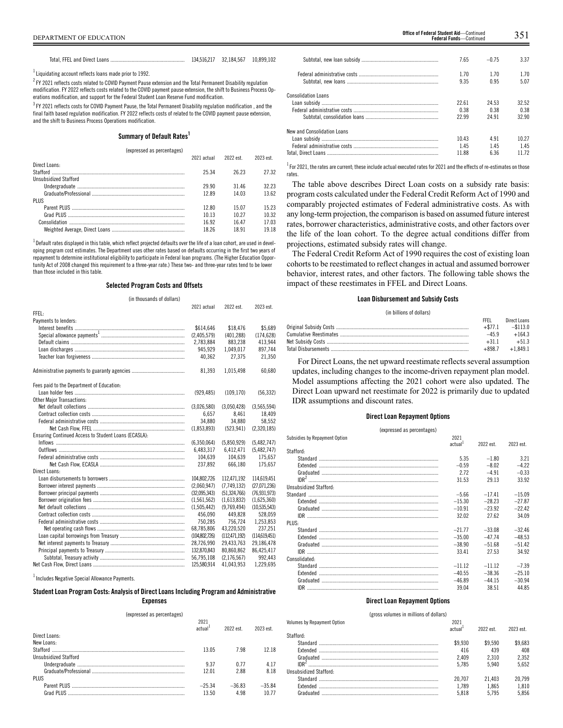| | | | |
|---|---|---|---|
| Total, FFEL and Direct Loans | 134,516,217 | 32,184,567 | 10,899,102 |

[1] Liquidating account reflects loans made prior to 1992.

[2] FY 2021 reflects costs related to COVID Payment Pause extension and the Total Permanent Disability regulation modification. FY 2022 reflects costs related to the COVID payment pause extension, the shift to Business Process Operations modification, and support for the Federal Student Loan Reserve Fund modification.

[3] FY 2021 reflects costs for COVID Payment Pause, the Total Permanent Disability regulation modification , and the final faith based regulation modification. FY 2022 reflects costs of related to the COVID payment pause extension, and the shift to Business Process Operations modification.

### Summary of Default Rates[1]

(expressed as percentages)

| | 2021 actual | 2022 est. | 2023 est. |
|---|---|---|---|
| Direct Loans: | | | |
| Stafford | 25.34 | 26.23 | 27.32 |
| Unsubsidized Stafford | | | |
| Undergraduate | 29.90 | 31.46 | 32.23 |
| Graduate/Professional | 12.89 | 14.03 | 13.62 |
| PLUS | | | |
| Parent PLUS | 12.80 | 15.07 | 15.23 |
| Grad PLUS | 10.13 | 10.27 | 10.32 |
| Consolidation | 16.92 | 16.47 | 17.03 |
| Weighted Average, Direct Loans | 18.26 | 18.91 | 19.18 |

[1] Default rates displayed in this table, which reflect projected defaults over the life of a loan cohort, are used in developing program cost estimates. The Department uses other rates based on defaults occurring in the first two years of repayment to determine institutional eligibility to participate in Federal loan programs. (The Higher Education Opportunity Act of 2008 changed this requirement to a three-year rate.) These two- and three-year rates tend to be lower than those included in this table.

### Selected Program Costs and Offsets

(in thousands of dollars)

| | 2021 actual | 2022 est. | 2023 est. |
|---|---|---|---|
| FFEL: | | | |
| Payments to lenders: | | | |
| Interest benefits | $614,646 | $18,476 | $5,689 |
| Special allowance payments[1] | (2,405,579) | (401,288) | (174,628) |
| Default claims | 2,783,884 | 883,238 | 413,944 |
| Loan discharges | 945,929 | 1,049,017 | 897,744 |
| Teacher loan forgiveness | 40,362 | 27,375 | 21,350 |
| Administrative payments to guaranty agencies | 81,393 | 1,015,498 | 60,680 |
| Fees paid to the Department of Education: | | | |
| Loan holder fees | (929,485) | (109,170) | (56,332) |
| Other Major Transactions: | | | |
| Net default collections | (3,026,580) | (3,050,428) | (3,565,594) |
| Contract collection costs | 6,657 | 8,461 | 18,409 |
| Federal administrative costs | 34,880 | 34,880 | 58,552 |
| Net Cash Flow, FFEL | (1,853,893) | (523,941) | (2,320,185) |
| Ensuring Continued Access to Student Loans (ECASLA): | | | |
| Inflows | (6,350,064) | (5,850,929) | (5,482,747) |
| Outflows | 6,483,317 | 6,412,471 | (5,482,747) |
| Federal administrative costs | 104,639 | 104,639 | 175,657 |
| Net Cash Flow, ECASLA | 237,892 | 666,180 | 175,657 |
| Direct Loans: | | | |
| Loan disbursements to borrowers | 104,802,726 | 112,471,192 | 114,619,451 |
| Borrower interest payments | (2,060,947) | (7,749,132) | (27,071,236) |
| Borrower principal payments | (32,095,343) | (51,324,766) | (76,931,973) |
| Borrower origination fees | (1,561,562) | (1,613,832) | (1,625,360) |
| Net default collections | (1,505,442) | (9,769,494) | (10,535,543) |
| Contract collection costs | 456,090 | 449,828 | 528,059 |
| Federal administrative costs | 750,285 | 756,724 | 1,253,853 |
| Net operating cash flows | 68,785,806 | 43,220,520 | 237,251 |
| Loan capital borrowings from Treasury | (104,802,726) | (112,471,192) | (114,619,451) |
| Net interest payments to Treasury | 28,726,990 | 29,433,763 | 29,186,478 |
| Principal payments to Treasury | 132,870,843 | 80,860,862 | 86,425,417 |
| Subtotal, Treasury activity | 56,795,108 | (2,176,567) | 992,443 |
| Net Cash Flow, Direct Loans | 125,580,914 | 41,043,953 | 1,229,695 |

[1] Includes Negative Special Allowance Payments.

### Student Loan Program Costs: Analysis of Direct Loans Including Program and Administrative Expenses

(expressed as percentages)

| | 2021 actual[1] | 2022 est. | 2023 est. |
|---|---|---|---|
| Direct Loans: | | | |
| New Loans: | | | |
| Stafford | 13.05 | 7.98 | 12.18 |
| Unsubsidized Stafford | | | |
| Undergraduate | 9.37 | 0.77 | 4.17 |
| Graduate/Professional | 12.01 | 2.88 | 8.18 |
| PLUS | | | |
| Parent PLUS | −25.34 | −36.83 | −35.84 |
| Grad PLUS | 13.50 | 4.98 | 10.77 |
| Subtotal, new loan subsidy | 7.65 | −0.75 | 3.37 |
| Federal administrative costs | 1.70 | 1.70 | 1.70 |
| Subtotal, new loans | 9.35 | 0.95 | 5.07 |
| Consolidation Loans | | | |
| Loan subsidy | 22.61 | 24.53 | 32.52 |
| Federal administrative costs | 0.38 | 0.38 | 0.38 |
| Subtotal, consolidation loans | 22.99 | 24.91 | 32.90 |
| New and Consolidation Loans | | | |
| Loan subsidy | 10.43 | 4.91 | 10.27 |
| Federal administrative costs | 1.45 | 1.45 | 1.45 |
| Total, Direct Loans | 11.88 | 6.36 | 11.72 |

[1] For 2021, the rates are current; these include actual executed rates for 2021 and the effects of re-estimates on those rates.

The table above describes Direct Loan costs on a subsidy rate basis: program costs calculated under the Federal Credit Reform Act of 1990 and comparably projected estimates of Federal administrative costs. As with any long-term projection, the comparison is based on assumed future interest rates, borrower characteristics, administrative costs, and other factors over the life of the loan cohort. To the degree actual conditions differ from projections, estimated subsidy rates will change.

The Federal Credit Reform Act of 1990 requires the cost of existing loan cohorts to be reestimated to reflect changes in actual and assumed borrower behavior, interest rates, and other factors. The following table shows the impact of these reestimates in FFEL and Direct Loans.

### Loan Disbursement and Subsidy Costs

(in billions of dollars)

| | FFEL | Direct Loans |
|---|---|---|
| Original Subsidy Costs | +$77.1 | −$113.0 |
| Cumulative Reestimates | −45.9 | +164.3 |
| Net Subsidy Costs | +31.1 | +51.3 |
| Total Disbursements | +898.7 | +1,849.1 |

For Direct Loans, the net upward reestimate reflects several assumption updates, including changes to the income-driven repayment plan model. Model assumptions affecting the 2021 cohort were also updated. The Direct Loan upward net reestimate for 2022 is primarily due to updated IDR assumptions and discount rates.

### Direct Loan Repayment Options

(expressed as percentages)

| Subsidies by Repayment Option | 2021 actual[1] | 2022 est. | 2023 est. |
|---|---|---|---|
| Stafford: | | | |
| Standard | 5.35 | −1.80 | 3.21 |
| Extended | −0.59 | −8.02 | −4.22 |
| Graduated | 2.72 | −4.91 | −0.33 |
| IDR[2] | 31.53 | 29.13 | 33.92 |
| Unsubsidized Stafford: | | | |
| Standard | −5.66 | −17.41 | −15.09 |
| Extended | −15.30 | −28.23 | −27.87 |
| Graduated | −10.91 | −23.92 | −22.42 |
| IDR | 32.02 | 27.62 | 34.09 |
| PLUS: | | | |
| Standard | −21.77 | −33.08 | −32.46 |
| Extended | −35.00 | −47.74 | −48.53 |
| Graduated | −38.90 | −51.68 | −51.42 |
| IDR | 33.41 | 27.53 | 34.92 |
| Consolidated: | | | |
| Standard | −11.12 | −11.12 | −7.39 |
| Extended | −40.55 | −38.36 | −25.10 |
| Graduated | −46.89 | −44.15 | −30.94 |
| IDR | 39.04 | 38.51 | 44.85 |

### Direct Loan Repayment Options

(gross volumes in millions of dollars)

| Volumes by Repayment Option | 2021 actual[1] | 2022 est. | 2023 est. |
|---|---|---|---|
| Stafford: | | | |
| Standard | $9,930 | $9,590 | $9,683 |
| Extended | 416 | 439 | 408 |
| Graduated | 2,409 | 2,310 | 2,352 |
| IDR[2] | 5,785 | 5,940 | 5,652 |
| Unsubsidized Stafford: | | | |
| Standard | 20,707 | 21,403 | 20,799 |
| Extended | 1,789 | 1,865 | 1,810 |
| Graduated | 5,818 | 5,795 | 5,856 |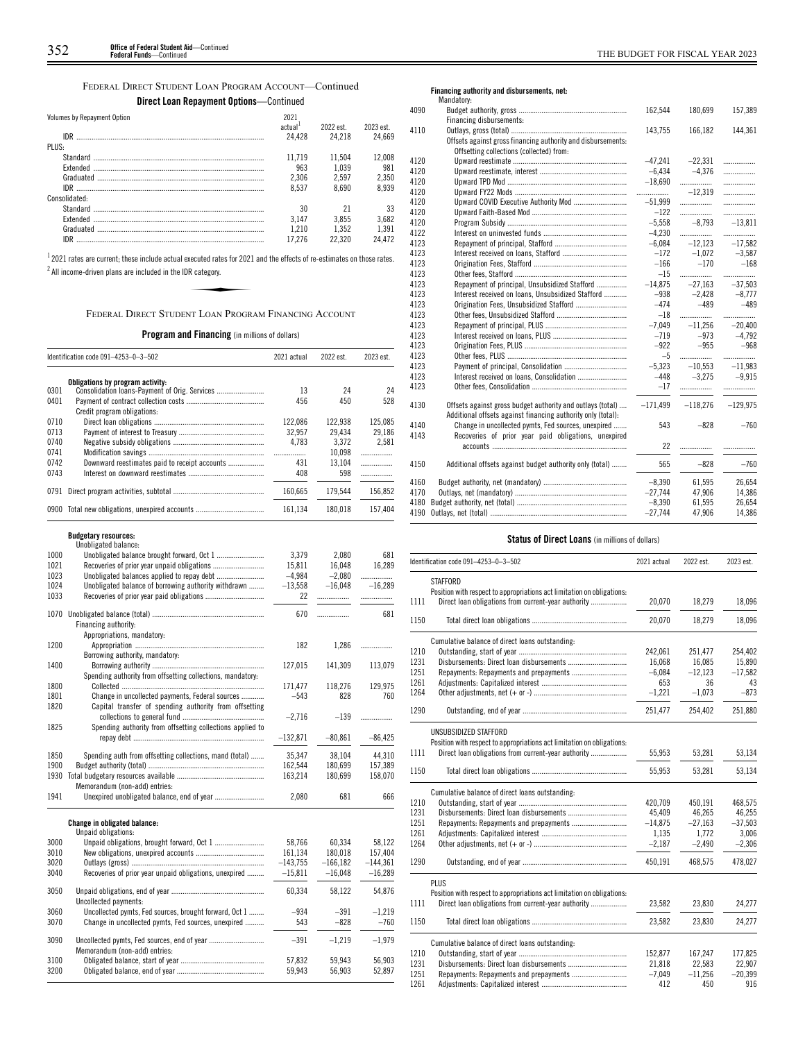## FEDERAL DIRECT STUDENT LOAN PROGRAM ACCOUNT—Continued

### Direct Loan Repayment Options—Continued

| Volumes by Repayment Option | 2021 actual[1] | 2022 est. | 2023 est. |
|---|---|---|---|
| IDR | 24,428 | 24,218 | 24,669 |
| PLUS: | | | |
| Standard | 11,719 | 11,504 | 12,008 |
| Extended | 963 | 1,039 | 981 |
| Graduated | 2,306 | 2,597 | 2,350 |
| IDR | 8,537 | 8,690 | 8,939 |
| Consolidated: | | | |
| Standard | 30 | 21 | 33 |
| Extended | 3,147 | 3,855 | 3,682 |
| Graduated | 1,210 | 1,352 | 1,391 |
| IDR | 17,276 | 22,320 | 24,472 |

[1] 2021 rates are current; these include actual executed rates for 2021 and the effects of re-estimates on those rates.

[2] All income-driven plans are included in the IDR category.

## FEDERAL DIRECT STUDENT LOAN PROGRAM FINANCING ACCOUNT

### Program and Financing (in millions of dollars)

| Identification code 091–4253–0–3–502 | | 2021 actual | 2022 est. | 2023 est. |
|---|---|---|---|---|
| | **Obligations by program activity:** | | | |
| 0301 | Consolidation loans-Payment of Orig. Services | 13 | 24 | 24 |
| 0401 | Payment of contract collection costs | 456 | 450 | 528 |
| | Credit program obligations: | | | |
| 0710 | Direct loan obligations | 122,086 | 122,938 | 125,085 |
| 0713 | Payment of interest to Treasury | 32,957 | 29,434 | 29,186 |
| 0740 | Negative subsidy obligations | 4,783 | 3,372 | 2,581 |
| 0741 | Modification savings | | 10,098 | |
| 0742 | Downward reestimates paid to receipt accounts | 431 | 13,104 | |
| 0743 | Interest on downward reestimates | 408 | 598 | |
| 0791 | Direct program activities, subtotal | 160,665 | 179,544 | 156,852 |
| 0900 | Total new obligations, unexpired accounts | 161,134 | 180,018 | 157,404 |
| | **Budgetary resources:** | | | |
| | Unobligated balance: | | | |
| 1000 | Unobligated balance brought forward, Oct 1 | 3,379 | 2,080 | 681 |
| 1021 | Recoveries of prior year unpaid obligations | 15,811 | 16,048 | 16,289 |
| 1023 | Unobligated balances applied to repay debt | –4,984 | –2,080 | |
| 1024 | Unobligated balance of borrowing authority withdrawn | –13,558 | –16,048 | –16,289 |
| 1033 | Recoveries of prior year paid obligations | 22 | | |
| 1070 | Unobligated balance (total) | 670 | | 681 |
| | Financing authority: | | | |
| | Appropriations, mandatory: | | | |
| 1200 | Appropriation | 182 | 1,286 | |
| | Borrowing authority, mandatory: | | | |
| 1400 | Borrowing authority | 127,015 | 141,309 | 113,079 |
| | Spending authority from offsetting collections, mandatory: | | | |
| 1800 | Collected | 171,477 | 118,276 | 129,975 |
| 1801 | Change in uncollected payments, Federal sources | –543 | 828 | 760 |
| 1820 | Capital transfer of spending authority from offsetting collections to general fund | –2,716 | –139 | |
| 1825 | Spending authority from offsetting collections applied to repay debt | –132,871 | –80,861 | –86,425 |
| 1850 | Spending auth from offsetting collections, mand (total) | 35,347 | 38,104 | 44,310 |
| 1900 | Budget authority (total) | 162,544 | 180,699 | 157,389 |
| 1930 | Total budgetary resources available | 163,214 | 180,699 | 158,070 |
| | Memorandum (non-add) entries: | | | |
| 1941 | Unexpired unobligated balance, end of year | 2,080 | 681 | 666 |
| | **Change in obligated balance:** | | | |
| | Unpaid obligations: | | | |
| 3000 | Unpaid obligations, brought forward, Oct 1 | 58,766 | 60,334 | 58,122 |
| 3010 | New obligations, unexpired accounts | 161,134 | 180,018 | 157,404 |
| 3020 | Outlays (gross) | –143,755 | –166,182 | –144,361 |
| 3040 | Recoveries of prior year unpaid obligations, unexpired | –15,811 | –16,048 | –16,289 |
| 3050 | Unpaid obligations, end of year | 60,334 | 58,122 | 54,876 |
| | Uncollected payments: | | | |
| 3060 | Uncollected pymts, Fed sources, brought forward, Oct 1 | –934 | –391 | –1,219 |
| 3070 | Change in uncollected pymts, Fed sources, unexpired | 543 | –828 | –760 |
| 3090 | Uncollected pymts, Fed sources, end of year | –391 | –1,219 | –1,979 |
| | Memorandum (non-add) entries: | | | |
| 3100 | Obligated balance, start of year | 57,832 | 59,943 | 56,903 |
| 3200 | Obligated balance, end of year | 59,943 | 56,903 | 52,897 |
| | **Financing authority and disbursements, net:** | | | |
| | Mandatory: | | | |
| 4090 | Budget authority, gross | 162,544 | 180,699 | 157,389 |
| | Financing disbursements: | | | |
| 4110 | Outlays, gross (total) | 143,755 | 166,182 | 144,361 |
| | Offsets against gross financing authority and disbursements: | | | |
| | Offsetting collections (collected) from: | | | |
| 4120 | Upward reestimate | –47,241 | –22,331 | |
| 4120 | Upward reestimate, interest | –6,434 | –4,376 | |
| 4120 | Upward TPD Mod | –18,690 | | |
| 4120 | Upward FY22 Mods | | –12,319 | |
| 4120 | Upward COVID Executive Authority Mod | –51,999 | | |
| 4120 | Upward Faith-Based Mod | –122 | | |
| 4120 | Program Subsidy | –5,558 | –8,793 | –13,811 |
| 4122 | Interest on uninvested funds | –4,230 | | |
| 4123 | Repayment of principal, Stafford | –6,084 | –12,123 | –17,582 |
| 4123 | Interest received on loans, Stafford | –172 | –1,072 | –3,587 |
| 4123 | Origination Fees, Stafford | –166 | –170 | –168 |
| 4123 | Other fees, Stafford | –15 | | |
| 4123 | Repayment of principal, Unsubsidized Stafford | –14,875 | –27,163 | –37,503 |
| 4123 | Interest received on loans, Unsubsidized Stafford | –938 | –2,428 | –8,777 |
| 4123 | Origination Fees, Unsubsidized Stafford | –474 | –489 | –489 |
| 4123 | Other fees, Unsubsidized Stafford | –18 | | |
| 4123 | Repayment of principal, PLUS | –7,049 | –11,256 | –20,400 |
| 4123 | Interest received on loans, PLUS | –719 | –973 | –4,792 |
| 4123 | Origination Fees, PLUS | –922 | –955 | –968 |
| 4123 | Other fees, PLUS | –5 | | |
| 4123 | Payment of principal, Consolidation | –5,323 | –10,553 | –11,983 |
| 4123 | Interest received on loans, Consolidation | –448 | –3,275 | –9,915 |
| 4123 | Other fees, Consolidation | –17 | | |
| 4130 | Offsets against gross budget authority and outlays (total) | –171,499 | –118,276 | –129,975 |
| | Additional offsets against financing authority only (total): | | | |
| 4140 | Change in uncollected pymts, Fed sources, unexpired | 543 | –828 | –760 |
| 4143 | Recoveries of prior year paid obligations, unexpired accounts | 22 | | |
| 4150 | Additional offsets against budget authority only (total) | 565 | –828 | –760 |
| 4160 | Budget authority, net (mandatory) | –8,390 | 61,595 | 26,654 |
| 4170 | Outlays, net (mandatory) | –27,744 | 47,906 | 14,386 |
| 4180 | Budget authority, net (total) | –8,390 | 61,595 | 26,654 |
| 4190 | Outlays, net (total) | –27,744 | 47,906 | 14,386 |

### Status of Direct Loans (in millions of dollars)

| Identification code 091–4253–0–3–502 | | 2021 actual | 2022 est. | 2023 est. |
|---|---|---|---|---|
| | STAFFORD | | | |
| | Position with respect to appropriations act limitation on obligations: | | | |
| 1111 | Direct loan obligations from current-year authority | 20,070 | 18,279 | 18,096 |
| 1150 | Total direct loan obligations | 20,070 | 18,279 | 18,096 |
| | Cumulative balance of direct loans outstanding: | | | |
| 1210 | Outstanding, start of year | 242,061 | 251,477 | 254,402 |
| 1231 | Disbursements: Direct loan disbursements | 16,068 | 16,085 | 15,890 |
| 1251 | Repayments: Repayments and prepayments | –6,084 | –12,123 | –17,582 |
| 1261 | Adjustments: Capitalized interest | 653 | 36 | 43 |
| 1264 | Other adjustments, net (+ or -) | –1,221 | –1,073 | –873 |
| 1290 | Outstanding, end of year | 251,477 | 254,402 | 251,880 |
| | UNSUBSIDIZED STAFFORD | | | |
| | Position with respect to appropriations act limitation on obligations: | | | |
| 1111 | Direct loan obligations from current-year authority | 55,953 | 53,281 | 53,134 |
| 1150 | Total direct loan obligations | 55,953 | 53,281 | 53,134 |
| | Cumulative balance of direct loans outstanding: | | | |
| 1210 | Outstanding, start of year | 420,709 | 450,191 | 468,575 |
| 1231 | Disbursements: Direct loan disbursements | 45,409 | 46,265 | 46,255 |
| 1251 | Repayments: Repayments and prepayments | –14,875 | –27,163 | –37,503 |
| 1261 | Adjustments: Capitalized interest | 1,135 | 1,772 | 3,006 |
| 1264 | Other adjustments, net (+ or -) | –2,187 | –2,490 | –2,306 |
| 1290 | Outstanding, end of year | 450,191 | 468,575 | 478,027 |
| | PLUS | | | |
| | Position with respect to appropriations act limitation on obligations: | | | |
| 1111 | Direct loan obligations from current-year authority | 23,582 | 23,830 | 24,277 |
| 1150 | Total direct loan obligations | 23,582 | 23,830 | 24,277 |
| | Cumulative balance of direct loans outstanding: | | | |
| 1210 | Outstanding, start of year | 152,877 | 167,247 | 177,825 |
| 1231 | Disbursements: Direct loan disbursements | 21,818 | 22,583 | 22,907 |
| 1251 | Repayments: Repayments and prepayments | –7,049 | –11,256 | –20,399 |
| 1261 | Adjustments: Capitalized interest | 412 | 450 | 916 |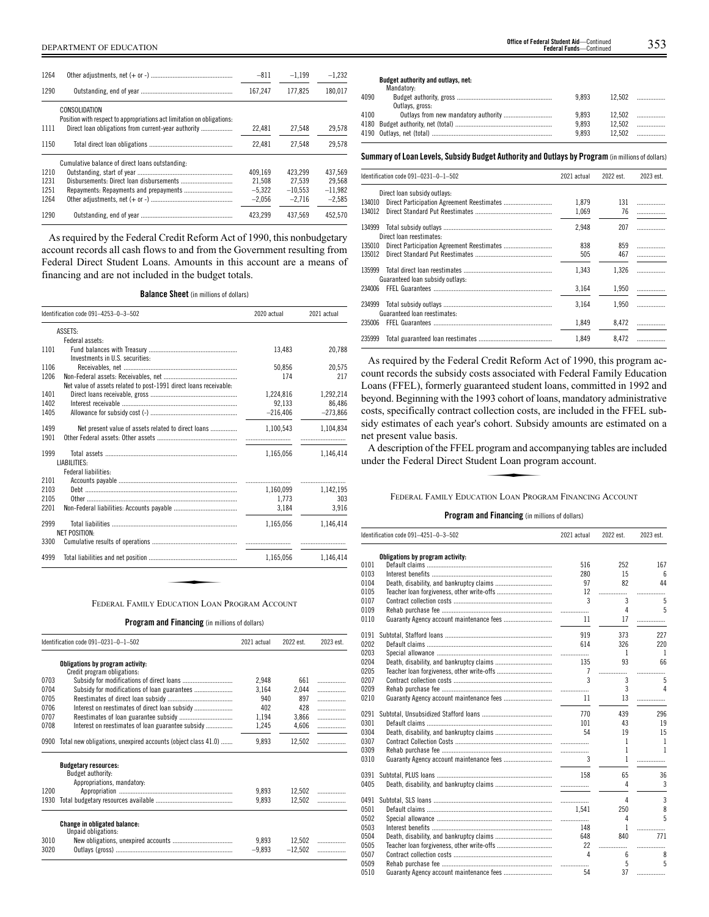| | | | | |
|---|---|---|---|---|
| 1264 | Other adjustments, net (+ or -) | –811 | –1,199 | –1,232 |
| 1290 | Outstanding, end of year | 167,247 | 177,825 | 180,017 |
| | CONSOLIDATION | | | |
| | Position with respect to appropriations act limitation on obligations: | | | |
| 1111 | Direct loan obligations from current-year authority | 22,481 | 27,548 | 29,578 |
| 1150 | Total direct loan obligations | 22,481 | 27,548 | 29,578 |
| | Cumulative balance of direct loans outstanding: | | | |
| 1210 | Outstanding, start of year | 409,169 | 423,299 | 437,569 |
| 1231 | Disbursements: Direct loan disbursements | 21,508 | 27,539 | 29,568 |
| 1251 | Repayments: Repayments and prepayments | –5,322 | –10,553 | –11,982 |
| 1264 | Other adjustments, net (+ or -) | –2,056 | –2,716 | –2,585 |
| 1290 | Outstanding, end of year | 423,299 | 437,569 | 452,570 |

As required by the Federal Credit Reform Act of 1990, this nonbudgetary account records all cash flows to and from the Government resulting from Federal Direct Student Loans. Amounts in this account are a means of financing and are not included in the budget totals.

**Balance Sheet** (in millions of dollars)

| Identification code 091–4253–0–3–502 | | 2020 actual | 2021 actual |
|---|---|---|---|
| | ASSETS: | | |
| | Federal assets: | | |
| 1101 | Fund balances with Treasury | 13,483 | 20,788 |
| | Investments in U.S. securities: | | |
| 1106 | Receivables, net | 50,856 | 20,575 |
| 1206 | Non-Federal assets: Receivables, net | 174 | 217 |
| | Net value of assets related to post-1991 direct loans receivable: | | |
| 1401 | Direct loans receivable, gross | 1,224,816 | 1,292,214 |
| 1402 | Interest receivable | 92,133 | 86,486 |
| 1405 | Allowance for subsidy cost (-) | –216,406 | –273,866 |
| 1499 | Net present value of assets related to direct loans | 1,100,543 | 1,104,834 |
| 1901 | Other Federal assets: Other assets | | |
| 1999 | Total assets | 1,165,056 | 1,146,414 |
| | LIABILITIES: | | |
| | Federal liabilities: | | |
| 2101 | Accounts payable | | |
| 2103 | Debt | 1,160,099 | 1,142,195 |
| 2105 | Other | 1,773 | 303 |
| 2201 | Non-Federal liabilities: Accounts payable | 3,184 | 3,916 |
| 2999 | Total liabilities | 1,165,056 | 1,146,414 |
| | NET POSITION: | | |
| 3300 | Cumulative results of operations | | |
| 4999 | Total liabilities and net position | 1,165,056 | 1,146,414 |

FEDERAL FAMILY EDUCATION LOAN PROGRAM ACCOUNT

**Program and Financing** (in millions of dollars)

| Identification code 091–0231–0–1–502 | | 2021 actual | 2022 est. | 2023 est. |
|---|---|---|---|---|
| | **Obligations by program activity:** | | | |
| | Credit program obligations: | | | |
| 0703 | Subsidy for modifications of direct loans | 2,948 | 661 | |
| 0704 | Subsidy for modifications of loan guarantees | 3,164 | 2,044 | |
| 0705 | Reestimates of direct loan subsidy | 940 | 897 | |
| 0706 | Interest on reestimates of direct loan subsidy | 402 | 428 | |
| 0707 | Reestimates of loan guarantee subsidy | 1,194 | 3,866 | |
| 0708 | Interest on reestimates of loan guarantee subsidy | 1,245 | 4,606 | |
| 0900 | Total new obligations, unexpired accounts (object class 41.0) | 9,893 | 12,502 | |
| | **Budgetary resources:** | | | |
| | Budget authority: | | | |
| | Appropriations, mandatory: | | | |
| 1200 | Appropriation | 9,893 | 12,502 | |
| 1930 | Total budgetary resources available | 9,893 | 12,502 | |
| | **Change in obligated balance:** | | | |
| | Unpaid obligations: | | | |
| 3010 | New obligations, unexpired accounts | 9,893 | 12,502 | |
| 3020 | Outlays (gross) | –9,893 | –12,502 | |
| | **Budget authority and outlays, net:** | | | |
| | Mandatory: | | | |
| 4090 | Budget authority, gross | 9,893 | 12,502 | |
| | Outlays, gross: | | | |
| 4100 | Outlays from new mandatory authority | 9,893 | 12,502 | |
| 4180 | Budget authority, net (total) | 9,893 | 12,502 | |
| 4190 | Outlays, net (total) | 9,893 | 12,502 | |

**Summary of Loan Levels, Subsidy Budget Authority and Outlays by Program** (in millions of dollars)

| Identification code 091–0231–0–1–502 | | 2021 actual | 2022 est. | 2023 est. |
|---|---|---|---|---|
| | Direct loan subsidy outlays: | | | |
| 134010 | Direct Participation Agreement Reestimates | 1,879 | 131 | |
| 134012 | Direct Standard Put Reestimates | 1,069 | 76 | |
| 134999 | Total subsidy outlays | 2,948 | 207 | |
| | Direct loan reestimates: | | | |
| 135010 | Direct Participation Agreement Reestimates | 838 | 859 | |
| 135012 | Direct Standard Put Reestimates | 505 | 467 | |
| 135999 | Total direct loan reestimates | 1,343 | 1,326 | |
| | Guaranteed loan subsidy outlays: | | | |
| 234006 | FFEL Guarantees | 3,164 | 1,950 | |
| 234999 | Total subsidy outlays | 3,164 | 1,950 | |
| | Guaranteed loan reestimates: | | | |
| 235006 | FFEL Guarantees | 1,849 | 8,472 | |
| 235999 | Total guaranteed loan reestimates | 1,849 | 8,472 | |

As required by the Federal Credit Reform Act of 1990, this program account records the subsidy costs associated with Federal Family Education Loans (FFEL), formerly guaranteed student loans, committed in 1992 and beyond. Beginning with the 1993 cohort of loans, mandatory administrative costs, specifically contract collection costs, are included in the FFEL subsidy estimates of each year's cohort. Subsidy amounts are estimated on a net present value basis.

A description of the FFEL program and accompanying tables are included under the Federal Direct Student Loan program account.

FEDERAL FAMILY EDUCATION LOAN PROGRAM FINANCING ACCOUNT

**Program and Financing** (in millions of dollars)

| Identification code 091–4251–0–3–502 | | 2021 actual | 2022 est. | 2023 est. |
|---|---|---|---|---|
| | **Obligations by program activity:** | | | |
| 0101 | Default claims | 516 | 252 | 167 |
| 0103 | Interest benefits | 280 | 15 | 6 |
| 0104 | Death, disability, and bankruptcy claims | 97 | 82 | 44 |
| 0105 | Teacher loan forgiveness, other write-offs | 12 | | |
| 0107 | Contract collection costs | 3 | 3 | 5 |
| 0109 | Rehab purchase fee | | 4 | 5 |
| 0110 | Guaranty Agency account maintenance fees | 11 | 17 | |
| 0191 | Subtotal, Stafford loans | 919 | 373 | 227 |
| 0202 | Default claims | 614 | 326 | 220 |
| 0203 | Special allowance | | 1 | 1 |
| 0204 | Death, disability, and bankruptcy claims | 135 | 93 | 66 |
| 0205 | Teacher loan forgiveness, other write-offs | 7 | | |
| 0207 | Contract collection costs | 3 | 3 | 5 |
| 0209 | Rehab purchase fee | | 3 | 4 |
| 0210 | Guaranty Agency account maintenance fees | 11 | 13 | |
| 0291 | Subtotal, Unsubsidized Stafford loans | 770 | 439 | 296 |
| 0301 | Default claims | 101 | 43 | 19 |
| 0304 | Death, disability, and bankruptcy claims | 54 | 19 | 15 |
| 0307 | Contract Collection Costs | | 1 | 1 |
| 0309 | Rehab purchase fee | | 1 | 1 |
| 0310 | Guaranty Agency account maintenance fees | 3 | 1 | |
| 0391 | Subtotal, PLUS loans | 158 | 65 | 36 |
| 0405 | Death, disability, and bankruptcy claims | | 4 | 3 |
| 0491 | Subtotal, SLS loans | | 4 | 3 |
| 0501 | Default claims | 1,541 | 250 | 8 |
| 0502 | Special allowance | | 4 | 5 |
| 0503 | Interest benefits | 148 | 1 | |
| 0504 | Death, disability, and bankruptcy claims | 648 | 840 | 771 |
| 0505 | Teacher loan forgiveness, other write-offs | 22 | | |
| 0507 | Contract collection costs | 4 | 6 | 8 |
| 0509 | Rehab purchase fee | | 5 | 5 |
| 0510 | Guaranty Agency account maintenance fees | 54 | 37 | |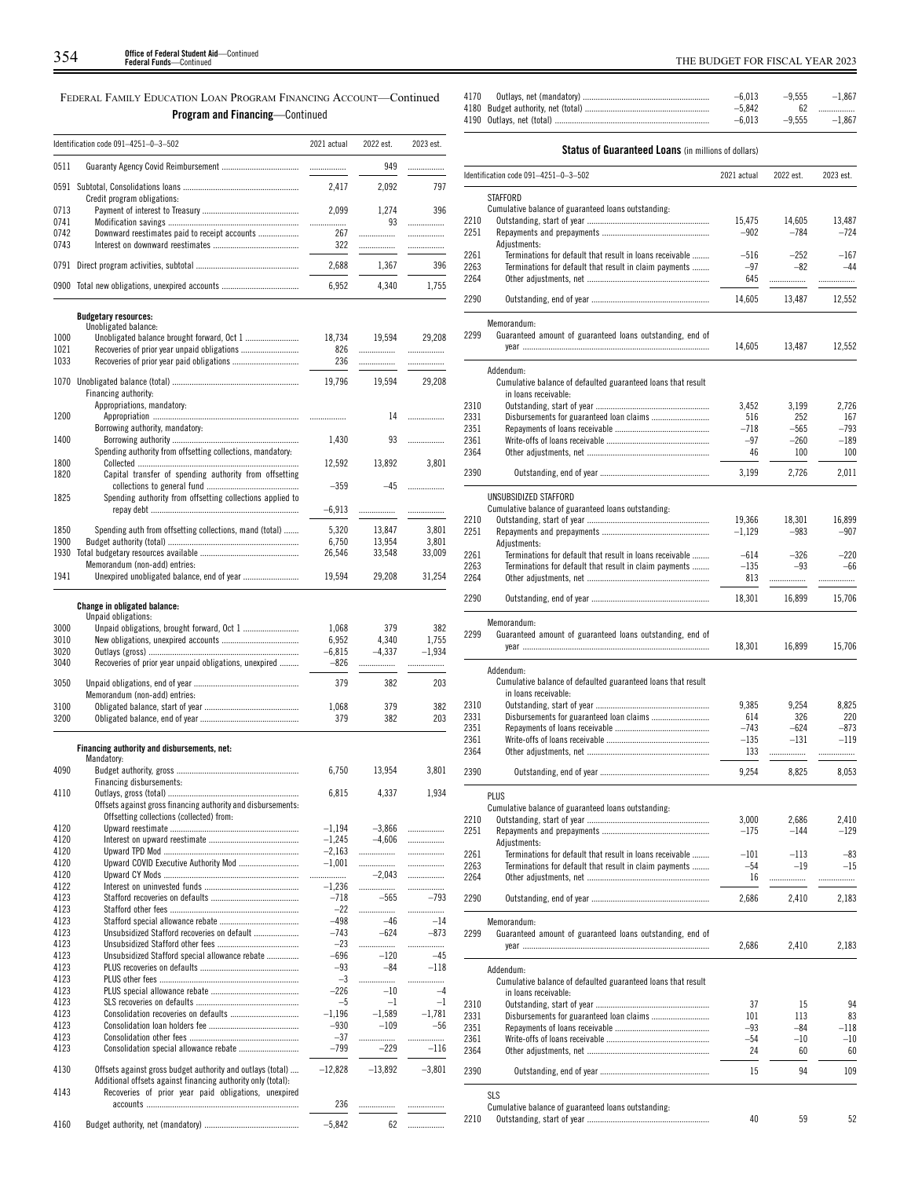## FEDERAL FAMILY EDUCATION LOAN PROGRAM FINANCING ACCOUNT—Continued

**Program and Financing**—Continued

| Identification code 091–4251–0–3–502 | | 2021 actual | 2022 est. | 2023 est. |
|---|---|---|---|---|
| 0511 | Guaranty Agency Covid Reimbursement | ........... | 949 | ........... |
| 0591 | Subtotal, Consolidations loans | 2,417 | 2,092 | 797 |
| | Credit program obligations: | | | |
| 0713 | Payment of interest to Treasury | 2,099 | 1,274 | 396 |
| 0741 | Modification savings | ........... | 93 | ........... |
| 0742 | Downward reestimates paid to receipt accounts | 267 | ........... | ........... |
| 0743 | Interest on downward reestimates | 322 | ........... | ........... |
| 0791 | Direct program activities, subtotal | 2,688 | 1,367 | 396 |
| 0900 | Total new obligations, unexpired accounts | 6,952 | 4,340 | 1,755 |
| | **Budgetary resources:** | | | |
| | Unobligated balance: | | | |
| 1000 | Unobligated balance brought forward, Oct 1 | 18,734 | 19,594 | 29,208 |
| 1021 | Recoveries of prior year unpaid obligations | 826 | ........... | ........... |
| 1033 | Recoveries of prior year paid obligations | 236 | ........... | ........... |
| 1070 | Unobligated balance (total) | 19,796 | 19,594 | 29,208 |
| | Financing authority: | | | |
| | Appropriations, mandatory: | | | |
| 1200 | Appropriation | ........... | 14 | ........... |
| | Borrowing authority, mandatory: | | | |
| 1400 | Borrowing authority | 1,430 | 93 | ........... |
| | Spending authority from offsetting collections, mandatory: | | | |
| 1800 | Collected | 12,592 | 13,892 | 3,801 |
| 1820 | Capital transfer of spending authority from offsetting collections to general fund | –359 | –45 | ........... |
| 1825 | Spending authority from offsetting collections applied to repay debt | –6,913 | ........... | ........... |
| 1850 | Spending auth from offsetting collections, mand (total) | 5,320 | 13,847 | 3,801 |
| 1900 | Budget authority (total) | 6,750 | 13,954 | 3,801 |
| 1930 | Total budgetary resources available | 26,546 | 33,548 | 33,009 |
| | Memorandum (non-add) entries: | | | |
| 1941 | Unexpired unobligated balance, end of year | 19,594 | 29,208 | 31,254 |
| | **Change in obligated balance:** | | | |
| | Unpaid obligations: | | | |
| 3000 | Unpaid obligations, brought forward, Oct 1 | 1,068 | 379 | 382 |
| 3010 | New obligations, unexpired accounts | 6,952 | 4,340 | 1,755 |
| 3020 | Outlays (gross) | –6,815 | –4,337 | –1,934 |
| 3040 | Recoveries of prior year unpaid obligations, unexpired | –826 | ........... | ........... |
| 3050 | Unpaid obligations, end of year | 379 | 382 | 203 |
| | Memorandum (non-add) entries: | | | |
| 3100 | Obligated balance, start of year | 1,068 | 379 | 382 |
| 3200 | Obligated balance, end of year | 379 | 382 | 203 |
| | **Financing authority and disbursements, net:** | | | |
| | Mandatory: | | | |
| 4090 | Budget authority, gross | 6,750 | 13,954 | 3,801 |
| | Financing disbursements: | | | |
| 4110 | Outlays, gross (total) | 6,815 | 4,337 | 1,934 |
| | Offsets against gross financing authority and disbursements: | | | |
| | Offsetting collections (collected) from: | | | |
| 4120 | Upward reestimate | –1,194 | –3,866 | ........... |
| 4120 | Interest on upward reestimate | –1,245 | –4,606 | ........... |
| 4120 | Upward TPD Mod | –2,163 | ........... | ........... |
| 4120 | Upward COVID Executive Authority Mod | –1,001 | ........... | ........... |
| 4120 | Upward CY Mods | ........... | –2,043 | ........... |
| 4122 | Interest on uninvested funds | –1,236 | ........... | ........... |
| 4123 | Stafford recoveries on defaults | –718 | –565 | –793 |
| 4123 | Stafford other fees | –22 | ........... | ........... |
| 4123 | Stafford special allowance rebate | –498 | –46 | –14 |
| 4123 | Unsubsidized Stafford recoveries on default | –743 | –624 | –873 |
| 4123 | Unsubsidized Stafford other fees | –23 | ........... | ........... |
| 4123 | Unsubsidized Stafford special allowance rebate | –696 | –120 | –45 |
| 4123 | PLUS recoveries on defaults | –93 | –84 | –118 |
| 4123 | PLUS other fees | –3 | ........... | ........... |
| 4123 | PLUS special allowance rebate | –226 | –10 | –4 |
| 4123 | SLS recoveries on defaults | –5 | –1 | –1 |
| 4123 | Consolidation recoveries on defaults | –1,196 | –1,589 | –1,781 |
| 4123 | Consolidation loan holders fee | –930 | –109 | –56 |
| 4123 | Consolidation other fees | –37 | ........... | ........... |
| 4123 | Consolidation special allowance rebate | –799 | –229 | –116 |
| 4130 | Offsets against gross budget authority and outlays (total) | –12,828 | –13,892 | –3,801 |
| | Additional offsets against financing authority only (total): | | | |
| 4143 | Recoveries of prior year paid obligations, unexpired accounts | 236 | ........... | ........... |
| 4160 | Budget authority, net (mandatory) | –5,842 | 62 | ........... |
| 4170 | Outlays, net (mandatory) | –6,013 | –9,555 | –1,867 |
| 4180 | Budget authority, net (total) | –5,842 | 62 | ........... |
| 4190 | Outlays, net (total) | –6,013 | –9,555 | –1,867 |

**Status of Guaranteed Loans** (in millions of dollars)

| Identification code 091–4251–0–3–502 | | 2021 actual | 2022 est. | 2023 est. |
|---|---|---|---|---|
| | STAFFORD | | | |
| | Cumulative balance of guaranteed loans outstanding: | | | |
| 2210 | Outstanding, start of year | 15,475 | 14,605 | 13,487 |
| 2251 | Repayments and prepayments | –902 | –784 | –724 |
| | Adjustments: | | | |
| 2261 | Terminations for default that result in loans receivable | –516 | –252 | –167 |
| 2263 | Terminations for default that result in claim payments | –97 | –82 | –44 |
| 2264 | Other adjustments, net | 645 | ........... | ........... |
| 2290 | Outstanding, end of year | 14,605 | 13,487 | 12,552 |
| | Memorandum: | | | |
| 2299 | Guaranteed amount of guaranteed loans outstanding, end of year | 14,605 | 13,487 | 12,552 |
| | Addendum: | | | |
| | Cumulative balance of defaulted guaranteed loans that result in loans receivable: | | | |
| 2310 | Outstanding, start of year | 3,452 | 3,199 | 2,726 |
| 2331 | Disbursements for guaranteed loan claims | 516 | 252 | 167 |
| 2351 | Repayments of loans receivable | –718 | –565 | –793 |
| 2361 | Write-offs of loans receivable | –97 | –260 | –189 |
| 2364 | Other adjustments, net | 46 | 100 | 100 |
| 2390 | Outstanding, end of year | 3,199 | 2,726 | 2,011 |
| | UNSUBSIDIZED STAFFORD | | | |
| | Cumulative balance of guaranteed loans outstanding: | | | |
| 2210 | Outstanding, start of year | 19,366 | 18,301 | 16,899 |
| 2251 | Repayments and prepayments | –1,129 | –983 | –907 |
| | Adjustments: | | | |
| 2261 | Terminations for default that result in loans receivable | –614 | –326 | –220 |
| 2263 | Terminations for default that result in claim payments | –135 | –93 | –66 |
| 2264 | Other adjustments, net | 813 | ........... | ........... |
| 2290 | Outstanding, end of year | 18,301 | 16,899 | 15,706 |
| | Memorandum: | | | |
| 2299 | Guaranteed amount of guaranteed loans outstanding, end of year | 18,301 | 16,899 | 15,706 |
| | Addendum: | | | |
| | Cumulative balance of defaulted guaranteed loans that result in loans receivable: | | | |
| 2310 | Outstanding, start of year | 9,385 | 9,254 | 8,825 |
| 2331 | Disbursements for guaranteed loan claims | 614 | 326 | 220 |
| 2351 | Repayments of loans receivable | –743 | –624 | –873 |
| 2361 | Write-offs of loans receivable | –135 | –131 | –119 |
| 2364 | Other adjustments, net | 133 | ........... | ........... |
| 2390 | Outstanding, end of year | 9,254 | 8,825 | 8,053 |
| | PLUS | | | |
| | Cumulative balance of guaranteed loans outstanding: | | | |
| 2210 | Outstanding, start of year | 3,000 | 2,686 | 2,410 |
| 2251 | Repayments and prepayments | –175 | –144 | –129 |
| | Adjustments: | | | |
| 2261 | Terminations for default that result in loans receivable | –101 | –113 | –83 |
| 2263 | Terminations for default that result in claim payments | –54 | –19 | –15 |
| 2264 | Other adjustments, net | 16 | ........... | ........... |
| 2290 | Outstanding, end of year | 2,686 | 2,410 | 2,183 |
| | Memorandum: | | | |
| 2299 | Guaranteed amount of guaranteed loans outstanding, end of year | 2,686 | 2,410 | 2,183 |
| | Addendum: | | | |
| | Cumulative balance of defaulted guaranteed loans that result in loans receivable: | | | |
| 2310 | Outstanding, start of year | 37 | 15 | 94 |
| 2331 | Disbursements for guaranteed loan claims | 101 | 113 | 83 |
| 2351 | Repayments of loans receivable | –93 | –84 | –118 |
| 2361 | Write-offs of loans receivable | –54 | –10 | –10 |
| 2364 | Other adjustments, net | 24 | 60 | 60 |
| 2390 | Outstanding, end of year | 15 | 94 | 109 |
| | SLS | | | |
| | Cumulative balance of guaranteed loans outstanding: | | | |
| 2210 | Outstanding, start of year | 40 | 59 | 52 |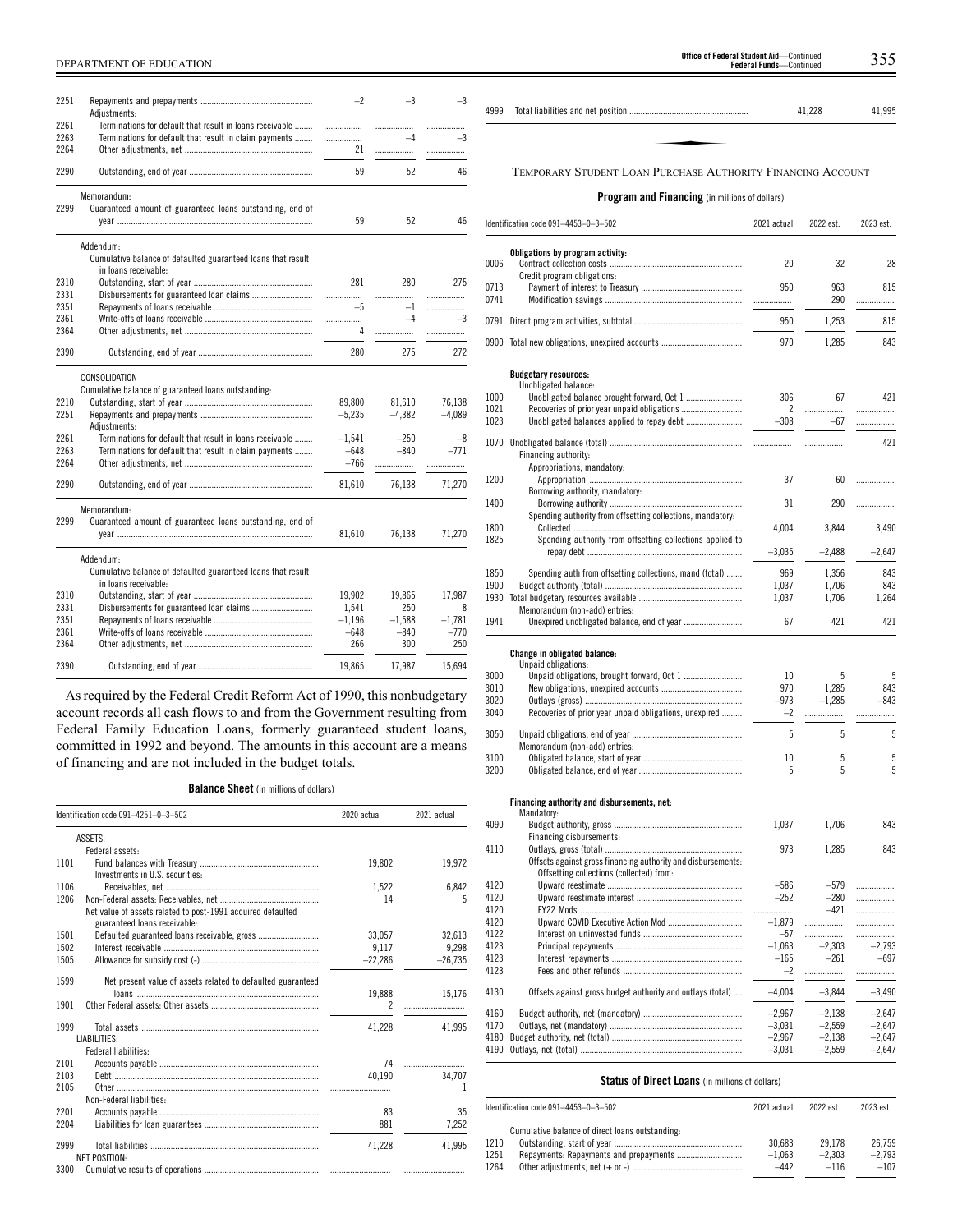| | | | | |
|---|---|---|---|---|
| 2251 | Repayments and prepayments | −2 | −3 | −3 |
| | Adjustments: | | | |
| 2261 | Terminations for default that result in loans receivable | | | |
| 2263 | Terminations for default that result in claim payments | | −4 | −3 |
| 2264 | Other adjustments, net | 21 | | |
| 2290 | Outstanding, end of year | 59 | 52 | 46 |
| | Memorandum: | | | |
| 2299 | Guaranteed amount of guaranteed loans outstanding, end of year | 59 | 52 | 46 |
| | Addendum: | | | |
| | Cumulative balance of defaulted guaranteed loans that result in loans receivable: | | | |
| 2310 | Outstanding, start of year | 281 | 280 | 275 |
| 2331 | Disbursements for guaranteed loan claims | | | |
| 2351 | Repayments of loans receivable | −5 | −1 | |
| 2361 | Write-offs of loans receivable | | −4 | −3 |
| 2364 | Other adjustments, net | 4 | | |
| 2390 | Outstanding, end of year | 280 | 275 | 272 |
| | CONSOLIDATION | | | |
| | Cumulative balance of guaranteed loans outstanding: | | | |
| 2210 | Outstanding, start of year | 89,800 | 81,610 | 76,138 |
| 2251 | Repayments and prepayments | −5,235 | −4,382 | −4,089 |
| | Adjustments: | | | |
| 2261 | Terminations for default that result in loans receivable | −1,541 | −250 | −8 |
| 2263 | Terminations for default that result in claim payments | −648 | −840 | −771 |
| 2264 | Other adjustments, net | −766 | | |
| 2290 | Outstanding, end of year | 81,610 | 76,138 | 71,270 |
| | Memorandum: | | | |
| 2299 | Guaranteed amount of guaranteed loans outstanding, end of year | 81,610 | 76,138 | 71,270 |
| | Addendum: | | | |
| | Cumulative balance of defaulted guaranteed loans that result in loans receivable: | | | |
| 2310 | Outstanding, start of year | 19,902 | 19,865 | 17,987 |
| 2331 | Disbursements for guaranteed loan claims | 1,541 | 250 | 8 |
| 2351 | Repayments of loans receivable | −1,196 | −1,588 | −1,781 |
| 2361 | Write-offs of loans receivable | −648 | −840 | −770 |
| 2364 | Other adjustments, net | 266 | 300 | 250 |
| 2390 | Outstanding, end of year | 19,865 | 17,987 | 15,694 |

As required by the Federal Credit Reform Act of 1990, this nonbudgetary account records all cash flows to and from the Government resulting from Federal Family Education Loans, formerly guaranteed student loans, committed in 1992 and beyond. The amounts in this account are a means of financing and are not included in the budget totals.

**Balance Sheet** (in millions of dollars)

| Identification code 091–4251–0–3–502 | | 2020 actual | 2021 actual |
|---|---|---|---|
| | ASSETS: | | |
| | Federal assets: | | |
| 1101 | Fund balances with Treasury | 19,802 | 19,972 |
| | Investments in U.S. securities: | | |
| 1106 | Receivables, net | 1,522 | 6,842 |
| 1206 | Non-Federal assets: Receivables, net | 14 | 5 |
| | Net value of assets related to post-1991 acquired defaulted guaranteed loans receivable: | | |
| 1501 | Defaulted guaranteed loans receivable, gross | 33,057 | 32,613 |
| 1502 | Interest receivable | 9,117 | 9,298 |
| 1505 | Allowance for subsidy cost (-) | −22,286 | −26,735 |
| 1599 | Net present value of assets related to defaulted guaranteed loans | 19,888 | 15,176 |
| 1901 | Other Federal assets: Other assets | 2 | |
| 1999 | Total assets | 41,228 | 41,995 |
| | LIABILITIES: | | |
| | Federal liabilities: | | |
| 2101 | Accounts payable | 74 | |
| 2103 | Debt | 40,190 | 34,707 |
| 2105 | Other | | 1 |
| | Non-Federal liabilities: | | |
| 2201 | Accounts payable | 83 | 35 |
| 2204 | Liabilities for loan guarantees | 881 | 7,252 |
| 2999 | Total liabilities | 41,228 | 41,995 |
| | NET POSITION: | | |
| 3300 | Cumulative results of operations | | |
| 4999 | Total liabilities and net position | 41,228 | 41,995 |

TEMPORARY STUDENT LOAN PURCHASE AUTHORITY FINANCING ACCOUNT

**Program and Financing** (in millions of dollars)

| Identification code 091–4453–0–3–502 | | 2021 actual | 2022 est. | 2023 est. |
|---|---|---|---|---|
| | **Obligations by program activity:** | | | |
| 0006 | Contract collection costs | 20 | 32 | 28 |
| | Credit program obligations: | | | |
| 0713 | Payment of interest to Treasury | 950 | 963 | 815 |
| 0741 | Modification savings | | 290 | |
| 0791 | Direct program activities, subtotal | 950 | 1,253 | 815 |
| 0900 | Total new obligations, unexpired accounts | 970 | 1,285 | 843 |
| | **Budgetary resources:** | | | |
| | Unobligated balance: | | | |
| 1000 | Unobligated balance brought forward, Oct 1 | 306 | 67 | 421 |
| 1021 | Recoveries of prior year unpaid obligations | 2 | | |
| 1023 | Unobligated balances applied to repay debt | −308 | −67 | |
| 1070 | Unobligated balance (total) | | | 421 |
| | Financing authority: | | | |
| | Appropriations, mandatory: | | | |
| 1200 | Appropriation | 37 | 60 | |
| | Borrowing authority, mandatory: | | | |
| 1400 | Borrowing authority | 31 | 290 | |
| | Spending authority from offsetting collections, mandatory: | | | |
| 1800 | Collected | 4,004 | 3,844 | 3,490 |
| 1825 | Spending authority from offsetting collections applied to repay debt | −3,035 | −2,488 | −2,647 |
| 1850 | Spending auth from offsetting collections, mand (total) | 969 | 1,356 | 843 |
| 1900 | Budget authority (total) | 1,037 | 1,706 | 843 |
| 1930 | Total budgetary resources available | 1,037 | 1,706 | 1,264 |
| | Memorandum (non-add) entries: | | | |
| 1941 | Unexpired unobligated balance, end of year | 67 | 421 | 421 |
| | **Change in obligated balance:** | | | |
| | Unpaid obligations: | | | |
| 3000 | Unpaid obligations, brought forward, Oct 1 | 10 | 5 | 5 |
| 3010 | New obligations, unexpired accounts | 970 | 1,285 | 843 |
| 3020 | Outlays (gross) | −973 | −1,285 | −843 |
| 3040 | Recoveries of prior year unpaid obligations, unexpired | −2 | | |
| 3050 | Unpaid obligations, end of year | 5 | 5 | 5 |
| | Memorandum (non-add) entries: | | | |
| 3100 | Obligated balance, start of year | 10 | 5 | 5 |
| 3200 | Obligated balance, end of year | 5 | 5 | 5 |
| | **Financing authority and disbursements, net:** | | | |
| | Mandatory: | | | |
| 4090 | Budget authority, gross | 1,037 | 1,706 | 843 |
| | Financing disbursements: | | | |
| 4110 | Outlays, gross (total) | 973 | 1,285 | 843 |
| | Offsets against gross financing authority and disbursements: | | | |
| | Offsetting collections (collected) from: | | | |
| 4120 | Upward reestimate | −586 | −579 | |
| 4120 | Upward reestimate interest | −252 | −280 | |
| 4120 | FY22 Mods | | −421 | |
| 4120 | Upward COVID Executive Action Mod | −1,879 | | |
| 4122 | Interest on uninvested funds | −57 | | |
| 4123 | Principal repayments | −1,063 | −2,303 | −2,793 |
| 4123 | Interest repayments | −165 | −261 | −697 |
| 4123 | Fees and other refunds | −2 | | |
| 4130 | Offsets against gross budget authority and outlays (total) | −4,004 | −3,844 | −3,490 |
| 4160 | Budget authority, net (mandatory) | −2,967 | −2,138 | −2,647 |
| 4170 | Outlays, net (mandatory) | −3,031 | −2,559 | −2,647 |
| 4180 | Budget authority, net (total) | −2,967 | −2,138 | −2,647 |
| 4190 | Outlays, net (total) | −3,031 | −2,559 | −2,647 |

**Status of Direct Loans** (in millions of dollars)

| Identification code 091–4453–0–3–502 | | 2021 actual | 2022 est. | 2023 est. |
|---|---|---|---|---|
| | Cumulative balance of direct loans outstanding: | | | |
| 1210 | Outstanding, start of year | 30,683 | 29,178 | 26,759 |
| 1251 | Repayments: Repayments and prepayments | −1,063 | −2,303 | −2,793 |
| 1264 | Other adjustments, net (+ or -) | −442 | −116 | −107 |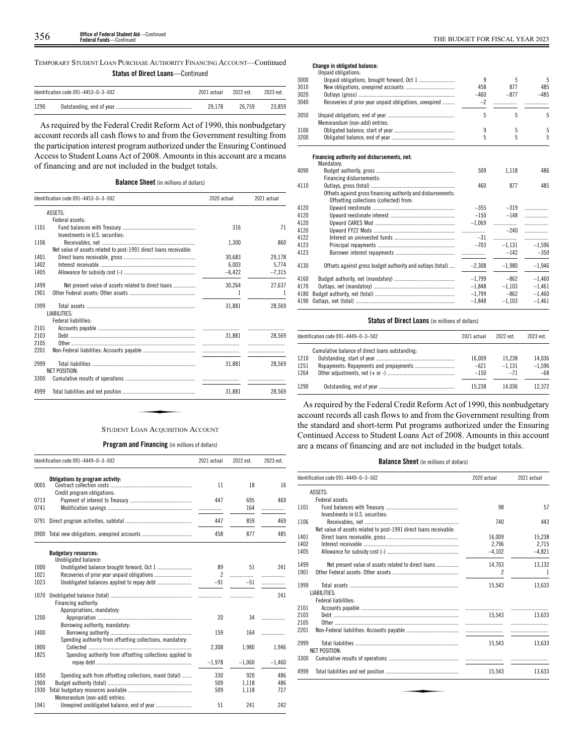TEMPORARY STUDENT LOAN PURCHASE AUTHORITY FINANCING ACCOUNT—Continued

**Status of Direct Loans**—Continued

| Identification code 091–4453–0–3–502 | | 2021 actual | 2022 est. | 2023 est. |
|---|---|---|---|---|
| 1290 | Outstanding, end of year | 29,178 | 26,759 | 23,859 |

As required by the Federal Credit Reform Act of 1990, this nonbudgetary account records all cash flows to and from the Government resulting from the participation interest program authorized under the Ensuring Continued Access to Student Loans Act of 2008. Amounts in this account are a means of financing and are not included in the budget totals.

**Balance Sheet** (in millions of dollars)

| Identification code 091–4453–0–3–502 | | 2020 actual | 2021 actual |
|---|---|---|---|
| | ASSETS: | | |
| | Federal assets: | | |
| 1101 | Fund balances with Treasury | 316 | 71 |
| | Investments in U.S. securities: | | |
| 1106 | Receivables, net | 1,300 | 860 |
| | Net value of assets related to post-1991 direct loans receivable: | | |
| 1401 | Direct loans receivable, gross | 30,683 | 29,178 |
| 1402 | Interest receivable | 6,003 | 5,774 |
| 1405 | Allowance for subsidy cost (-) | –6,422 | –7,315 |
| 1499 | Net present value of assets related to direct loans | 30,264 | 27,637 |
| 1901 | Other Federal assets: Other assets | 1 | 1 |
| 1999 | Total assets | 31,881 | 28,569 |
| | LIABILITIES: | | |
| | Federal liabilities: | | |
| 2101 | Accounts payable | | |
| 2103 | Debt | 31,881 | 28,569 |
| 2105 | Other | | |
| 2201 | Non-Federal liabilities: Accounts payable | | |
| 2999 | Total liabilities | 31,881 | 28,569 |
| | NET POSITION: | | |
| 3300 | Cumulative results of operations | | |
| 4999 | Total liabilities and net position | 31,881 | 28,569 |

STUDENT LOAN ACQUISITION ACCOUNT

**Program and Financing** (in millions of dollars)

| Identification code 091–4449–0–3–502 | | 2021 actual | 2022 est. | 2023 est. |
|---|---|---|---|---|
| | **Obligations by program activity:** | | | |
| 0005 | Contract collection costs | 11 | 18 | 16 |
| | Credit program obligations: | | | |
| 0713 | Payment of interest to Treasury | 447 | 695 | 469 |
| 0741 | Modification savings | | 164 | |
| 0791 | Direct program activities, subtotal | 447 | 859 | 469 |
| 0900 | Total new obligations, unexpired accounts | 458 | 877 | 485 |
| | **Budgetary resources:** | | | |
| | Unobligated balance: | | | |
| 1000 | Unobligated balance brought forward, Oct 1 | 89 | 51 | 241 |
| 1021 | Recoveries of prior year unpaid obligations | 2 | | |
| 1023 | Unobligated balances applied to repay debt | –91 | –51 | |
| 1070 | Unobligated balance (total) | | | 241 |
| | Financing authority: | | | |
| | Appropriations, mandatory: | | | |
| 1200 | Appropriation | 20 | 34 | |
| | Borrowing authority, mandatory: | | | |
| 1400 | Borrowing authority | 159 | 164 | |
| | Spending authority from offsetting collections, mandatory: | | | |
| 1800 | Collected | 2,308 | 1,980 | 1,946 |
| 1825 | Spending authority from offsetting collections applied to repay debt | –1,978 | –1,060 | –1,460 |
| 1850 | Spending auth from offsetting collections, mand (total) | 330 | 920 | 486 |
| 1900 | Budget authority (total) | 509 | 1,118 | 486 |
| 1930 | Total budgetary resources available | 509 | 1,118 | 727 |
| | Memorandum (non-add) entries: | | | |
| 1941 | Unexpired unobligated balance, end of year | 51 | 241 | 242 |
| | **Change in obligated balance:** | | | |
| | Unpaid obligations: | | | |
| 3000 | Unpaid obligations, brought forward, Oct 1 | 9 | 5 | 5 |
| 3010 | New obligations, unexpired accounts | 458 | 877 | 485 |
| 3020 | Outlays (gross) | –460 | –877 | –485 |
| 3040 | Recoveries of prior year unpaid obligations, unexpired | –2 | | |
| 3050 | Unpaid obligations, end of year | 5 | 5 | 5 |
| | Memorandum (non-add) entries: | | | |
| 3100 | Obligated balance, start of year | 9 | 5 | 5 |
| 3200 | Obligated balance, end of year | 5 | 5 | 5 |
| | **Financing authority and disbursements, net:** | | | |
| | Mandatory: | | | |
| 4090 | Budget authority, gross | 509 | 1,118 | 486 |
| | Financing disbursements: | | | |
| 4110 | Outlays, gross (total) | 460 | 877 | 485 |
| | Offsets against gross financing authority and disbursements: | | | |
| | Offsetting collections (collected) from: | | | |
| 4120 | Upward reestimate | –355 | –319 | |
| 4120 | Upward reestimate interest | –150 | –148 | |
| 4120 | Upward CARES Mod | –1,069 | | |
| 4120 | Upward FY22 Mods | | –240 | |
| 4122 | Interest on uninvested funds | –31 | | |
| 4123 | Principal repayments | –703 | –1,131 | –1,596 |
| 4123 | Borrower interest repayments | | –142 | –350 |
| 4130 | Offsets against gross budget authority and outlays (total) | –2,308 | –1,980 | –1,946 |
| 4160 | Budget authority, net (mandatory) | –1,799 | –862 | –1,460 |
| 4170 | Outlays, net (mandatory) | –1,848 | –1,103 | –1,461 |
| 4180 | Budget authority, net (total) | –1,799 | –862 | –1,460 |
| 4190 | Outlays, net (total) | –1,848 | –1,103 | –1,461 |

**Status of Direct Loans** (in millions of dollars)

| Identification code 091–4449–0–3–502 | | 2021 actual | 2022 est. | 2023 est. |
|---|---|---|---|---|
| | Cumulative balance of direct loans outstanding: | | | |
| 1210 | Outstanding, start of year | 16,009 | 15,238 | 14,036 |
| 1251 | Repayments: Repayments and prepayments | –621 | –1,131 | –1,596 |
| 1264 | Other adjustments, net (+ or -) | –150 | –71 | –68 |
| 1290 | Outstanding, end of year | 15,238 | 14,036 | 12,372 |

As required by the Federal Credit Reform Act of 1990, this nonbudgetary account records all cash flows to and from the Government resulting from the standard and short-term Put programs authorized under the Ensuring Continued Access to Student Loans Act of 2008. Amounts in this account are a means of financing and are not included in the budget totals.

**Balance Sheet** (in millions of dollars)

| Identification code 091–4449–0–3–502 | | 2020 actual | 2021 actual |
|---|---|---|---|
| | ASSETS: | | |
| | Federal assets: | | |
| 1101 | Fund balances with Treasury | 98 | 57 |
| | Investments in U.S. securities: | | |
| 1106 | Receivables, net | 740 | 443 |
| | Net value of assets related to post-1991 direct loans receivable: | | |
| 1401 | Direct loans receivable, gross | 16,009 | 15,238 |
| 1402 | Interest receivable | 2,796 | 2,715 |
| 1405 | Allowance for subsidy cost (-) | –4,102 | –4,821 |
| 1499 | Net present value of assets related to direct loans | 14,703 | 13,132 |
| 1901 | Other Federal assets: Other assets | 2 | 1 |
| 1999 | Total assets | 15,543 | 13,633 |
| | LIABILITIES: | | |
| | Federal liabilities: | | |
| 2101 | Accounts payable | | |
| 2103 | Debt | 15,543 | 13,633 |
| 2105 | Other | | |
| 2201 | Non-Federal liabilities: Accounts payable | | |
| 2999 | Total liabilities | 15,543 | 13,633 |
| | NET POSITION: | | |
| 3300 | Cumulative results of operations | | |
| 4999 | Total liabilities and net position | 15,543 | 13,633 |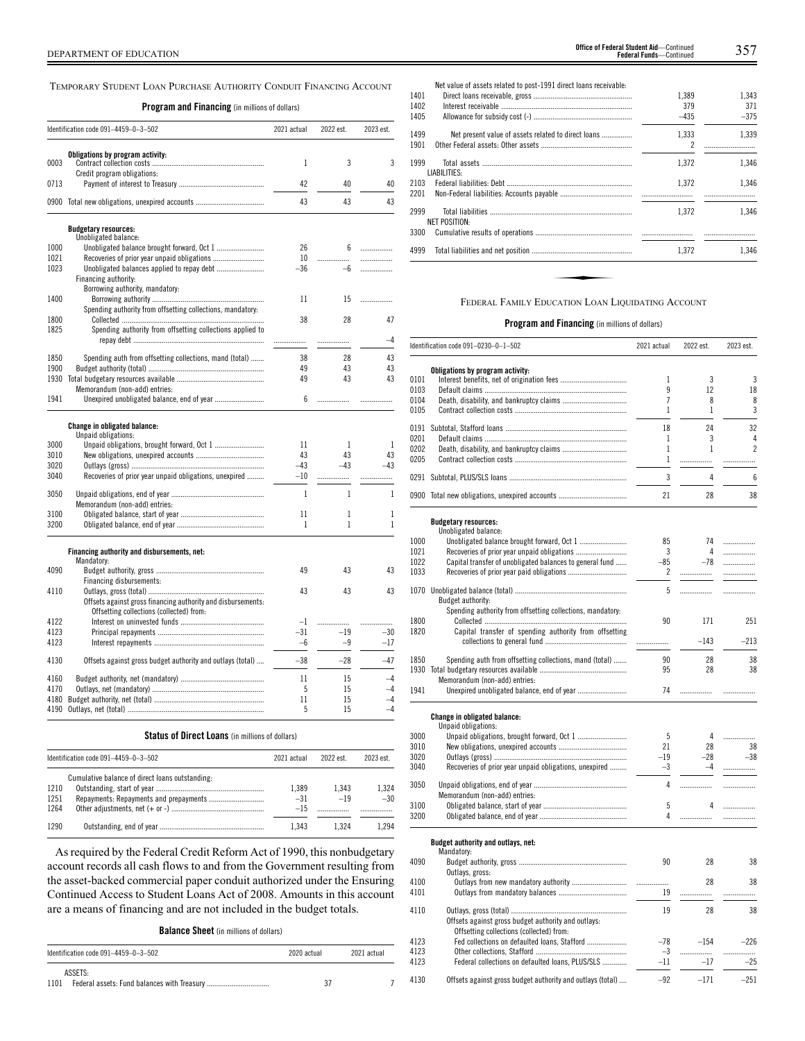## TEMPORARY STUDENT LOAN PURCHASE AUTHORITY CONDUIT FINANCING ACCOUNT

**Program and Financing** (in millions of dollars)

| Identification code 091–4459–0–3–502 | | 2021 actual | 2022 est. | 2023 est. |
|---|---|---|---|---|
| | **Obligations by program activity:** | | | |
| 0003 | Contract collection costs | 1 | 3 | 3 |
| | Credit program obligations: | | | |
| 0713 | Payment of interest to Treasury | 42 | 40 | 40 |
| 0900 | Total new obligations, unexpired accounts | 43 | 43 | 43 |
| | **Budgetary resources:** | | | |
| | Unobligated balance: | | | |
| 1000 | Unobligated balance brought forward, Oct 1 | 26 | 6 | |
| 1021 | Recoveries of prior year unpaid obligations | 10 | | |
| 1023 | Unobligated balances applied to repay debt | –36 | –6 | |
| | Financing authority: | | | |
| | Borrowing authority, mandatory: | | | |
| 1400 | Borrowing authority | 11 | 15 | |
| | Spending authority from offsetting collections, mandatory: | | | |
| 1800 | Collected | 38 | 28 | 47 |
| 1825 | Spending authority from offsetting collections applied to repay debt | | | –4 |
| 1850 | Spending auth from offsetting collections, mand (total) | 38 | 28 | 43 |
| 1900 | Budget authority (total) | 49 | 43 | 43 |
| 1930 | Total budgetary resources available | 49 | 43 | 43 |
| | Memorandum (non-add) entries: | | | |
| 1941 | Unexpired unobligated balance, end of year | 6 | | |
| | **Change in obligated balance:** | | | |
| | Unpaid obligations: | | | |
| 3000 | Unpaid obligations, brought forward, Oct 1 | 11 | 1 | 1 |
| 3010 | New obligations, unexpired accounts | 43 | 43 | 43 |
| 3020 | Outlays (gross) | –43 | –43 | –43 |
| 3040 | Recoveries of prior year unpaid obligations, unexpired | –10 | | |
| 3050 | Unpaid obligations, end of year | 1 | 1 | 1 |
| | Memorandum (non-add) entries: | | | |
| 3100 | Obligated balance, start of year | 11 | 1 | 1 |
| 3200 | Obligated balance, end of year | 1 | 1 | 1 |
| | **Financing authority and disbursements, net:** | | | |
| | Mandatory: | | | |
| 4090 | Budget authority, gross | 49 | 43 | 43 |
| | Financing disbursements: | | | |
| 4110 | Outlays, gross (total) | 43 | 43 | 43 |
| | Offsets against gross financing authority and disbursements: | | | |
| | Offsetting collections (collected) from: | | | |
| 4122 | Interest on uninvested funds | –1 | | |
| 4123 | Principal repayments | –31 | –19 | –30 |
| 4123 | Interest repayments | –6 | –9 | –17 |
| 4130 | Offsets against gross budget authority and outlays (total) | –38 | –28 | –47 |
| 4160 | Budget authority, net (mandatory) | 11 | 15 | –4 |
| 4170 | Outlays, net (mandatory) | 5 | 15 | –4 |
| 4180 | Budget authority, net (total) | 11 | 15 | –4 |
| 4190 | Outlays, net (total) | 5 | 15 | –4 |

**Status of Direct Loans** (in millions of dollars)

| Identification code 091–4459–0–3–502 | | 2021 actual | 2022 est. | 2023 est. |
|---|---|---|---|---|
| | Cumulative balance of direct loans outstanding: | | | |
| 1210 | Outstanding, start of year | 1,389 | 1,343 | 1,324 |
| 1251 | Repayments: Repayments and prepayments | –31 | –19 | –30 |
| 1264 | Other adjustments, net (+ or -) | –15 | | |
| 1290 | Outstanding, end of year | 1,343 | 1,324 | 1,294 |

As required by the Federal Credit Reform Act of 1990, this nonbudgetary account records all cash flows to and from the Government resulting from the asset-backed commercial paper conduit authorized under the Ensuring Continued Access to Student Loans Act of 2008. Amounts in this account are a means of financing and are not included in the budget totals.

**Balance Sheet** (in millions of dollars)

| Identification code 091–4459–0–3–502 | | 2020 actual | 2021 actual |
|---|---|---|---|
| | ASSETS: | | |
| 1101 | Federal assets: Fund balances with Treasury | 37 | 7 |
| | Net value of assets related to post-1991 direct loans receivable: | | |
| 1401 | Direct loans receivable, gross | 1,389 | 1,343 |
| 1402 | Interest receivable | 379 | 371 |
| 1405 | Allowance for subsidy cost (-) | –435 | –375 |
| 1499 | Net present value of assets related to direct loans | 1,333 | 1,339 |
| 1901 | Other Federal assets: Other assets | 2 | |
| 1999 | Total assets | 1,372 | 1,346 |
| | LIABILITIES: | | |
| 2103 | Federal liabilities: Debt | 1,372 | 1,346 |
| 2201 | Non-Federal liabilities: Accounts payable | | |
| 2999 | Total liabilities | 1,372 | 1,346 |
| | NET POSITION: | | |
| 3300 | Cumulative results of operations | | |
| 4999 | Total liabilities and net position | 1,372 | 1,346 |

## FEDERAL FAMILY EDUCATION LOAN LIQUIDATING ACCOUNT

**Program and Financing** (in millions of dollars)

| Identification code 091–0230–0–1–502 | | 2021 actual | 2022 est. | 2023 est. |
|---|---|---|---|---|
| | **Obligations by program activity:** | | | |
| 0101 | Interest benefits, net of origination fees | 1 | 3 | 3 |
| 0103 | Default claims | 9 | 12 | 18 |
| 0104 | Death, disability, and bankruptcy claims | 7 | 8 | 8 |
| 0105 | Contract collection costs | 1 | 1 | 3 |
| 0191 | Subtotal, Stafford loans | 18 | 24 | 32 |
| 0201 | Default claims | 1 | 3 | 4 |
| 0202 | Death, disability, and bankruptcy claims | 1 | 1 | 2 |
| 0205 | Contract collection costs | 1 | | |
| 0291 | Subtotal, PLUS/SLS loans | 3 | 4 | 6 |
| 0900 | Total new obligations, unexpired accounts | 21 | 28 | 38 |
| | **Budgetary resources:** | | | |
| | Unobligated balance: | | | |
| 1000 | Unobligated balance brought forward, Oct 1 | 85 | 74 | |
| 1021 | Recoveries of prior year unpaid obligations | 3 | 4 | |
| 1022 | Capital transfer of unobligated balances to general fund | –85 | –78 | |
| 1033 | Recoveries of prior year paid obligations | 2 | | |
| 1070 | Unobligated balance (total) | 5 | | |
| | Budget authority: | | | |
| | Spending authority from offsetting collections, mandatory: | | | |
| 1800 | Collected | 90 | 171 | 251 |
| 1820 | Capital transfer of spending authority from offsetting collections to general fund | | –143 | –213 |
| 1850 | Spending auth from offsetting collections, mand (total) | 90 | 28 | 38 |
| 1930 | Total budgetary resources available | 95 | 28 | 38 |
| | Memorandum (non-add) entries: | | | |
| 1941 | Unexpired unobligated balance, end of year | 74 | | |
| | **Change in obligated balance:** | | | |
| | Unpaid obligations: | | | |
| 3000 | Unpaid obligations, brought forward, Oct 1 | 5 | 4 | |
| 3010 | New obligations, unexpired accounts | 21 | 28 | 38 |
| 3020 | Outlays (gross) | –19 | –28 | –38 |
| 3040 | Recoveries of prior year unpaid obligations, unexpired | –3 | –4 | |
| 3050 | Unpaid obligations, end of year | 4 | | |
| | Memorandum (non-add) entries: | | | |
| 3100 | Obligated balance, start of year | 5 | 4 | |
| 3200 | Obligated balance, end of year | 4 | | |
| | **Budget authority and outlays, net:** | | | |
| | Mandatory: | | | |
| 4090 | Budget authority, gross | 90 | 28 | 38 |
| | Outlays, gross: | | | |
| 4100 | Outlays from new mandatory authority | | 28 | 38 |
| 4101 | Outlays from mandatory balances | 19 | | |
| 4110 | Outlays, gross (total) | 19 | 28 | 38 |
| | Offsets against gross budget authority and outlays: | | | |
| | Offsetting collections (collected) from: | | | |
| 4123 | Fed collections on defaulted loans, Stafford | –78 | –154 | –226 |
| 4123 | Other collections, Stafford | –3 | | |
| 4123 | Federal collections on defaulted loans, PLUS/SLS | –11 | –17 | –25 |
| 4130 | Offsets against gross budget authority and outlays (total) | –92 | –171 | –251 |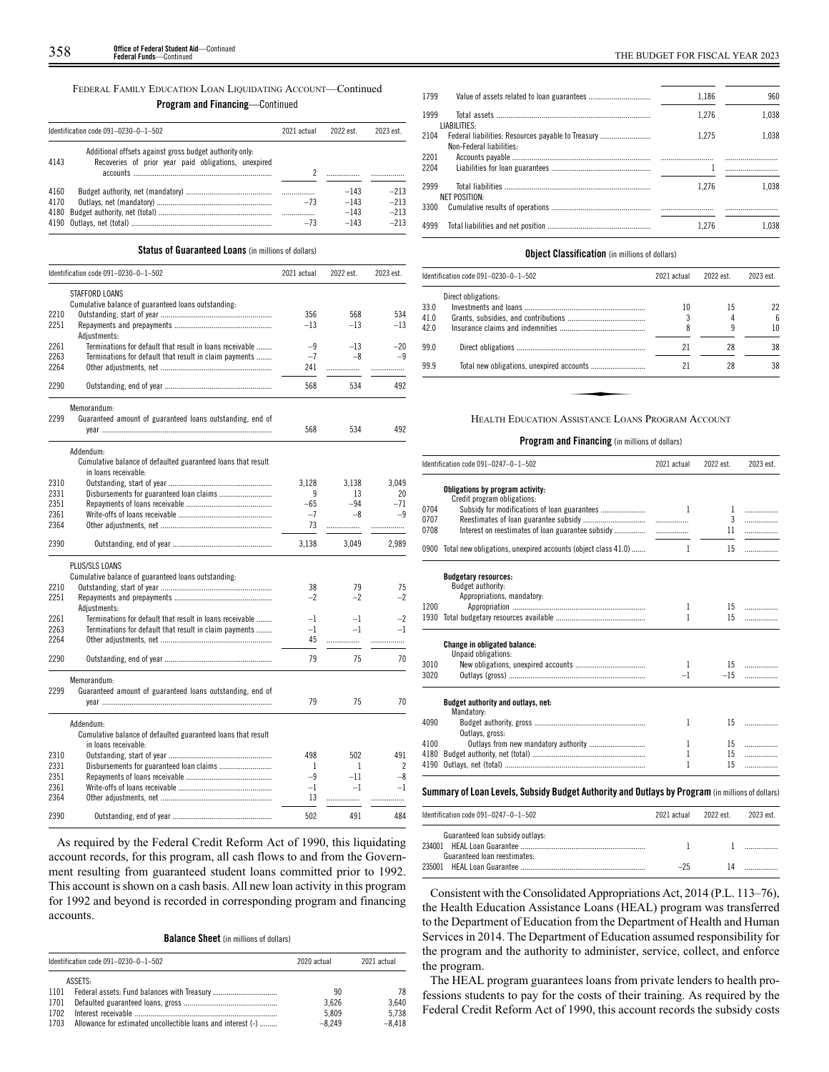FEDERAL FAMILY EDUCATION LOAN LIQUIDATING ACCOUNT—Continued

**Program and Financing**—Continued

| Identification code 091–0230–0–1–502 | | 2021 actual | 2022 est. | 2023 est. |
|---|---|---|---|---|
| | Additional offsets against gross budget authority only: | | | |
| 4143 | Recoveries of prior year paid obligations, unexpired accounts | 2 | | |
| 4160 | Budget authority, net (mandatory) | | –143 | –213 |
| 4170 | Outlays, net (mandatory) | –73 | –143 | –213 |
| 4180 | Budget authority, net (total) | | –143 | –213 |
| 4190 | Outlays, net (total) | –73 | –143 | –213 |

**Status of Guaranteed Loans** (in millions of dollars)

| Identification code 091–0230–0–1–502 | | 2021 actual | 2022 est. | 2023 est. |
|---|---|---|---|---|
| | STAFFORD LOANS | | | |
| | Cumulative balance of guaranteed loans outstanding: | | | |
| 2210 | Outstanding, start of year | 356 | 568 | 534 |
| 2251 | Repayments and prepayments | –13 | –13 | –13 |
| | Adjustments: | | | |
| 2261 | Terminations for default that result in loans receivable | –9 | –13 | –20 |
| 2263 | Terminations for default that result in claim payments | –7 | –8 | –9 |
| 2264 | Other adjustments, net | 241 | | |
| 2290 | Outstanding, end of year | 568 | 534 | 492 |
| | Memorandum: | | | |
| 2299 | Guaranteed amount of guaranteed loans outstanding, end of year | 568 | 534 | 492 |
| | Addendum: | | | |
| | Cumulative balance of defaulted guaranteed loans that result in loans receivable: | | | |
| 2310 | Outstanding, start of year | 3,128 | 3,138 | 3,049 |
| 2331 | Disbursements for guaranteed loan claims | 9 | 13 | 20 |
| 2351 | Repayments of loans receivable | –65 | –94 | –71 |
| 2361 | Write-offs of loans receivable | –7 | –8 | –9 |
| 2364 | Other adjustments, net | 73 | | |
| 2390 | Outstanding, end of year | 3,138 | 3,049 | 2,989 |
| | PLUS/SLS LOANS | | | |
| | Cumulative balance of guaranteed loans outstanding: | | | |
| 2210 | Outstanding, start of year | 38 | 79 | 75 |
| 2251 | Repayments and prepayments | –2 | –2 | –2 |
| | Adjustments: | | | |
| 2261 | Terminations for default that result in loans receivable | –1 | –1 | –2 |
| 2263 | Terminations for default that result in claim payments | –1 | –1 | –1 |
| 2264 | Other adjustments, net | 45 | | |
| 2290 | Outstanding, end of year | 79 | 75 | 70 |
| | Memorandum: | | | |
| 2299 | Guaranteed amount of guaranteed loans outstanding, end of year | 79 | 75 | 70 |
| | Addendum: | | | |
| | Cumulative balance of defaulted guaranteed loans that result in loans receivable: | | | |
| 2310 | Outstanding, start of year | 498 | 502 | 491 |
| 2331 | Disbursements for guaranteed loan claims | 1 | 1 | 2 |
| 2351 | Repayments of loans receivable | –9 | –11 | –8 |
| 2361 | Write-offs of loans receivable | –1 | –1 | –1 |
| 2364 | Other adjustments, net | 13 | | |
| 2390 | Outstanding, end of year | 502 | 491 | 484 |

As required by the Federal Credit Reform Act of 1990, this liquidating account records, for this program, all cash flows to and from the Government resulting from guaranteed student loans committed prior to 1992. This account is shown on a cash basis. All new loan activity in this program for 1992 and beyond is recorded in corresponding program and financing accounts.

**Balance Sheet** (in millions of dollars)

| Identification code 091–0230–0–1–502 | | 2020 actual | 2021 actual |
|---|---|---|---|
| | ASSETS: | | |
| 1101 | Federal assets: Fund balances with Treasury | 90 | 78 |
| 1701 | Defaulted guaranteed loans, gross | 3,626 | 3,640 |
| 1702 | Interest receivable | 5,809 | 5,738 |
| 1703 | Allowance for estimated uncollectible loans and interest (-) | –8,249 | –8,418 |
| 1799 | Value of assets related to loan guarantees | 1,186 | 960 |
| 1999 | Total assets | 1,276 | 1,038 |
| | LIABILITIES: | | |
| 2104 | Federal liabilities: Resources payable to Treasury | 1,275 | 1,038 |
| | Non-Federal liabilities: | | |
| 2201 | Accounts payable | | |
| 2204 | Liabilities for loan guarantees | 1 | |
| 2999 | Total liabilities | 1,276 | 1,038 |
| | NET POSITION: | | |
| 3300 | Cumulative results of operations | | |
| 4999 | Total liabilities and net position | 1,276 | 1,038 |

**Object Classification** (in millions of dollars)

| Identification code 091–0230–0–1–502 | | 2021 actual | 2022 est. | 2023 est. |
|---|---|---|---|---|
| | Direct obligations: | | | |
| 33.0 | Investments and loans | 10 | 15 | 22 |
| 41.0 | Grants, subsidies, and contributions | 3 | 4 | 6 |
| 42.0 | Insurance claims and indemnities | 8 | 9 | 10 |
| 99.0 | Direct obligations | 21 | 28 | 38 |
| 99.9 | Total new obligations, unexpired accounts | 21 | 28 | 38 |

HEALTH EDUCATION ASSISTANCE LOANS PROGRAM ACCOUNT

**Program and Financing** (in millions of dollars)

| Identification code 091–0247–0–1–502 | | 2021 actual | 2022 est. | 2023 est. |
|---|---|---|---|---|
| | **Obligations by program activity:** | | | |
| | Credit program obligations: | | | |
| 0704 | Subsidy for modifications of loan guarantees | 1 | 1 | |
| 0707 | Reestimates of loan guarantee subsidy | | 3 | |
| 0708 | Interest on reestimates of loan guarantee subsidy | | 11 | |
| 0900 | Total new obligations, unexpired accounts (object class 41.0) | 1 | 15 | |
| | **Budgetary resources:** | | | |
| | Budget authority: | | | |
| | Appropriations, mandatory: | | | |
| 1200 | Appropriation | 1 | 15 | |
| 1930 | Total budgetary resources available | 1 | 15 | |
| | **Change in obligated balance:** | | | |
| | Unpaid obligations: | | | |
| 3010 | New obligations, unexpired accounts | 1 | 15 | |
| 3020 | Outlays (gross) | –1 | –15 | |
| | **Budget authority and outlays, net:** | | | |
| | Mandatory: | | | |
| 4090 | Budget authority, gross | 1 | 15 | |
| | Outlays, gross: | | | |
| 4100 | Outlays from new mandatory authority | 1 | 15 | |
| 4180 | Budget authority, net (total) | 1 | 15 | |
| 4190 | Outlays, net (total) | 1 | 15 | |

**Summary of Loan Levels, Subsidy Budget Authority and Outlays by Program** (in millions of dollars)

| Identification code 091–0247–0–1–502 | | 2021 actual | 2022 est. | 2023 est. |
|---|---|---|---|---|
| | Guaranteed loan subsidy outlays: | | | |
| 234001 | HEAL Loan Guarantee | 1 | 1 | |
| | Guaranteed loan reestimates: | | | |
| 235001 | HEAL Loan Guarantee | –25 | 14 | |

Consistent with the Consolidated Appropriations Act, 2014 (P.L. 113–76), the Health Education Assistance Loans (HEAL) program was transferred to the Department of Education from the Department of Health and Human Services in 2014. The Department of Education assumed responsibility for the program and the authority to administer, service, collect, and enforce the program.

The HEAL program guarantees loans from private lenders to health professions students to pay for the costs of their training. As required by the Federal Credit Reform Act of 1990, this account records the subsidy costs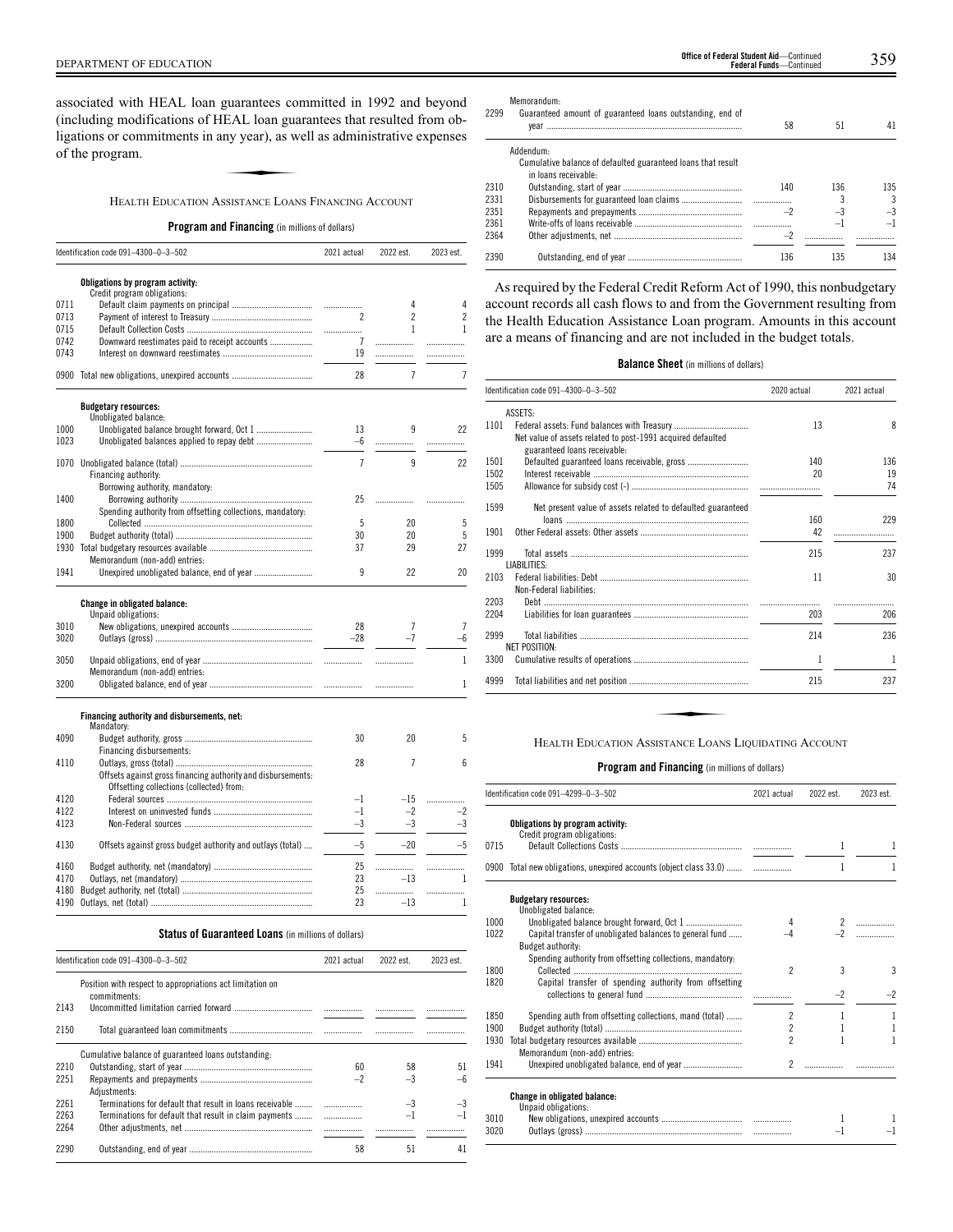associated with HEAL loan guarantees committed in 1992 and beyond (including modifications of HEAL loan guarantees that resulted from obligations or commitments in any year), as well as administrative expenses of the program.

### Health Education Assistance Loans Financing Account

**Program and Financing** (in millions of dollars)

| Identification code 091–4300–0–3–502 | | 2021 actual | 2022 est. | 2023 est. |
|---|---|---|---|---|
| | **Obligations by program activity:** | | | |
| | Credit program obligations: | | | |
| 0711 | Default claim payments on principal | | 4 | 4 |
| 0713 | Payment of interest to Treasury | 2 | 2 | 2 |
| 0715 | Default Collection Costs | | 1 | 1 |
| 0742 | Downward reestimates paid to receipt accounts | 7 | | |
| 0743 | Interest on downward reestimates | 19 | | |
| 0900 | Total new obligations, unexpired accounts | 28 | 7 | 7 |
| | **Budgetary resources:** | | | |
| | Unobligated balance: | | | |
| 1000 | Unobligated balance brought forward, Oct 1 | 13 | 9 | 22 |
| 1023 | Unobligated balances applied to repay debt | –6 | | |
| 1070 | Unobligated balance (total) | 7 | 9 | 22 |
| | Financing authority: | | | |
| | Borrowing authority, mandatory: | | | |
| 1400 | Borrowing authority | 25 | | |
| | Spending authority from offsetting collections, mandatory: | | | |
| 1800 | Collected | 5 | 20 | 5 |
| 1900 | Budget authority (total) | 30 | 20 | 5 |
| 1930 | Total budgetary resources available | 37 | 29 | 27 |
| | Memorandum (non-add) entries: | | | |
| 1941 | Unexpired unobligated balance, end of year | 9 | 22 | 20 |
| | **Change in obligated balance:** | | | |
| | Unpaid obligations: | | | |
| 3010 | New obligations, unexpired accounts | 28 | 7 | 7 |
| 3020 | Outlays (gross) | –28 | –7 | –6 |
| 3050 | Unpaid obligations, end of year | | | 1 |
| | Memorandum (non-add) entries: | | | |
| 3200 | Obligated balance, end of year | | | 1 |
| | **Financing authority and disbursements, net:** | | | |
| | Mandatory: | | | |
| 4090 | Budget authority, gross | 30 | 20 | 5 |
| | Financing disbursements: | | | |
| 4110 | Outlays, gross (total) | 28 | 7 | 6 |
| | Offsets against gross financing authority and disbursements: | | | |
| | Offsetting collections (collected) from: | | | |
| 4120 | Federal sources | –1 | –15 | |
| 4122 | Interest on uninvested funds | –1 | –2 | –2 |
| 4123 | Non-Federal sources | –3 | –3 | –3 |
| 4130 | Offsets against gross budget authority and outlays (total) | –5 | –20 | –5 |
| 4160 | Budget authority, net (mandatory) | 25 | | |
| 4170 | Outlays, net (mandatory) | 23 | –13 | 1 |
| 4180 | Budget authority, net (total) | 25 | | |
| 4190 | Outlays, net (total) | 23 | –13 | 1 |

**Status of Guaranteed Loans** (in millions of dollars)

| Identification code 091–4300–0–3–502 | | 2021 actual | 2022 est. | 2023 est. |
|---|---|---|---|---|
| | Position with respect to appropriations act limitation on commitments: | | | |
| 2143 | Uncommitted limitation carried forward | | | |
| 2150 | Total guaranteed loan commitments | | | |
| | Cumulative balance of guaranteed loans outstanding: | | | |
| 2210 | Outstanding, start of year | 60 | 58 | 51 |
| 2251 | Repayments and prepayments | –2 | –3 | –6 |
| | Adjustments: | | | |
| 2261 | Terminations for default that result in loans receivable | | –3 | –3 |
| 2263 | Terminations for default that result in claim payments | | –1 | –1 |
| 2264 | Other adjustments, net | | | |
| 2290 | Outstanding, end of year | 58 | 51 | 41 |
| | Memorandum: | | | |
| 2299 | Guaranteed amount of guaranteed loans outstanding, end of year | 58 | 51 | 41 |
| | Addendum: | | | |
| | Cumulative balance of defaulted guaranteed loans that result in loans receivable: | | | |
| 2310 | Outstanding, start of year | 140 | 136 | 135 |
| 2331 | Disbursements for guaranteed loan claims | | 3 | 3 |
| 2351 | Repayments and prepayments | –2 | –3 | –3 |
| 2361 | Write-offs of loans receivable | | –1 | –1 |
| 2364 | Other adjustments, net | –2 | | |
| 2390 | Outstanding, end of year | 136 | 135 | 134 |

As required by the Federal Credit Reform Act of 1990, this nonbudgetary account records all cash flows to and from the Government resulting from the Health Education Assistance Loan program. Amounts in this account are a means of financing and are not included in the budget totals.

**Balance Sheet** (in millions of dollars)

| Identification code 091–4300–0–3–502 | | 2020 actual | 2021 actual |
|---|---|---|---|
| | ASSETS: | | |
| 1101 | Federal assets: Fund balances with Treasury | 13 | 8 |
| | Net value of assets related to post-1991 acquired defaulted guaranteed loans receivable: | | |
| 1501 | Defaulted guaranteed loans receivable, gross | 140 | 136 |
| 1502 | Interest receivable | 20 | 19 |
| 1505 | Allowance for subsidy cost (-) | | 74 |
| 1599 | Net present value of assets related to defaulted guaranteed loans | 160 | 229 |
| 1901 | Other Federal assets: Other assets | 42 | |
| 1999 | Total assets | 215 | 237 |
| | LIABILITIES: | | |
| 2103 | Federal liabilities: Debt | 11 | 30 |
| | Non-Federal liabilities: | | |
| 2203 | Debt | | |
| 2204 | Liabilities for loan guarantees | 203 | 206 |
| 2999 | Total liabilities | 214 | 236 |
| | NET POSITION: | | |
| 3300 | Cumulative results of operations | 1 | 1 |
| 4999 | Total liabilities and net position | 215 | 237 |

### Health Education Assistance Loans Liquidating Account

**Program and Financing** (in millions of dollars)

| Identification code 091–4299–0–3–502 | | 2021 actual | 2022 est. | 2023 est. |
|---|---|---|---|---|
| | **Obligations by program activity:** | | | |
| | Credit program obligations: | | | |
| 0715 | Default Collections Costs | | 1 | 1 |
| 0900 | Total new obligations, unexpired accounts (object class 33.0) | | 1 | 1 |
| | **Budgetary resources:** | | | |
| | Unobligated balance: | | | |
| 1000 | Unobligated balance brought forward, Oct 1 | 4 | 2 | |
| 1022 | Capital transfer of unobligated balances to general fund | –4 | –2 | |
| | Budget authority: | | | |
| | Spending authority from offsetting collections, mandatory: | | | |
| 1800 | Collected | 2 | 3 | 3 |
| 1820 | Capital transfer of spending authority from offsetting collections to general fund | | –2 | –2 |
| 1850 | Spending auth from offsetting collections, mand (total) | 2 | 1 | 1 |
| 1900 | Budget authority (total) | 2 | 1 | 1 |
| 1930 | Total budgetary resources available | 2 | 1 | 1 |
| | Memorandum (non-add) entries: | | | |
| 1941 | Unexpired unobligated balance, end of year | 2 | | |
| | **Change in obligated balance:** | | | |
| | Unpaid obligations: | | | |
| 3010 | New obligations, unexpired accounts | | 1 | 1 |
| 3020 | Outlays (gross) | | –1 | –1 |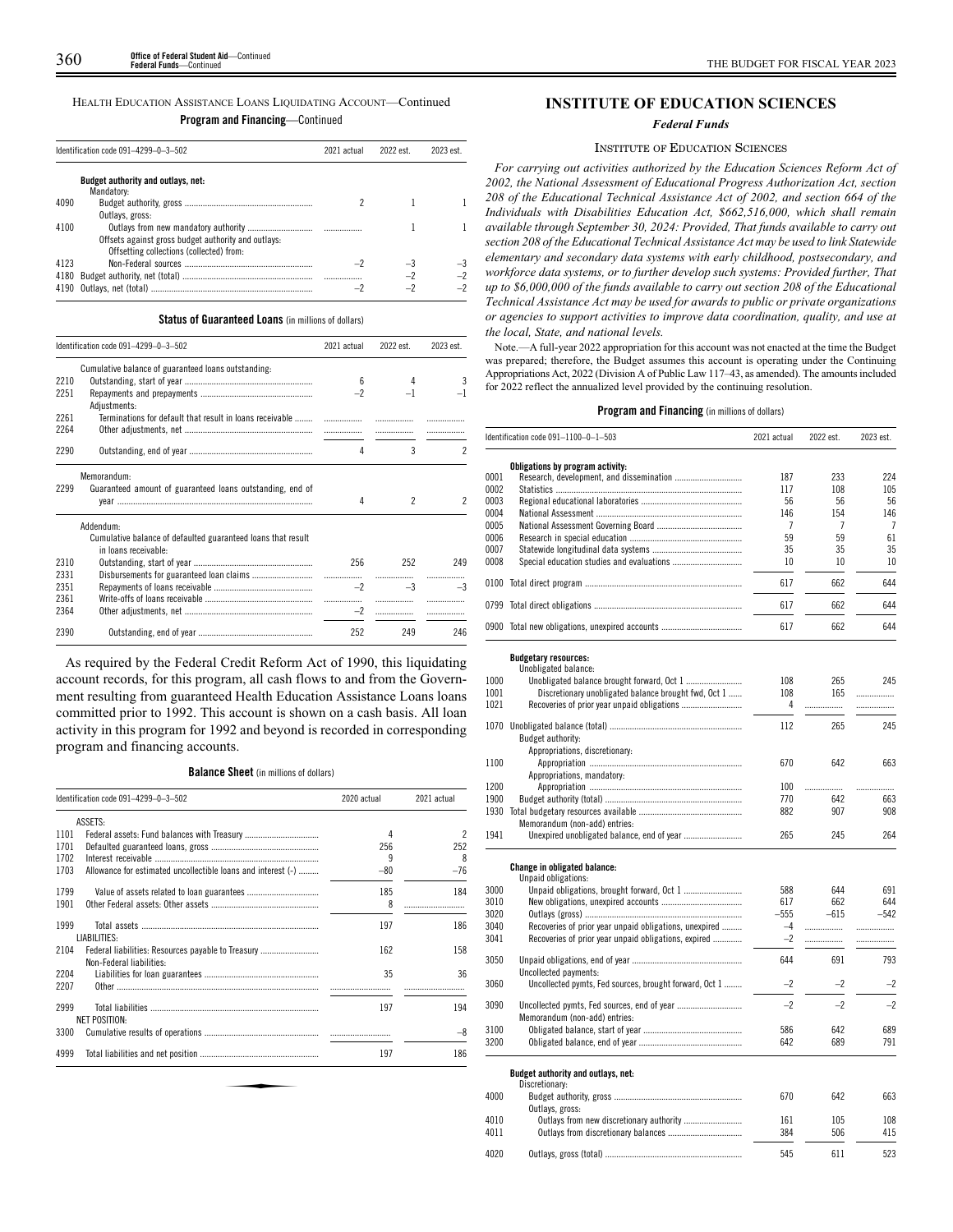HEALTH EDUCATION ASSISTANCE LOANS LIQUIDATING ACCOUNT—Continued

**Program and Financing**—Continued

| | Identification code 091–4299–0–3–502 | 2021 actual | 2022 est. | 2023 est. |
|---|---|---|---|---|
| | **Budget authority and outlays, net:** | | | |
| | Mandatory: | | | |
| 4090 | Budget authority, gross | 2 | 1 | 1 |
| | Outlays, gross: | | | |
| 4100 | Outlays from new mandatory authority | | 1 | 1 |
| | Offsets against gross budget authority and outlays: | | | |
| | Offsetting collections (collected) from: | | | |
| 4123 | Non-Federal sources | –2 | –3 | –3 |
| 4180 | Budget authority, net (total) | | –2 | –2 |
| 4190 | Outlays, net (total) | –2 | –2 | –2 |

**Status of Guaranteed Loans** (in millions of dollars)

| | Identification code 091–4299–0–3–502 | 2021 actual | 2022 est. | 2023 est. |
|---|---|---|---|---|
| | Cumulative balance of guaranteed loans outstanding: | | | |
| 2210 | Outstanding, start of year | 6 | 4 | 3 |
| 2251 | Repayments and prepayments | –2 | –1 | –1 |
| | Adjustments: | | | |
| 2261 | Terminations for default that result in loans receivable | | | |
| 2264 | Other adjustments, net | | | |
| 2290 | Outstanding, end of year | 4 | 3 | 2 |
| | Memorandum: | | | |
| 2299 | Guaranteed amount of guaranteed loans outstanding, end of year | 4 | 2 | 2 |
| | Addendum: | | | |
| | Cumulative balance of defaulted guaranteed loans that result in loans receivable: | | | |
| 2310 | Outstanding, start of year | 256 | 252 | 249 |
| 2331 | Disbursements for guaranteed loan claims | | | |
| 2351 | Repayments of loans receivable | –2 | –3 | –3 |
| 2361 | Write-offs of loans receivable | | | |
| 2364 | Other adjustments, net | –2 | | |
| 2390 | Outstanding, end of year | 252 | 249 | 246 |

As required by the Federal Credit Reform Act of 1990, this liquidating account records, for this program, all cash flows to and from the Government resulting from guaranteed Health Education Assistance Loans loans committed prior to 1992. This account is shown on a cash basis. All loan activity in this program for 1992 and beyond is recorded in corresponding program and financing accounts.

**Balance Sheet** (in millions of dollars)

| | Identification code 091–4299–0–3–502 | 2020 actual | 2021 actual |
|---|---|---|---|
| | ASSETS: | | |
| 1101 | Federal assets: Fund balances with Treasury | 4 | 2 |
| 1701 | Defaulted guaranteed loans, gross | 256 | 252 |
| 1702 | Interest receivable | 9 | 8 |
| 1703 | Allowance for estimated uncollectible loans and interest (-) | –80 | –76 |
| 1799 | Value of assets related to loan guarantees | 185 | 184 |
| 1901 | Other Federal assets: Other assets | 8 | |
| 1999 | Total assets | 197 | 186 |
| | LIABILITIES: | | |
| 2104 | Federal liabilities: Resources payable to Treasury | 162 | 158 |
| | Non-Federal liabilities: | | |
| 2204 | Liabilities for loan guarantees | 35 | 36 |
| 2207 | Other | | |
| 2999 | Total liabilities | 197 | 194 |
| | NET POSITION: | | |
| 3300 | Cumulative results of operations | | –8 |
| 4999 | Total liabilities and net position | 197 | 186 |

## INSTITUTE OF EDUCATION SCIENCES

### *Federal Funds*

INSTITUTE OF EDUCATION SCIENCES

*For carrying out activities authorized by the Education Sciences Reform Act of 2002, the National Assessment of Educational Progress Authorization Act, section 208 of the Educational Technical Assistance Act of 2002, and section 664 of the Individuals with Disabilities Education Act, $662,516,000, which shall remain available through September 30, 2024: Provided, That funds available to carry out section 208 of the Educational Technical Assistance Act may be used to link Statewide elementary and secondary data systems with early childhood, postsecondary, and workforce data systems, or to further develop such systems: Provided further, That up to $6,000,000 of the funds available to carry out section 208 of the Educational Technical Assistance Act may be used for awards to public or private organizations or agencies to support activities to improve data coordination, quality, and use at the local, State, and national levels.*

Note.—A full-year 2022 appropriation for this account was not enacted at the time the Budget was prepared; therefore, the Budget assumes this account is operating under the Continuing Appropriations Act, 2022 (Division A of Public Law 117–43, as amended). The amounts included for 2022 reflect the annualized level provided by the continuing resolution.

**Program and Financing** (in millions of dollars)

| | Identification code 091–1100–0–1–503 | 2021 actual | 2022 est. | 2023 est. |
|---|---|---|---|---|
| | **Obligations by program activity:** | | | |
| 0001 | Research, development, and dissemination | 187 | 233 | 224 |
| 0002 | Statistics | 117 | 108 | 105 |
| 0003 | Regional educational laboratories | 56 | 56 | 56 |
| 0004 | National Assessment | 146 | 154 | 146 |
| 0005 | National Assessment Governing Board | 7 | 7 | 7 |
| 0006 | Research in special education | 59 | 59 | 61 |
| 0007 | Statewide longitudinal data systems | 35 | 35 | 35 |
| 0008 | Special education studies and evaluations | 10 | 10 | 10 |
| 0100 | Total direct program | 617 | 662 | 644 |
| 0799 | Total direct obligations | 617 | 662 | 644 |
| 0900 | Total new obligations, unexpired accounts | 617 | 662 | 644 |
| | **Budgetary resources:** | | | |
| | Unobligated balance: | | | |
| 1000 | Unobligated balance brought forward, Oct 1 | 108 | 265 | 245 |
| 1001 | Discretionary unobligated balance brought fwd, Oct 1 | 108 | 165 | |
| 1021 | Recoveries of prior year unpaid obligations | 4 | | |
| 1070 | Unobligated balance (total) | 112 | 265 | 245 |
| | Budget authority: | | | |
| | Appropriations, discretionary: | | | |
| 1100 | Appropriation | 670 | 642 | 663 |
| | Appropriations, mandatory: | | | |
| 1200 | Appropriation | 100 | | |
| 1900 | Budget authority (total) | 770 | 642 | 663 |
| 1930 | Total budgetary resources available | 882 | 907 | 908 |
| | Memorandum (non-add) entries: | | | |
| 1941 | Unexpired unobligated balance, end of year | 265 | 245 | 264 |
| | **Change in obligated balance:** | | | |
| | Unpaid obligations: | | | |
| 3000 | Unpaid obligations, brought forward, Oct 1 | 588 | 644 | 691 |
| 3010 | New obligations, unexpired accounts | 617 | 662 | 644 |
| 3020 | Outlays (gross) | –555 | –615 | –542 |
| 3040 | Recoveries of prior year unpaid obligations, unexpired | –4 | | |
| 3041 | Recoveries of prior year unpaid obligations, expired | –2 | | |
| 3050 | Unpaid obligations, end of year | 644 | 691 | 793 |
| | Uncollected payments: | | | |
| 3060 | Uncollected pymts, Fed sources, brought forward, Oct 1 | –2 | –2 | –2 |
| 3090 | Uncollected pymts, Fed sources, end of year | –2 | –2 | –2 |
| | Memorandum (non-add) entries: | | | |
| 3100 | Obligated balance, start of year | 586 | 642 | 689 |
| 3200 | Obligated balance, end of year | 642 | 689 | 791 |
| | **Budget authority and outlays, net:** | | | |
| | Discretionary: | | | |
| 4000 | Budget authority, gross | 670 | 642 | 663 |
| | Outlays, gross: | | | |
| 4010 | Outlays from new discretionary authority | 161 | 105 | 108 |
| 4011 | Outlays from discretionary balances | 384 | 506 | 415 |
| 4020 | Outlays, gross (total) | 545 | 611 | 523 |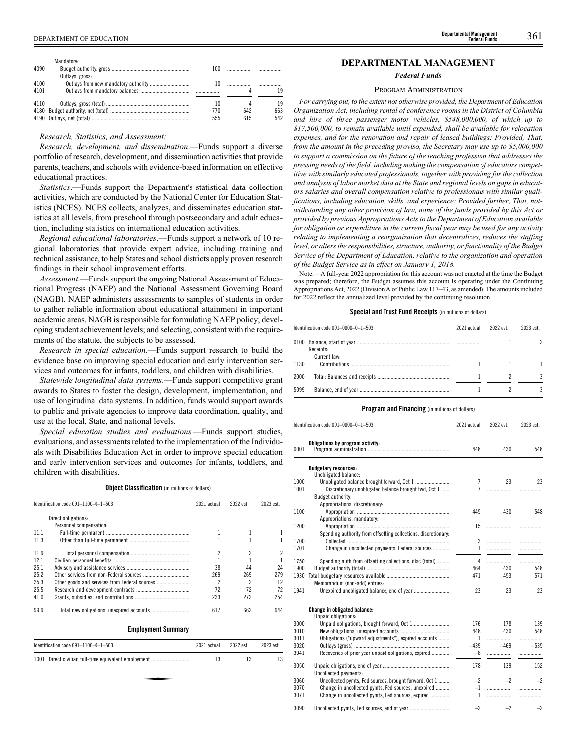| | | | | |
|---|---|---|---|---|
| | Mandatory: | | | |
| 4090 | Budget authority, gross | 100 | | |
| | Outlays, gross: | | | |
| 4100 | Outlays from new mandatory authority | 10 | | |
| 4101 | Outlays from mandatory balances | | 4 | 19 |
| 4110 | Outlays, gross (total) | 10 | 4 | 19 |
| 4180 | Budget authority, net (total) | 770 | 642 | 663 |
| 4190 | Outlays, net (total) | 555 | 615 | 542 |

*Research, Statistics, and Assessment:*

*Research, development, and dissemination*.—Funds support a diverse portfolio of research, development, and dissemination activities that provide parents, teachers, and schools with evidence-based information on effective educational practices.

*Statistics*.—Funds support the Department's statistical data collection activities, which are conducted by the National Center for Education Statistics (NCES). NCES collects, analyzes, and disseminates education statistics at all levels, from preschool through postsecondary and adult education, including statistics on international education activities.

*Regional educational laboratories*.—Funds support a network of 10 regional laboratories that provide expert advice, including training and technical assistance, to help States and school districts apply proven research findings in their school improvement efforts.

*Assessment*.—Funds support the ongoing National Assessment of Educational Progress (NAEP) and the National Assessment Governing Board (NAGB). NAEP administers assessments to samples of students in order to gather reliable information about educational attainment in important academic areas. NAGB is responsible for formulating NAEP policy; developing student achievement levels; and selecting, consistent with the requirements of the statute, the subjects to be assessed.

*Research in special education*.—Funds support research to build the evidence base on improving special education and early intervention services and outcomes for infants, toddlers, and children with disabilities.

*Statewide longitudinal data systems*.—Funds support competitive grant awards to States to foster the design, development, implementation, and use of longitudinal data systems. In addition, funds would support awards to public and private agencies to improve data coordination, quality, and use at the local, State, and national levels.

*Special education studies and evaluations*.—Funds support studies, evaluations, and assessments related to the implementation of the Individuals with Disabilities Education Act in order to improve special education and early intervention services and outcomes for infants, toddlers, and children with disabilities.

**Object Classification** (in millions of dollars)

| Identification code 091–1100–0–1–503 | | 2021 actual | 2022 est. | 2023 est. |
|---|---|---|---|---|
| | Direct obligations: | | | |
| | Personnel compensation: | | | |
| 11.1 | Full-time permanent | 1 | 1 | 1 |
| 11.3 | Other than full-time permanent | 1 | 1 | 1 |
| 11.9 | Total personnel compensation | 2 | 2 | 2 |
| 12.1 | Civilian personnel benefits | 1 | 1 | 1 |
| 25.1 | Advisory and assistance services | 38 | 44 | 24 |
| 25.2 | Other services from non-Federal sources | 269 | 269 | 279 |
| 25.3 | Other goods and services from Federal sources | 2 | 2 | 12 |
| 25.5 | Research and development contracts | 72 | 72 | 72 |
| 41.0 | Grants, subsidies, and contributions | 233 | 272 | 254 |
| 99.9 | Total new obligations, unexpired accounts | 617 | 662 | 644 |

**Employment Summary**

| Identification code 091–1100–0–1–503 | | 2021 actual | 2022 est. | 2023 est. |
|---|---|---|---|---|
| 1001 | Direct civilian full-time equivalent employment | 13 | 13 | 13 |

## DEPARTMENTAL MANAGEMENT

### *Federal Funds*

#### PROGRAM ADMINISTRATION

*For carrying out, to the extent not otherwise provided, the Department of Education Organization Act, including rental of conference rooms in the District of Columbia and hire of three passenger motor vehicles, $548,000,000, of which up to $17,500,000, to remain available until expended, shall be available for relocation expenses, and for the renovation and repair of leased buildings: Provided, That, from the amount in the preceding proviso, the Secretary may use up to $5,000,000 to support a commission on the future of the teaching profession that addresses the pressing needs of the field, including making the compensation of educators competitive with similarly educated professionals, together with providing for the collection and analysis of labor market data at the State and regional levels on gaps in educators salaries and overall compensation relative to professionals with similar qualifications, including education, skills, and experience: Provided further, That, notwithstanding any other provision of law, none of the funds provided by this Act or provided by previous Appropriations Acts to the Department of Education available for obligation or expenditure in the current fiscal year may be used for any activity relating to implementing a reorganization that decentralizes, reduces the staffing level, or alters the responsibilities, structure, authority, or functionality of the Budget Service of the Department of Education, relative to the organization and operation of the Budget Service as in effect on January 1, 2018.*

Note.—A full-year 2022 appropriation for this account was not enacted at the time the Budget was prepared; therefore, the Budget assumes this account is operating under the Continuing Appropriations Act, 2022 (Division A of Public Law 117–43, as amended). The amounts included for 2022 reflect the annualized level provided by the continuing resolution.

**Special and Trust Fund Receipts** (in millions of dollars)

| Identification code 091–0800–0–1–503 | | 2021 actual | 2022 est. | 2023 est. |
|---|---|---|---|---|
| 0100 | Balance, start of year | | 1 | 2 |
| | Receipts: | | | |
| | Current law: | | | |
| 1130 | Contributions | 1 | 1 | 1 |
| 2000 | Total: Balances and receipts | 1 | 2 | 3 |
| 5099 | Balance, end of year | 1 | 2 | 3 |

**Program and Financing** (in millions of dollars)

| Identification code 091–0800–0–1–503 | | 2021 actual | 2022 est. | 2023 est. |
|---|---|---|---|---|
| | **Obligations by program activity:** | | | |
| 0001 | Program administration | 448 | 430 | 548 |
| | **Budgetary resources:** | | | |
| | Unobligated balance: | | | |
| 1000 | Unobligated balance brought forward, Oct 1 | 7 | 23 | 23 |
| 1001 | Discretionary unobligated balance brought fwd, Oct 1 | 7 | | |
| | Budget authority: | | | |
| | Appropriations, discretionary: | | | |
| 1100 | Appropriation | 445 | 430 | 548 |
| | Appropriations, mandatory: | | | |
| 1200 | Appropriation | 15 | | |
| | Spending authority from offsetting collections, discretionary: | | | |
| 1700 | Collected | 3 | | |
| 1701 | Change in uncollected payments, Federal sources | 1 | | |
| 1750 | Spending auth from offsetting collections, disc (total) | 4 | | |
| 1900 | Budget authority (total) | 464 | 430 | 548 |
| 1930 | Total budgetary resources available | 471 | 453 | 571 |
| | Memorandum (non-add) entries: | | | |
| 1941 | Unexpired unobligated balance, end of year | 23 | 23 | 23 |
| | **Change in obligated balance:** | | | |
| | Unpaid obligations: | | | |
| 3000 | Unpaid obligations, brought forward, Oct 1 | 176 | 178 | 139 |
| 3010 | New obligations, unexpired accounts | 448 | 430 | 548 |
| 3011 | Obligations ("upward adjustments"), expired accounts | 1 | | |
| 3020 | Outlays (gross) | –439 | –469 | –535 |
| 3041 | Recoveries of prior year unpaid obligations, expired | –8 | | |
| 3050 | Unpaid obligations, end of year | 178 | 139 | 152 |
| | Uncollected payments: | | | |
| 3060 | Uncollected pymts, Fed sources, brought forward, Oct 1 | –2 | –2 | –2 |
| 3070 | Change in uncollected pymts, Fed sources, unexpired | –1 | | |
| 3071 | Change in uncollected pymts, Fed sources, expired | 1 | | |
| 3090 | Uncollected pymts, Fed sources, end of year | –2 | –2 | –2 |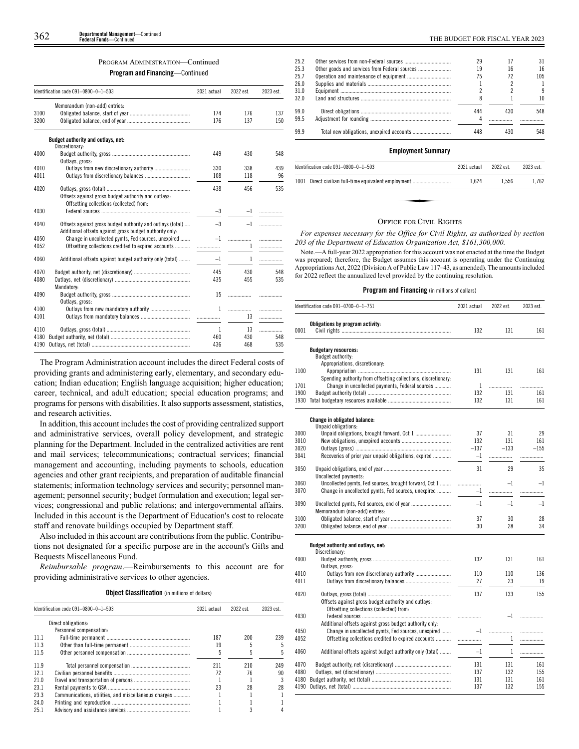PROGRAM ADMINISTRATION—Continued

**Program and Financing**—Continued

| Identification code 091–0800–0–1–503 | | 2021 actual | 2022 est. | 2023 est. |
|---|---|---|---|---|
| | Memorandum (non-add) entries: | | | |
| 3100 | Obligated balance, start of year | 174 | 176 | 137 |
| 3200 | Obligated balance, end of year | 176 | 137 | 150 |
| | **Budget authority and outlays, net:** | | | |
| | Discretionary: | | | |
| 4000 | Budget authority, gross | 449 | 430 | 548 |
| | Outlays, gross: | | | |
| 4010 | Outlays from new discretionary authority | 330 | 338 | 439 |
| 4011 | Outlays from discretionary balances | 108 | 118 | 96 |
| 4020 | Outlays, gross (total) | 438 | 456 | 535 |
| | Offsets against gross budget authority and outlays: | | | |
| | Offsetting collections (collected) from: | | | |
| 4030 | Federal sources | –3 | –1 | |
| 4040 | Offsets against gross budget authority and outlays (total) | –3 | –1 | |
| | Additional offsets against gross budget authority only: | | | |
| 4050 | Change in uncollected pymts, Fed sources, unexpired | –1 | | |
| 4052 | Offsetting collections credited to expired accounts | | 1 | |
| 4060 | Additional offsets against budget authority only (total) | –1 | 1 | |
| 4070 | Budget authority, net (discretionary) | 445 | 430 | 548 |
| 4080 | Outlays, net (discretionary) | 435 | 455 | 535 |
| | Mandatory: | | | |
| 4090 | Budget authority, gross | 15 | | |
| | Outlays, gross: | | | |
| 4100 | Outlays from new mandatory authority | 1 | | |
| 4101 | Outlays from mandatory balances | | 13 | |
| 4110 | Outlays, gross (total) | 1 | 13 | |
| 4180 | Budget authority, net (total) | 460 | 430 | 548 |
| 4190 | Outlays, net (total) | 436 | 468 | 535 |

The Program Administration account includes the direct Federal costs of providing grants and administering early, elementary, and secondary education; Indian education; English language acquisition; higher education; career, technical, and adult education; special education programs; and programs for persons with disabilities. It also supports assessment, statistics, and research activities.

In addition, this account includes the cost of providing centralized support and administrative services, overall policy development, and strategic planning for the Department. Included in the centralized activities are rent and mail services; telecommunications; contractual services; financial management and accounting, including payments to schools, education agencies and other grant recipients, and preparation of auditable financial statements; information technology services and security; personnel management; personnel security; budget formulation and execution; legal services; congressional and public relations; and intergovernmental affairs. Included in this account is the Department of Education's cost to relocate staff and renovate buildings occupied by Department staff.

Also included in this account are contributions from the public. Contributions not designated for a specific purpose are in the account's Gifts and Bequests Miscellaneous Fund.

*Reimbursable program*.—Reimbursements to this account are for providing administrative services to other agencies.

**Object Classification** (in millions of dollars)

| Identification code 091–0800–0–1–503 | | 2021 actual | 2022 est. | 2023 est. |
|---|---|---|---|---|
| | Direct obligations: | | | |
| | Personnel compensation: | | | |
| 11.1 | Full-time permanent | 187 | 200 | 239 |
| 11.3 | Other than full-time permanent | 19 | 5 | 5 |
| 11.5 | Other personnel compensation | 5 | 5 | 5 |
| 11.9 | Total personnel compensation | 211 | 210 | 249 |
| 12.1 | Civilian personnel benefits | 72 | 76 | 90 |
| 21.0 | Travel and transportation of persons | 1 | 1 | 3 |
| 23.1 | Rental payments to GSA | 23 | 28 | 28 |
| 23.3 | Communications, utilities, and miscellaneous charges | 1 | 1 | 1 |
| 24.0 | Printing and reproduction | 1 | 1 | 1 |
| 25.1 | Advisory and assistance services | 1 | 3 | 4 |
| 25.2 | Other services from non-Federal sources | 29 | 17 | 31 |
| 25.3 | Other goods and services from Federal sources | 19 | 16 | 16 |
| 25.7 | Operation and maintenance of equipment | 75 | 72 | 105 |
| 26.0 | Supplies and materials | 1 | 2 | 1 |
| 31.0 | Equipment | 2 | 2 | 9 |
| 32.0 | Land and structures | 8 | 1 | 10 |
| 99.0 | Direct obligations | 444 | 430 | 548 |
| 99.5 | Adjustment for rounding | 4 | | |
| 99.9 | Total new obligations, unexpired accounts | 448 | 430 | 548 |

**Employment Summary**

| Identification code 091–0800–0–1–503 | | 2021 actual | 2022 est. | 2023 est. |
|---|---|---|---|---|
| 1001 | Direct civilian full-time equivalent employment | 1,624 | 1,556 | 1,762 |

## OFFICE FOR CIVIL RIGHTS

*For expenses necessary for the Office for Civil Rights, as authorized by section 203 of the Department of Education Organization Act, $161,300,000.*

Note.—A full-year 2022 appropriation for this account was not enacted at the time the Budget was prepared; therefore, the Budget assumes this account is operating under the Continuing Appropriations Act, 2022 (Division A of Public Law 117–43, as amended). The amounts included for 2022 reflect the annualized level provided by the continuing resolution.

**Program and Financing** (in millions of dollars)

| Identification code 091–0700–0–1–751 | | 2021 actual | 2022 est. | 2023 est. |
|---|---|---|---|---|
| | **Obligations by program activity:** | | | |
| 0001 | Civil rights | 132 | 131 | 161 |
| | **Budgetary resources:** | | | |
| | Budget authority: | | | |
| | Appropriations, discretionary: | | | |
| 1100 | Appropriation | 131 | 131 | 161 |
| | Spending authority from offsetting collections, discretionary: | | | |
| 1701 | Change in uncollected payments, Federal sources | 1 | | |
| 1900 | Budget authority (total) | 132 | 131 | 161 |
| 1930 | Total budgetary resources available | 132 | 131 | 161 |
| | **Change in obligated balance:** | | | |
| | Unpaid obligations: | | | |
| 3000 | Unpaid obligations, brought forward, Oct 1 | 37 | 31 | 29 |
| 3010 | New obligations, unexpired accounts | 132 | 131 | 161 |
| 3020 | Outlays (gross) | –137 | –133 | –155 |
| 3041 | Recoveries of prior year unpaid obligations, expired | –1 | | |
| 3050 | Unpaid obligations, end of year | 31 | 29 | 35 |
| | Uncollected payments: | | | |
| 3060 | Uncollected pymts, Fed sources, brought forward, Oct 1 | | –1 | –1 |
| 3070 | Change in uncollected pymts, Fed sources, unexpired | –1 | | |
| 3090 | Uncollected pymts, Fed sources, end of year | –1 | –1 | –1 |
| | Memorandum (non-add) entries: | | | |
| 3100 | Obligated balance, start of year | 37 | 30 | 28 |
| 3200 | Obligated balance, end of year | 30 | 28 | 34 |
| | **Budget authority and outlays, net:** | | | |
| | Discretionary: | | | |
| 4000 | Budget authority, gross | 132 | 131 | 161 |
| | Outlays, gross: | | | |
| 4010 | Outlays from new discretionary authority | 110 | 110 | 136 |
| 4011 | Outlays from discretionary balances | 27 | 23 | 19 |
| 4020 | Outlays, gross (total) | 137 | 133 | 155 |
| | Offsets against gross budget authority and outlays: | | | |
| | Offsetting collections (collected) from: | | | |
| 4030 | Federal sources | | –1 | |
| | Additional offsets against gross budget authority only: | | | |
| 4050 | Change in uncollected pymts, Fed sources, unexpired | –1 | | |
| 4052 | Offsetting collections credited to expired accounts | | 1 | |
| 4060 | Additional offsets against budget authority only (total) | –1 | 1 | |
| 4070 | Budget authority, net (discretionary) | 131 | 131 | 161 |
| 4080 | Outlays, net (discretionary) | 137 | 132 | 155 |
| 4180 | Budget authority, net (total) | 131 | 131 | 161 |
| 4190 | Outlays, net (total) | 137 | 132 | 155 |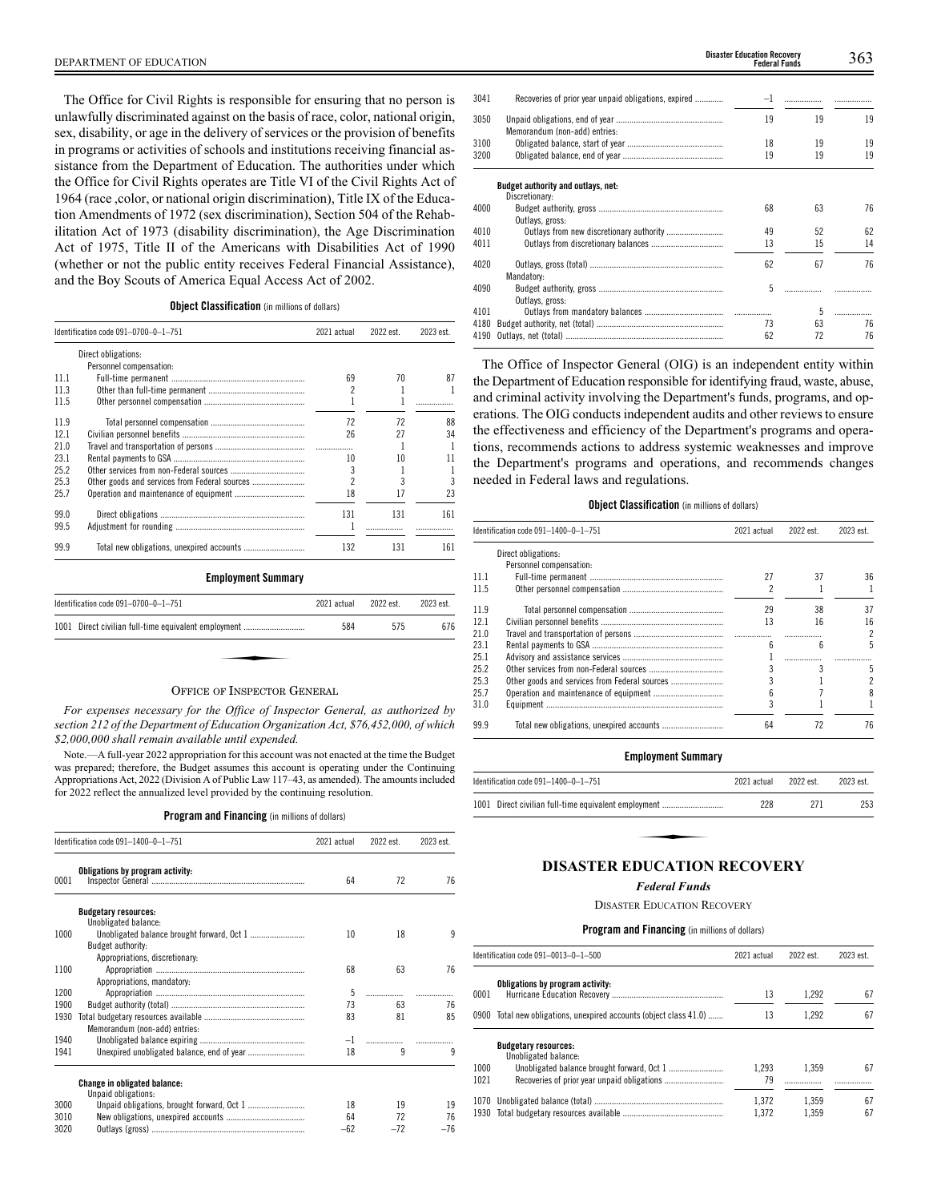The Office for Civil Rights is responsible for ensuring that no person is unlawfully discriminated against on the basis of race, color, national origin, sex, disability, or age in the delivery of services or the provision of benefits in programs or activities of schools and institutions receiving financial assistance from the Department of Education. The authorities under which the Office for Civil Rights operates are Title VI of the Civil Rights Act of 1964 (race ,color, or national origin discrimination), Title IX of the Education Amendments of 1972 (sex discrimination), Section 504 of the Rehabilitation Act of 1973 (disability discrimination), the Age Discrimination Act of 1975, Title II of the Americans with Disabilities Act of 1990 (whether or not the public entity receives Federal Financial Assistance), and the Boy Scouts of America Equal Access Act of 2002.

**Object Classification** (in millions of dollars)

| Identification code 091–0700–0–1–751 | | 2021 actual | 2022 est. | 2023 est. |
|---|---|---|---|---|
| | Direct obligations: | | | |
| | Personnel compensation: | | | |
| 11.1 | Full-time permanent | 69 | 70 | 87 |
| 11.3 | Other than full-time permanent | 2 | 1 | 1 |
| 11.5 | Other personnel compensation | 1 | 1 | |
| 11.9 | Total personnel compensation | 72 | 72 | 88 |
| 12.1 | Civilian personnel benefits | 26 | 27 | 34 |
| 21.0 | Travel and transportation of persons | | 1 | 1 |
| 23.1 | Rental payments to GSA | 10 | 10 | 11 |
| 25.2 | Other services from non-Federal sources | 3 | 1 | 1 |
| 25.3 | Other goods and services from Federal sources | 2 | 3 | 3 |
| 25.7 | Operation and maintenance of equipment | 18 | 17 | 23 |
| 99.0 | Direct obligations | 131 | 131 | 161 |
| 99.5 | Adjustment for rounding | 1 | | |
| 99.9 | Total new obligations, unexpired accounts | 132 | 131 | 161 |

**Employment Summary**

| Identification code 091–0700–0–1–751 | | 2021 actual | 2022 est. | 2023 est. |
|---|---|---|---|---|
| 1001 | Direct civilian full-time equivalent employment | 584 | 575 | 676 |

## OFFICE OF INSPECTOR GENERAL

*For expenses necessary for the Office of Inspector General, as authorized by section 212 of the Department of Education Organization Act, $76,452,000, of which $2,000,000 shall remain available until expended.*

Note.—A full-year 2022 appropriation for this account was not enacted at the time the Budget was prepared; therefore, the Budget assumes this account is operating under the Continuing Appropriations Act, 2022 (Division A of Public Law 117–43, as amended). The amounts included for 2022 reflect the annualized level provided by the continuing resolution.

**Program and Financing** (in millions of dollars)

| Identification code 091–1400–0–1–751 | | 2021 actual | 2022 est. | 2023 est. |
|---|---|---|---|---|
| | **Obligations by program activity:** | | | |
| 0001 | Inspector General | 64 | 72 | 76 |
| | **Budgetary resources:** | | | |
| | Unobligated balance: | | | |
| 1000 | Unobligated balance brought forward, Oct 1 | 10 | 18 | 9 |
| | Budget authority: | | | |
| | Appropriations, discretionary: | | | |
| 1100 | Appropriation | 68 | 63 | 76 |
| | Appropriations, mandatory: | | | |
| 1200 | Appropriation | 5 | | |
| 1900 | Budget authority (total) | 73 | 63 | 76 |
| 1930 | Total budgetary resources available | 83 | 81 | 85 |
| | Memorandum (non-add) entries: | | | |
| 1940 | Unobligated balance expiring | –1 | | |
| 1941 | Unexpired unobligated balance, end of year | 18 | 9 | 9 |
| | **Change in obligated balance:** | | | |
| | Unpaid obligations: | | | |
| 3000 | Unpaid obligations, brought forward, Oct 1 | 18 | 19 | 19 |
| 3010 | New obligations, unexpired accounts | 64 | 72 | 76 |
| 3020 | Outlays (gross) | –62 | –72 | –76 |
| 3041 | Recoveries of prior year unpaid obligations, expired | –1 | | |
| 3050 | Unpaid obligations, end of year | 19 | 19 | 19 |
| | Memorandum (non-add) entries: | | | |
| 3100 | Obligated balance, start of year | 18 | 19 | 19 |
| 3200 | Obligated balance, end of year | 19 | 19 | 19 |
| | **Budget authority and outlays, net:** | | | |
| | Discretionary: | | | |
| 4000 | Budget authority, gross | 68 | 63 | 76 |
| | Outlays, gross: | | | |
| 4010 | Outlays from new discretionary authority | 49 | 52 | 62 |
| 4011 | Outlays from discretionary balances | 13 | 15 | 14 |
| 4020 | Outlays, gross (total) | 62 | 67 | 76 |
| | Mandatory: | | | |
| 4090 | Budget authority, gross | 5 | | |
| | Outlays, gross: | | | |
| 4101 | Outlays from mandatory balances | | 5 | |
| 4180 | Budget authority, net (total) | 73 | 63 | 76 |
| 4190 | Outlays, net (total) | 62 | 72 | 76 |

The Office of Inspector General (OIG) is an independent entity within the Department of Education responsible for identifying fraud, waste, abuse, and criminal activity involving the Department's funds, programs, and operations. The OIG conducts independent audits and other reviews to ensure the effectiveness and efficiency of the Department's programs and operations, recommends actions to address systemic weaknesses and improve the Department's programs and operations, and recommends changes needed in Federal laws and regulations.

**Object Classification** (in millions of dollars)

| Identification code 091–1400–0–1–751 | | 2021 actual | 2022 est. | 2023 est. |
|---|---|---|---|---|
| | Direct obligations: | | | |
| | Personnel compensation: | | | |
| 11.1 | Full-time permanent | 27 | 37 | 36 |
| 11.5 | Other personnel compensation | 2 | 1 | 1 |
| 11.9 | Total personnel compensation | 29 | 38 | 37 |
| 12.1 | Civilian personnel benefits | 13 | 16 | 16 |
| 21.0 | Travel and transportation of persons | | | 2 |
| 23.1 | Rental payments to GSA | 6 | 6 | 5 |
| 25.1 | Advisory and assistance services | 1 | | |
| 25.2 | Other services from non-Federal sources | 3 | 3 | 5 |
| 25.3 | Other goods and services from Federal sources | 3 | 1 | 2 |
| 25.7 | Operation and maintenance of equipment | 6 | 7 | 8 |
| 31.0 | Equipment | 3 | 1 | 1 |
| 99.9 | Total new obligations, unexpired accounts | 64 | 72 | 76 |

**Employment Summary**

| Identification code 091–1400–0–1–751 | | 2021 actual | 2022 est. | 2023 est. |
|---|---|---|---|---|
| 1001 | Direct civilian full-time equivalent employment | 228 | 271 | 253 |

# DISASTER EDUCATION RECOVERY

*Federal Funds*

DISASTER EDUCATION RECOVERY

**Program and Financing** (in millions of dollars)

| Identification code 091–0013–0–1–500 | | 2021 actual | 2022 est. | 2023 est. |
|---|---|---|---|---|
| | **Obligations by program activity:** | | | |
| 0001 | Hurricane Education Recovery | 13 | 1,292 | 67 |
| 0900 | Total new obligations, unexpired accounts (object class 41.0) | 13 | 1,292 | 67 |
| | **Budgetary resources:** | | | |
| | Unobligated balance: | | | |
| 1000 | Unobligated balance brought forward, Oct 1 | 1,293 | 1,359 | 67 |
| 1021 | Recoveries of prior year unpaid obligations | 79 | | |
| 1070 | Unobligated balance (total) | 1,372 | 1,359 | 67 |
| 1930 | Total budgetary resources available | 1,372 | 1,359 | 67 |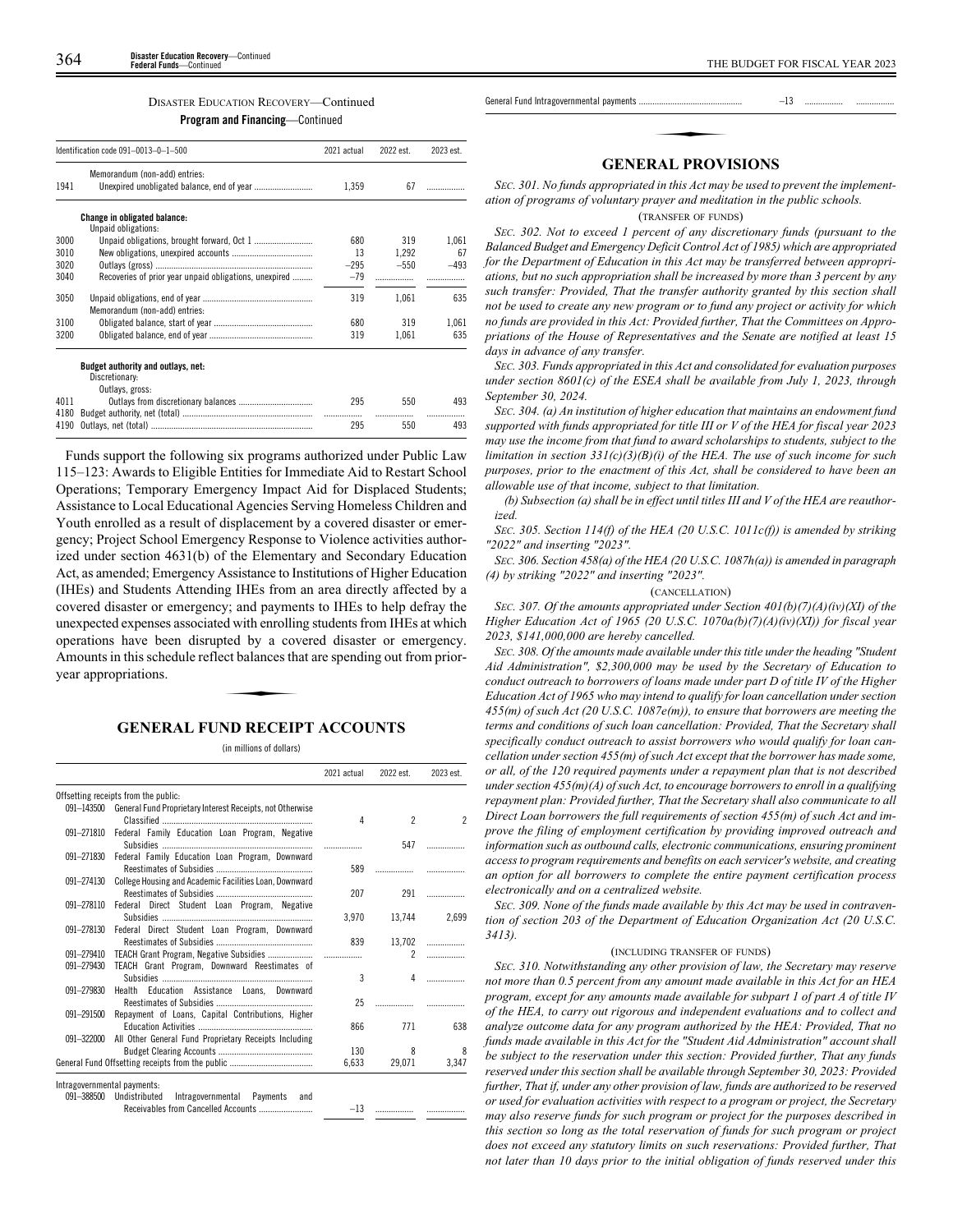DISASTER EDUCATION RECOVERY—Continued

**Program and Financing**—Continued

| Identification code 091–0013–0–1–500 | | 2021 actual | 2022 est. | 2023 est. |
|---|---|---|---|---|
| | Memorandum (non-add) entries: | | | |
| 1941 | Unexpired unobligated balance, end of year | 1,359 | 67 | |
| | **Change in obligated balance:** | | | |
| | Unpaid obligations: | | | |
| 3000 | Unpaid obligations, brought forward, Oct 1 | 680 | 319 | 1,061 |
| 3010 | New obligations, unexpired accounts | 13 | 1,292 | 67 |
| 3020 | Outlays (gross) | –295 | –550 | –493 |
| 3040 | Recoveries of prior year unpaid obligations, unexpired | –79 | | |
| 3050 | Unpaid obligations, end of year | 319 | 1,061 | 635 |
| | Memorandum (non-add) entries: | | | |
| 3100 | Obligated balance, start of year | 680 | 319 | 1,061 |
| 3200 | Obligated balance, end of year | 319 | 1,061 | 635 |
| | **Budget authority and outlays, net:** | | | |
| | Discretionary: | | | |
| | Outlays, gross: | | | |
| 4011 | Outlays from discretionary balances | 295 | 550 | 493 |
| 4180 | Budget authority, net (total) | | | |
| 4190 | Outlays, net (total) | 295 | 550 | 493 |

Funds support the following six programs authorized under Public Law 115–123: Awards to Eligible Entities for Immediate Aid to Restart School Operations; Temporary Emergency Impact Aid for Displaced Students; Assistance to Local Educational Agencies Serving Homeless Children and Youth enrolled as a result of displacement by a covered disaster or emergency; Project School Emergency Response to Violence activities authorized under section 4631(b) of the Elementary and Secondary Education Act, as amended; Emergency Assistance to Institutions of Higher Education (IHEs) and Students Attending IHEs from an area directly affected by a covered disaster or emergency; and payments to IHEs to help defray the unexpected expenses associated with enrolling students from IHEs at which operations have been disrupted by a covered disaster or emergency. Amounts in this schedule reflect balances that are spending out from prior-year appropriations.

## GENERAL FUND RECEIPT ACCOUNTS

(in millions of dollars)

| | | 2021 actual | 2022 est. | 2023 est. |
|---|---|---|---|---|
| Offsetting receipts from the public: | | | | |
| 091–143500 | General Fund Proprietary Interest Receipts, not Otherwise Classified | 4 | 2 | 2 |
| 091–271810 | Federal Family Education Loan Program, Negative Subsidies | | 547 | |
| 091–271830 | Federal Family Education Loan Program, Downward Reestimates of Subsidies | 589 | | |
| 091–274130 | College Housing and Academic Facilities Loan, Downward Reestimates of Subsidies | 207 | 291 | |
| 091–278110 | Federal Direct Student Loan Program, Negative Subsidies | 3,970 | 13,744 | 2,699 |
| 091–278130 | Federal Direct Student Loan Program, Downward Reestimates of Subsidies | 839 | 13,702 | |
| 091–279410 | TEACH Grant Program, Negative Subsidies | | 2 | |
| 091–279430 | TEACH Grant Program, Downward Reestimates of Subsidies | 3 | 4 | |
| 091–279830 | Health Education Assistance Loans, Downward Reestimates of Subsidies | 25 | | |
| 091–291500 | Repayment of Loans, Capital Contributions, Higher Education Activities | 866 | 771 | 638 |
| 091–322000 | All Other General Fund Proprietary Receipts Including Budget Clearing Accounts | 130 | 8 | 8 |
| General Fund Offsetting receipts from the public | | 6,633 | 29,071 | 3,347 |
| Intragovernmental payments: | | | | |
| 091–388500 | Undistributed Intragovernmental Payments and Receivables from Cancelled Accounts | –13 | | |
| General Fund Intragovernmental payments | | –13 | | |

## GENERAL PROVISIONS

*SEC. 301. No funds appropriated in this Act may be used to prevent the implementation of programs of voluntary prayer and meditation in the public schools.*

(TRANSFER OF FUNDS)

*SEC. 302. Not to exceed 1 percent of any discretionary funds (pursuant to the Balanced Budget and Emergency Deficit Control Act of 1985) which are appropriated for the Department of Education in this Act may be transferred between appropriations, but no such appropriation shall be increased by more than 3 percent by any such transfer: Provided, That the transfer authority granted by this section shall not be used to create any new program or to fund any project or activity for which no funds are provided in this Act: Provided further, That the Committees on Appropriations of the House of Representatives and the Senate are notified at least 15 days in advance of any transfer.*

*SEC. 303. Funds appropriated in this Act and consolidated for evaluation purposes under section 8601(c) of the ESEA shall be available from July 1, 2023, through September 30, 2024.*

*SEC. 304. (a) An institution of higher education that maintains an endowment fund supported with funds appropriated for title III or V of the HEA for fiscal year 2023 may use the income from that fund to award scholarships to students, subject to the limitation in section 331(c)(3)(B)(i) of the HEA. The use of such income for such purposes, prior to the enactment of this Act, shall be considered to have been an allowable use of that income, subject to that limitation.*

*(b) Subsection (a) shall be in effect until titles III and V of the HEA are reauthorized.*

*SEC. 305. Section 114(f) of the HEA (20 U.S.C. 1011c(f)) is amended by striking "2022" and inserting "2023".*

*SEC. 306. Section 458(a) of the HEA (20 U.S.C. 1087h(a)) is amended in paragraph (4) by striking "2022" and inserting "2023".*

(CANCELLATION)

*SEC. 307. Of the amounts appropriated under Section 401(b)(7)(A)(iv)(XI) of the Higher Education Act of 1965 (20 U.S.C. 1070a(b)(7)(A)(iv)(XI)) for fiscal year 2023, $141,000,000 are hereby cancelled.*

*SEC. 308. Of the amounts made available under this title under the heading "Student Aid Administration", $2,300,000 may be used by the Secretary of Education to conduct outreach to borrowers of loans made under part D of title IV of the Higher Education Act of 1965 who may intend to qualify for loan cancellation under section 455(m) of such Act (20 U.S.C. 1087e(m)), to ensure that borrowers are meeting the terms and conditions of such loan cancellation: Provided, That the Secretary shall specifically conduct outreach to assist borrowers who would qualify for loan cancellation under section 455(m) of such Act except that the borrower has made some, or all, of the 120 required payments under a repayment plan that is not described under section 455(m)(A) of such Act, to encourage borrowers to enroll in a qualifying repayment plan: Provided further, That the Secretary shall also communicate to all Direct Loan borrowers the full requirements of section 455(m) of such Act and improve the filing of employment certification by providing improved outreach and information such as outbound calls, electronic communications, ensuring prominent access to program requirements and benefits on each servicer's website, and creating an option for all borrowers to complete the entire payment certification process electronically and on a centralized website.*

*SEC. 309. None of the funds made available by this Act may be used in contravention of section 203 of the Department of Education Organization Act (20 U.S.C. 3413).*

(INCLUDING TRANSFER OF FUNDS)

*SEC. 310. Notwithstanding any other provision of law, the Secretary may reserve not more than 0.5 percent from any amount made available in this Act for an HEA program, except for any amounts made available for subpart 1 of part A of title IV of the HEA, to carry out rigorous and independent evaluations and to collect and analyze outcome data for any program authorized by the HEA: Provided, That no funds made available in this Act for the "Student Aid Administration" account shall be subject to the reservation under this section: Provided further, That any funds reserved under this section shall be available through September 30, 2023: Provided further, That if, under any other provision of law, funds are authorized to be reserved or used for evaluation activities with respect to a program or project, the Secretary may also reserve funds for such program or project for the purposes described in this section so long as the total reservation of funds for such program or project does not exceed any statutory limits on such reservations: Provided further, That not later than 10 days prior to the initial obligation of funds reserved under this*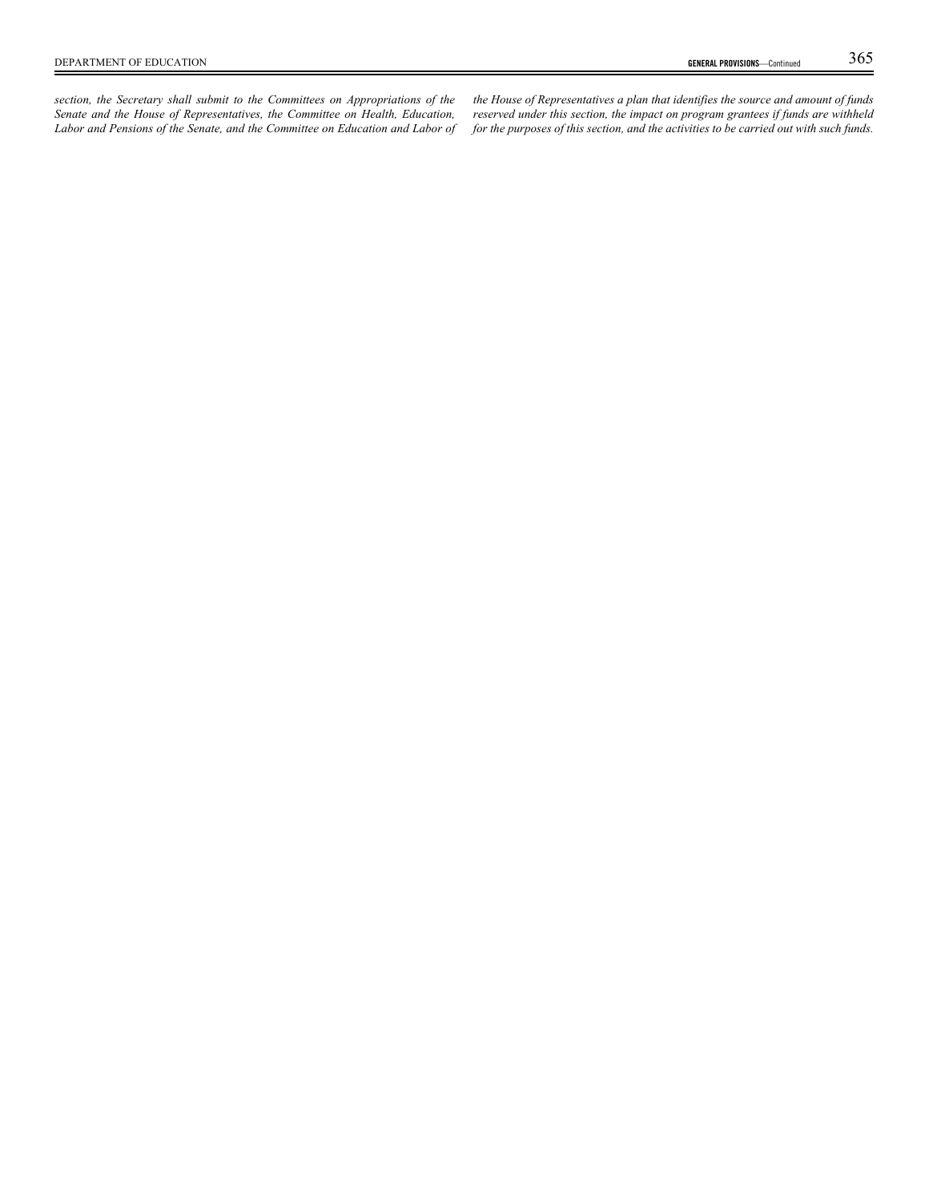*section, the Secretary shall submit to the Committees on Appropriations of the Senate and the House of Representatives, the Committee on Health, Education, Labor and Pensions of the Senate, and the Committee on Education and Labor of the House of Representatives a plan that identifies the source and amount of funds reserved under this section, the impact on program grantees if funds are withheld for the purposes of this section, and the activities to be carried out with such funds.*